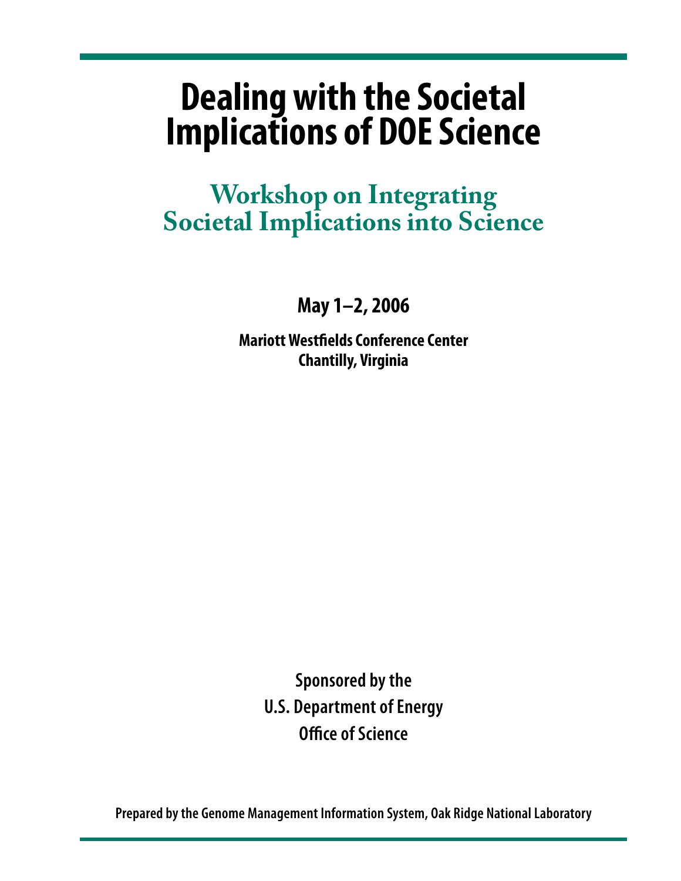# Dealing with the Societal Implications of DOE Science

## Workshop on Integrating Societal Implications into Science

**May 1–2, 2006**

**Mariott Westfields Conference Center**
**Chantilly, Virginia**

**Sponsored by the**
**U.S. Department of Energy**
**Office of Science**

**Prepared by the Genome Management Information System, Oak Ridge National Laboratory**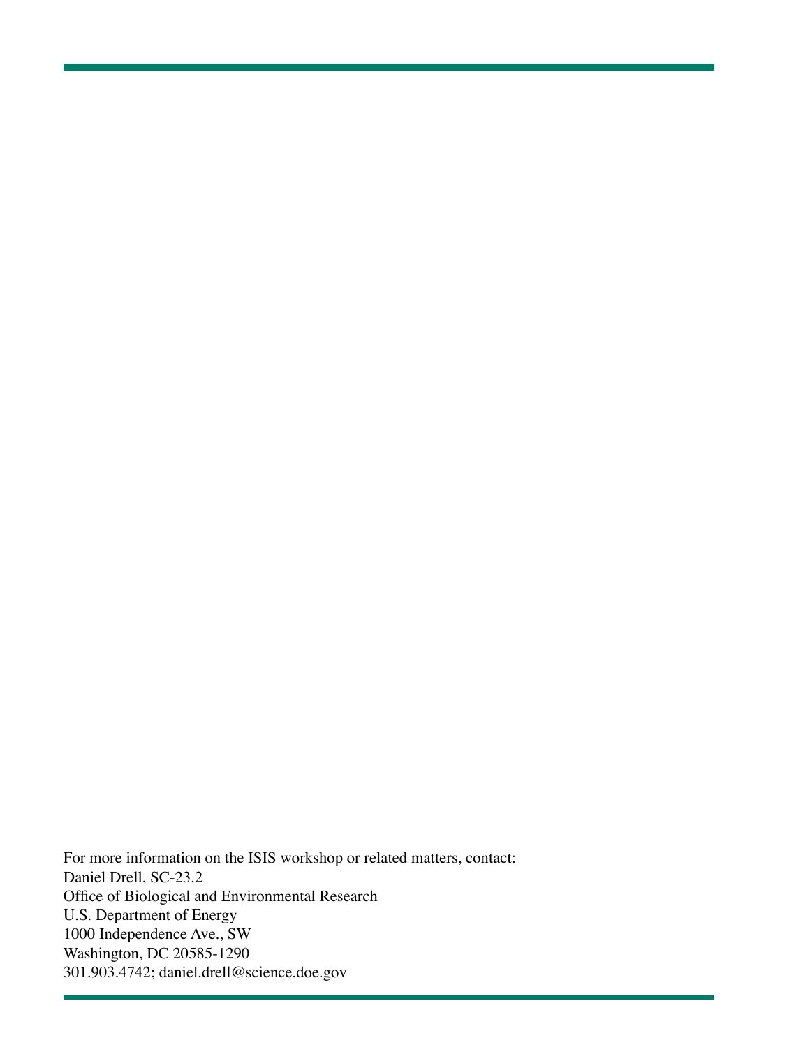For more information on the ISIS workshop or related matters, contact:
Daniel Drell, SC-23.2
Office of Biological and Environmental Research
U.S. Department of Energy
1000 Independence Ave., SW
Washington, DC 20585-1290
301.903.4742; daniel.drell@science.doe.gov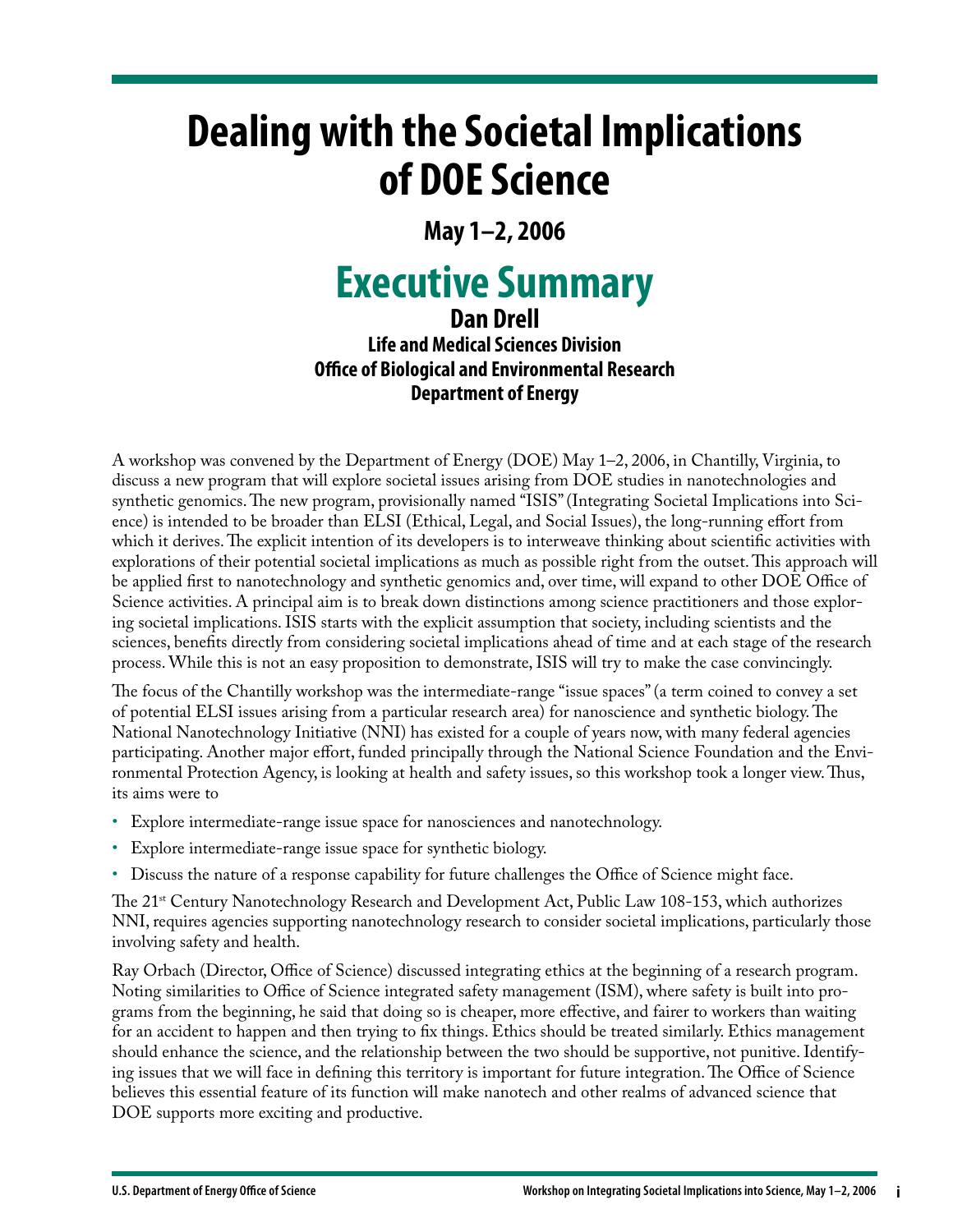# Dealing with the Societal Implications of DOE Science

**May 1–2, 2006**

## Executive Summary

**Dan Drell**

**Life and Medical Sciences Division**
**Office of Biological and Environmental Research**
**Department of Energy**

A workshop was convened by the Department of Energy (DOE) May 1–2, 2006, in Chantilly, Virginia, to discuss a new program that will explore societal issues arising from DOE studies in nanotechnologies and synthetic genomics. The new program, provisionally named "ISIS" (Integrating Societal Implications into Science) is intended to be broader than ELSI (Ethical, Legal, and Social Issues), the long-running effort from which it derives. The explicit intention of its developers is to interweave thinking about scientific activities with explorations of their potential societal implications as much as possible right from the outset. This approach will be applied first to nanotechnology and synthetic genomics and, over time, will expand to other DOE Office of Science activities. A principal aim is to break down distinctions among science practitioners and those exploring societal implications. ISIS starts with the explicit assumption that society, including scientists and the sciences, benefits directly from considering societal implications ahead of time and at each stage of the research process. While this is not an easy proposition to demonstrate, ISIS will try to make the case convincingly.

The focus of the Chantilly workshop was the intermediate-range "issue spaces" (a term coined to convey a set of potential ELSI issues arising from a particular research area) for nanoscience and synthetic biology. The National Nanotechnology Initiative (NNI) has existed for a couple of years now, with many federal agencies participating. Another major effort, funded principally through the National Science Foundation and the Environmental Protection Agency, is looking at health and safety issues, so this workshop took a longer view. Thus, its aims were to

- Explore intermediate-range issue space for nanosciences and nanotechnology.
- Explore intermediate-range issue space for synthetic biology.
- Discuss the nature of a response capability for future challenges the Office of Science might face.

The 21st Century Nanotechnology Research and Development Act, Public Law 108-153, which authorizes NNI, requires agencies supporting nanotechnology research to consider societal implications, particularly those involving safety and health.

Ray Orbach (Director, Office of Science) discussed integrating ethics at the beginning of a research program. Noting similarities to Office of Science integrated safety management (ISM), where safety is built into programs from the beginning, he said that doing so is cheaper, more effective, and fairer to workers than waiting for an accident to happen and then trying to fix things. Ethics should be treated similarly. Ethics management should enhance the science, and the relationship between the two should be supportive, not punitive. Identifying issues that we will face in defining this territory is important for future integration. The Office of Science believes this essential feature of its function will make nanotech and other realms of advanced science that DOE supports more exciting and productive.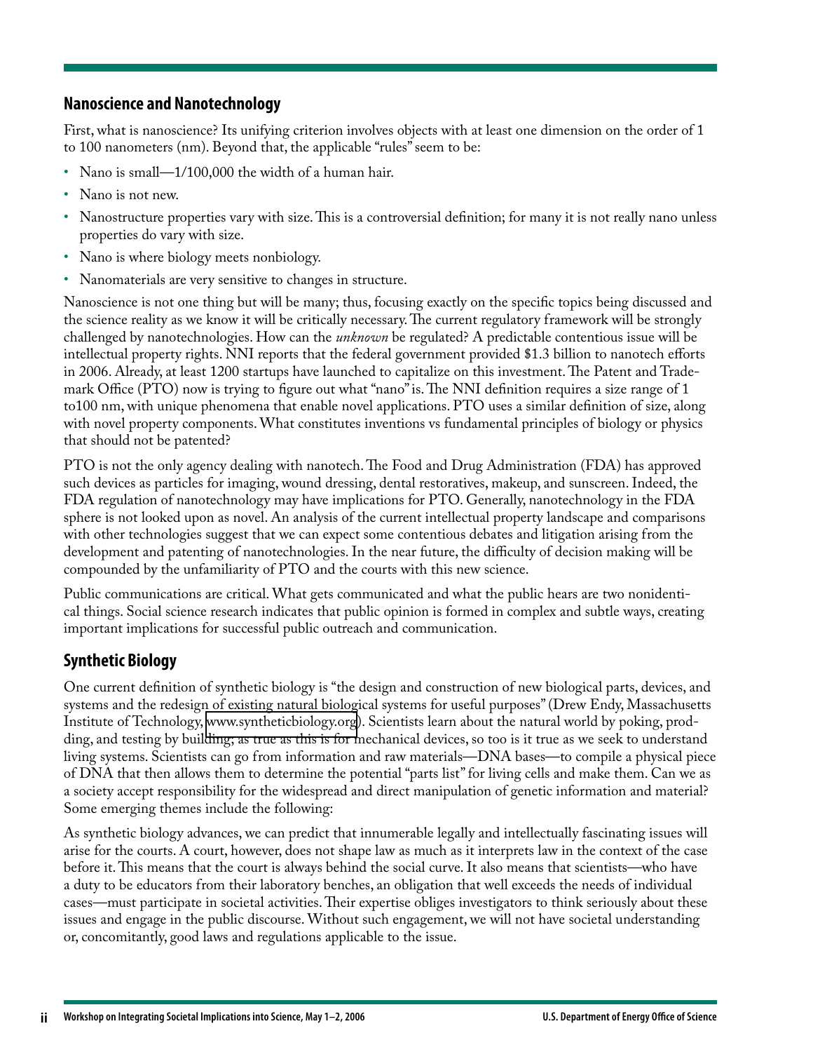## Nanoscience and Nanotechnology

First, what is nanoscience? Its unifying criterion involves objects with at least one dimension on the order of 1 to 100 nanometers (nm). Beyond that, the applicable "rules" seem to be:

- Nano is small—1/100,000 the width of a human hair.
- Nano is not new.
- Nanostructure properties vary with size. This is a controversial definition; for many it is not really nano unless properties do vary with size.
- Nano is where biology meets nonbiology.
- Nanomaterials are very sensitive to changes in structure.

Nanoscience is not one thing but will be many; thus, focusing exactly on the specific topics being discussed and the science reality as we know it will be critically necessary. The current regulatory framework will be strongly challenged by nanotechnologies. How can the *unknown* be regulated? A predictable contentious issue will be intellectual property rights. NNI reports that the federal government provided $1.3 billion to nanotech efforts in 2006. Already, at least 1200 startups have launched to capitalize on this investment. The Patent and Trademark Office (PTO) now is trying to figure out what "nano" is. The NNI definition requires a size range of 1 to100 nm, with unique phenomena that enable novel applications. PTO uses a similar definition of size, along with novel property components. What constitutes inventions vs fundamental principles of biology or physics that should not be patented?

PTO is not the only agency dealing with nanotech. The Food and Drug Administration (FDA) has approved such devices as particles for imaging, wound dressing, dental restoratives, makeup, and sunscreen. Indeed, the FDA regulation of nanotechnology may have implications for PTO. Generally, nanotechnology in the FDA sphere is not looked upon as novel. An analysis of the current intellectual property landscape and comparisons with other technologies suggest that we can expect some contentious debates and litigation arising from the development and patenting of nanotechnologies. In the near future, the difficulty of decision making will be compounded by the unfamiliarity of PTO and the courts with this new science.

Public communications are critical. What gets communicated and what the public hears are two nonidentical things. Social science research indicates that public opinion is formed in complex and subtle ways, creating important implications for successful public outreach and communication.

## Synthetic Biology

One current definition of synthetic biology is "the design and construction of new biological parts, devices, and systems and the redesign of existing natural biological systems for useful purposes" (Drew Endy, Massachusetts Institute of Technology, www.syntheticbiology.org). Scientists learn about the natural world by poking, prodding, and testing by building; as true as this is for mechanical devices, so too is it true as we seek to understand living systems. Scientists can go from information and raw materials—DNA bases—to compile a physical piece of DNA that then allows them to determine the potential "parts list" for living cells and make them. Can we as a society accept responsibility for the widespread and direct manipulation of genetic information and material? Some emerging themes include the following:

As synthetic biology advances, we can predict that innumerable legally and intellectually fascinating issues will arise for the courts. A court, however, does not shape law as much as it interprets law in the context of the case before it. This means that the court is always behind the social curve. It also means that scientists—who have a duty to be educators from their laboratory benches, an obligation that well exceeds the needs of individual cases—must participate in societal activities. Their expertise obliges investigators to think seriously about these issues and engage in the public discourse. Without such engagement, we will not have societal understanding or, concomitantly, good laws and regulations applicable to the issue.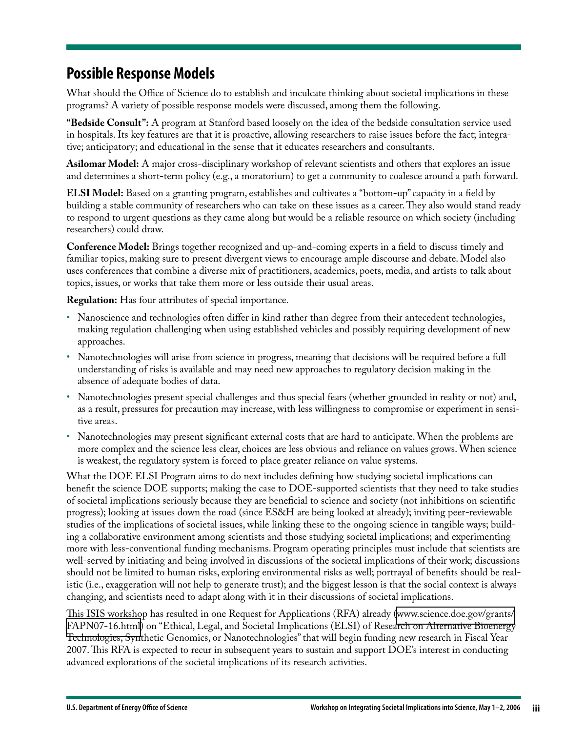## Possible Response Models

What should the Office of Science do to establish and inculcate thinking about societal implications in these programs? A variety of possible response models were discussed, among them the following.

**"Bedside Consult":** A program at Stanford based loosely on the idea of the bedside consultation service used in hospitals. Its key features are that it is proactive, allowing researchers to raise issues before the fact; integrative; anticipatory; and educational in the sense that it educates researchers and consultants.

**Asilomar Model:** A major cross-disciplinary workshop of relevant scientists and others that explores an issue and determines a short-term policy (e.g., a moratorium) to get a community to coalesce around a path forward.

**ELSI Model:** Based on a granting program, establishes and cultivates a "bottom-up" capacity in a field by building a stable community of researchers who can take on these issues as a career. They also would stand ready to respond to urgent questions as they came along but would be a reliable resource on which society (including researchers) could draw.

**Conference Model:** Brings together recognized and up-and-coming experts in a field to discuss timely and familiar topics, making sure to present divergent views to encourage ample discourse and debate. Model also uses conferences that combine a diverse mix of practitioners, academics, poets, media, and artists to talk about topics, issues, or works that take them more or less outside their usual areas.

**Regulation:** Has four attributes of special importance.

- Nanoscience and technologies often differ in kind rather than degree from their antecedent technologies, making regulation challenging when using established vehicles and possibly requiring development of new approaches.
- Nanotechnologies will arise from science in progress, meaning that decisions will be required before a full understanding of risks is available and may need new approaches to regulatory decision making in the absence of adequate bodies of data.
- Nanotechnologies present special challenges and thus special fears (whether grounded in reality or not) and, as a result, pressures for precaution may increase, with less willingness to compromise or experiment in sensitive areas.
- Nanotechnologies may present significant external costs that are hard to anticipate. When the problems are more complex and the science less clear, choices are less obvious and reliance on values grows. When science is weakest, the regulatory system is forced to place greater reliance on value systems.

What the DOE ELSI Program aims to do next includes defining how studying societal implications can benefit the science DOE supports; making the case to DOE-supported scientists that they need to take studies of societal implications seriously because they are beneficial to science and society (not inhibitions on scientific progress); looking at issues down the road (since ES&H are being looked at already); inviting peer-reviewable studies of the implications of societal issues, while linking these to the ongoing science in tangible ways; building a collaborative environment among scientists and those studying societal implications; and experimenting more with less-conventional funding mechanisms. Program operating principles must include that scientists are well-served by initiating and being involved in discussions of the societal implications of their work; discussions should not be limited to human risks, exploring environmental risks as well; portrayal of benefits should be realistic (i.e., exaggeration will not help to generate trust); and the biggest lesson is that the social context is always changing, and scientists need to adapt along with it in their discussions of societal implications.

This ISIS workshop has resulted in one Request for Applications (RFA) already (www.science.doe.gov/grants/FAPN07-16.html) on "Ethical, Legal, and Societal Implications (ELSI) of Research on Alternative Bioenergy Technologies, Synthetic Genomics, or Nanotechnologies" that will begin funding new research in Fiscal Year 2007. This RFA is expected to recur in subsequent years to sustain and support DOE's interest in conducting advanced explorations of the societal implications of its research activities.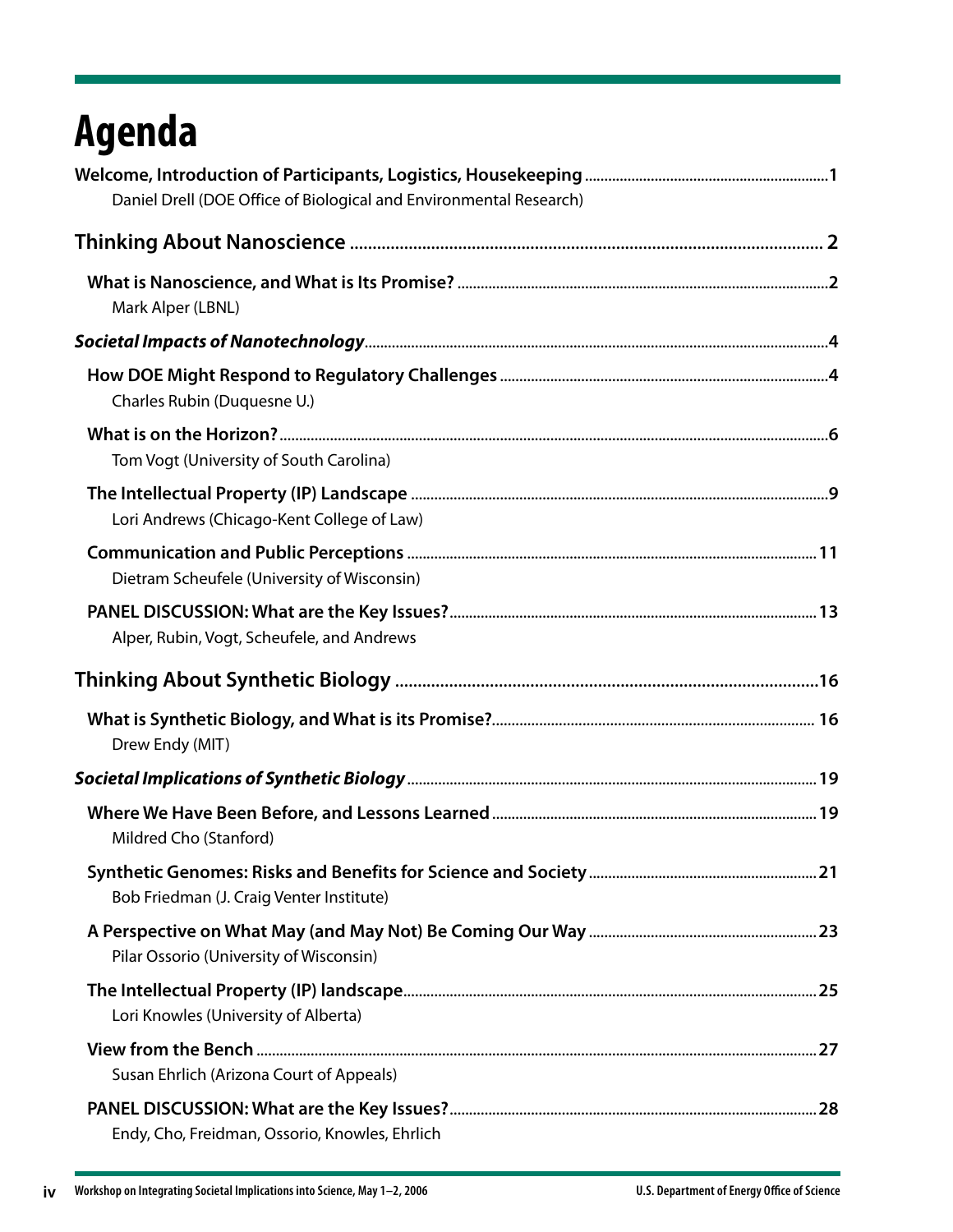# Agenda

**Welcome, Introduction of Participants, Logistics, Housekeeping** .......... 1
Daniel Drell (DOE Office of Biological and Environmental Research)

## Thinking About Nanoscience .......... 2

**What is Nanoscience, and What is Its Promise?** .......... 2
Mark Alper (LBNL)

***Societal Impacts of Nanotechnology*** .......... 4

**How DOE Might Respond to Regulatory Challenges** .......... 4
Charles Rubin (Duquesne U.)

**What is on the Horizon?** .......... 6
Tom Vogt (University of South Carolina)

**The Intellectual Property (IP) Landscape** .......... 9
Lori Andrews (Chicago-Kent College of Law)

**Communication and Public Perceptions** .......... 11
Dietram Scheufele (University of Wisconsin)

**PANEL DISCUSSION: What are the Key Issues?** .......... 13
Alper, Rubin, Vogt, Scheufele, and Andrews

## Thinking About Synthetic Biology .......... 16

**What is Synthetic Biology, and What is its Promise?** .......... 16
Drew Endy (MIT)

***Societal Implications of Synthetic Biology*** .......... 19

**Where We Have Been Before, and Lessons Learned** .......... 19
Mildred Cho (Stanford)

**Synthetic Genomes: Risks and Benefits for Science and Society** .......... 21
Bob Friedman (J. Craig Venter Institute)

**A Perspective on What May (and May Not) Be Coming Our Way** .......... 23
Pilar Ossorio (University of Wisconsin)

**The Intellectual Property (IP) landscape** .......... 25
Lori Knowles (University of Alberta)

**View from the Bench** .......... 27
Susan Ehrlich (Arizona Court of Appeals)

**PANEL DISCUSSION: What are the Key Issues?** .......... 28
Endy, Cho, Freidman, Ossorio, Knowles, Ehrlich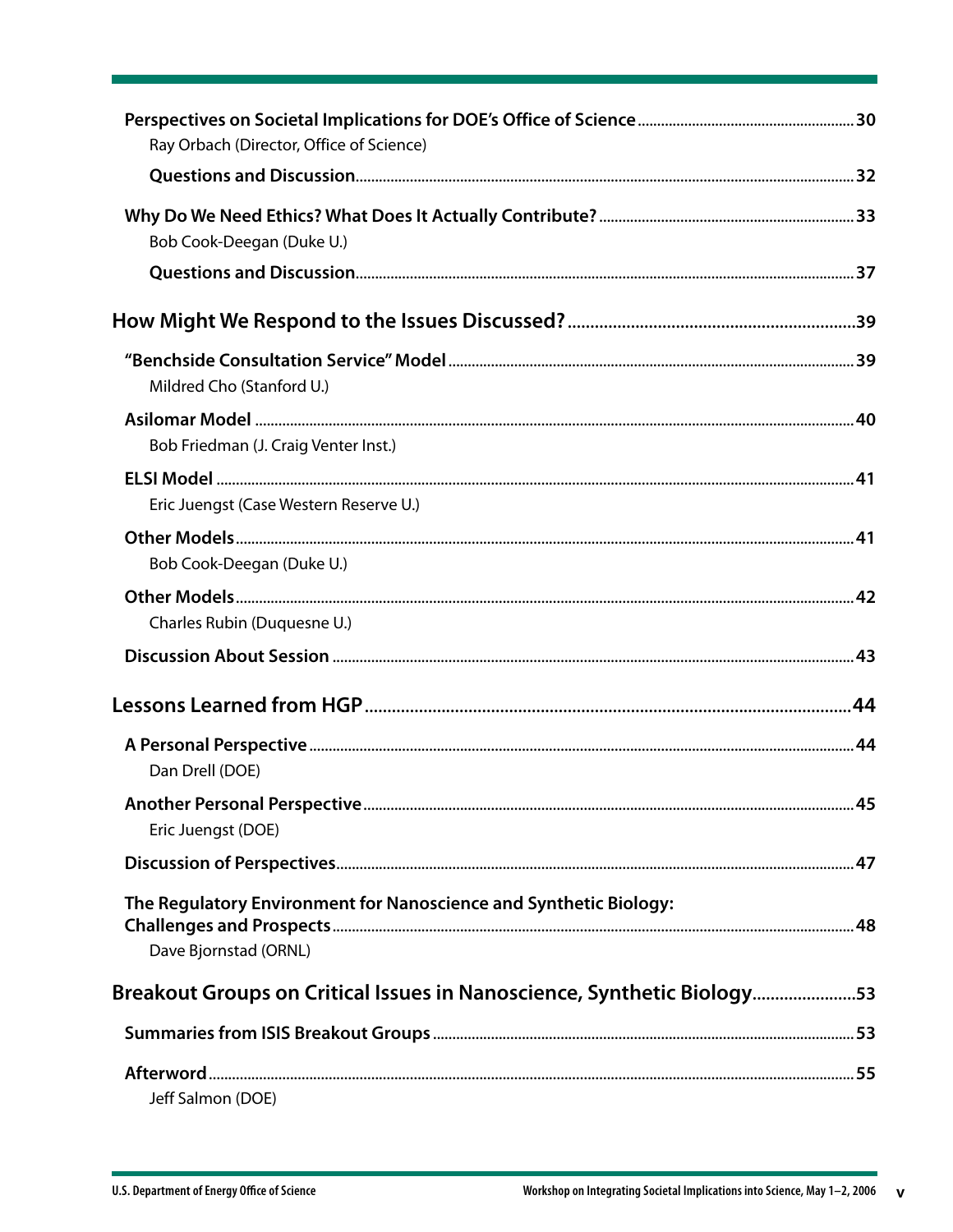**Perspectives on Societal Implications for DOE's Office of Science** ........ 30
Ray Orbach (Director, Office of Science)

**Questions and Discussion** ........ 32

**Why Do We Need Ethics? What Does It Actually Contribute?** ........ 33
Bob Cook-Deegan (Duke U.)

**Questions and Discussion** ........ 37

## How Might We Respond to the Issues Discussed? ........ 39

**"Benchside Consultation Service" Model** ........ 39
Mildred Cho (Stanford U.)

**Asilomar Model** ........ 40
Bob Friedman (J. Craig Venter Inst.)

**ELSI Model** ........ 41
Eric Juengst (Case Western Reserve U.)

**Other Models** ........ 41
Bob Cook-Deegan (Duke U.)

**Other Models** ........ 42
Charles Rubin (Duquesne U.)

**Discussion About Session** ........ 43

## Lessons Learned from HGP ........ 44

**A Personal Perspective** ........ 44
Dan Drell (DOE)

**Another Personal Perspective** ........ 45
Eric Juengst (DOE)

**Discussion of Perspectives** ........ 47

**The Regulatory Environment for Nanoscience and Synthetic Biology: Challenges and Prospects** ........ 48
Dave Bjornstad (ORNL)

## Breakout Groups on Critical Issues in Nanoscience, Synthetic Biology ........ 53

**Summaries from ISIS Breakout Groups** ........ 53

**Afterword** ........ 55
Jeff Salmon (DOE)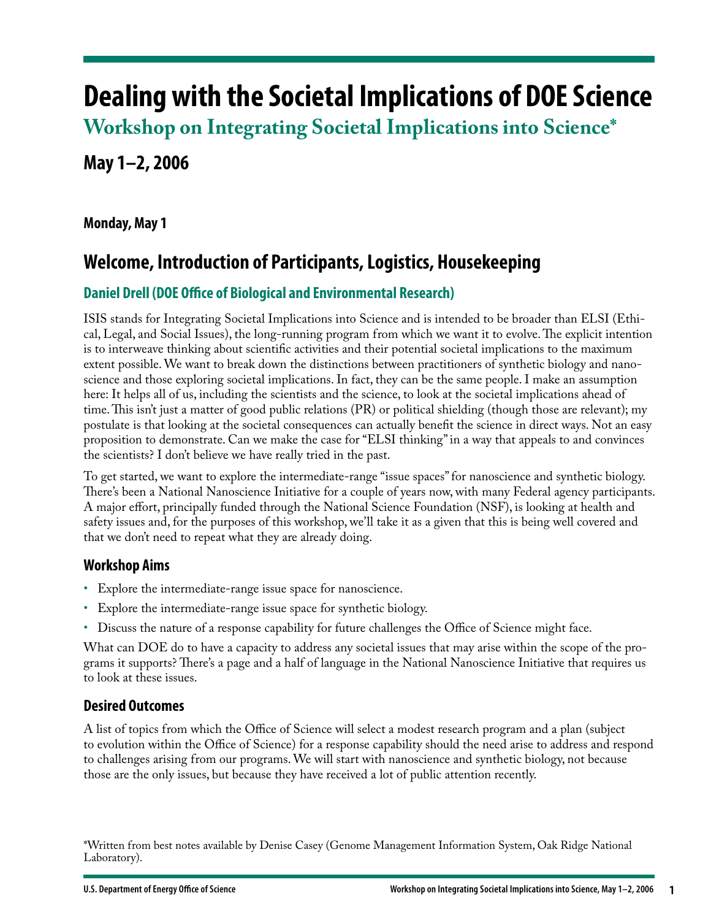# Dealing with the Societal Implications of DOE Science

## Workshop on Integrating Societal Implications into Science*

## May 1–2, 2006

**Monday, May 1**

## Welcome, Introduction of Participants, Logistics, Housekeeping

### Daniel Drell (DOE Office of Biological and Environmental Research)

ISIS stands for Integrating Societal Implications into Science and is intended to be broader than ELSI (Ethical, Legal, and Social Issues), the long-running program from which we want it to evolve. The explicit intention is to interweave thinking about scientific activities and their potential societal implications to the maximum extent possible. We want to break down the distinctions between practitioners of synthetic biology and nanoscience and those exploring societal implications. In fact, they can be the same people. I make an assumption here: It helps all of us, including the scientists and the science, to look at the societal implications ahead of time. This isn't just a matter of good public relations (PR) or political shielding (though those are relevant); my postulate is that looking at the societal consequences can actually benefit the science in direct ways. Not an easy proposition to demonstrate. Can we make the case for "ELSI thinking" in a way that appeals to and convinces the scientists? I don't believe we have really tried in the past.

To get started, we want to explore the intermediate-range "issue spaces" for nanoscience and synthetic biology. There's been a National Nanoscience Initiative for a couple of years now, with many Federal agency participants. A major effort, principally funded through the National Science Foundation (NSF), is looking at health and safety issues and, for the purposes of this workshop, we'll take it as a given that this is being well covered and that we don't need to repeat what they are already doing.

### Workshop Aims

- Explore the intermediate-range issue space for nanoscience.
- Explore the intermediate-range issue space for synthetic biology.
- Discuss the nature of a response capability for future challenges the Office of Science might face.

What can DOE do to have a capacity to address any societal issues that may arise within the scope of the programs it supports? There's a page and a half of language in the National Nanoscience Initiative that requires us to look at these issues.

### Desired Outcomes

A list of topics from which the Office of Science will select a modest research program and a plan (subject to evolution within the Office of Science) for a response capability should the need arise to address and respond to challenges arising from our programs. We will start with nanoscience and synthetic biology, not because those are the only issues, but because they have received a lot of public attention recently.

*Written from best notes available by Denise Casey (Genome Management Information System, Oak Ridge National Laboratory).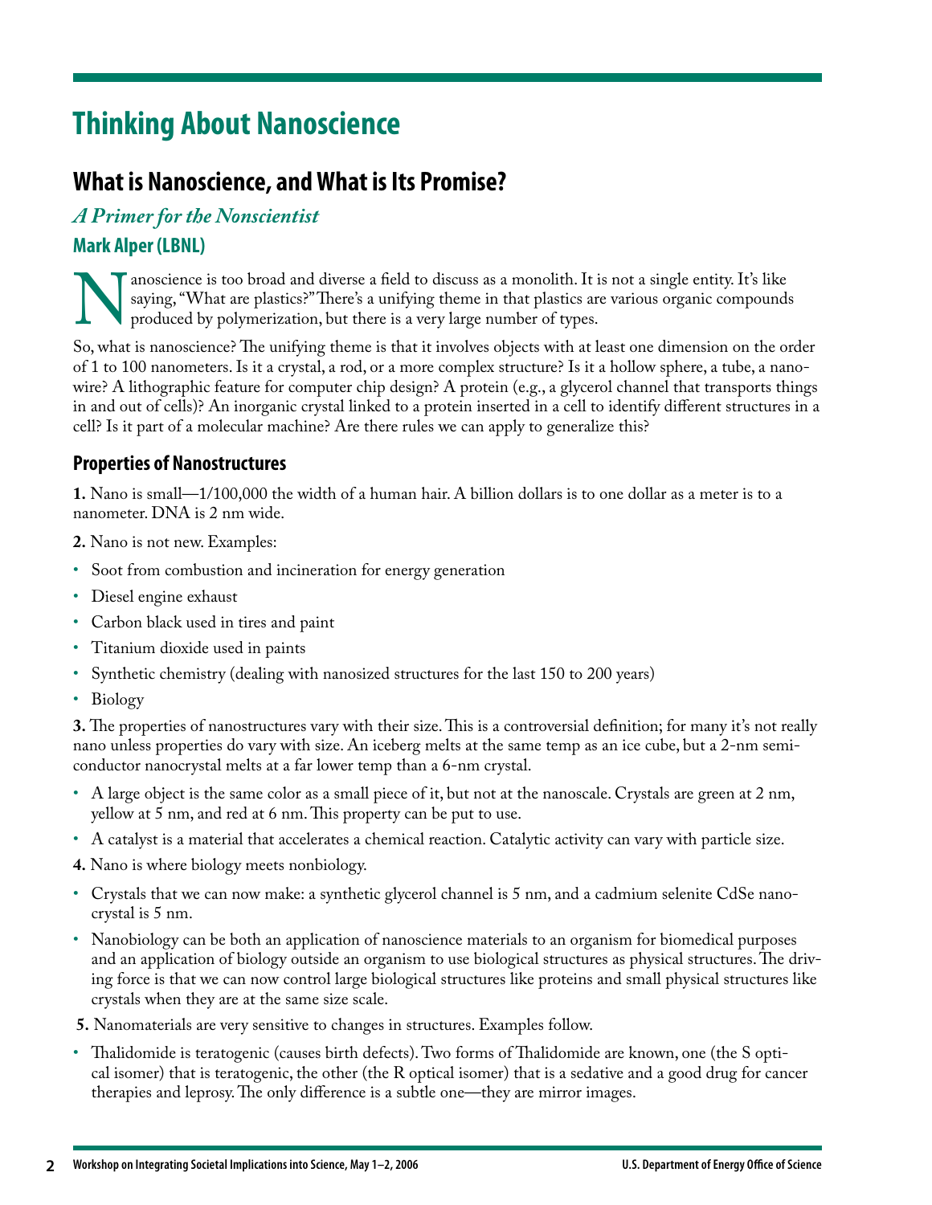# Thinking About Nanoscience

## What is Nanoscience, and What is Its Promise?

### *A Primer for the Nonscientist*

**Mark Alper (LBNL)**

Nanoscience is too broad and diverse a field to discuss as a monolith. It is not a single entity. It's like saying, "What are plastics?" There's a unifying theme in that plastics are various organic compounds produced by polymerization, but there is a very large number of types.

So, what is nanoscience? The unifying theme is that it involves objects with at least one dimension on the order of 1 to 100 nanometers. Is it a crystal, a rod, or a more complex structure? Is it a hollow sphere, a tube, a nanowire? A lithographic feature for computer chip design? A protein (e.g., a glycerol channel that transports things in and out of cells)? An inorganic crystal linked to a protein inserted in a cell to identify different structures in a cell? Is it part of a molecular machine? Are there rules we can apply to generalize this?

### Properties of Nanostructures

**1.** Nano is small—1/100,000 the width of a human hair. A billion dollars is to one dollar as a meter is to a nanometer. DNA is 2 nm wide.

**2.** Nano is not new. Examples:

- Soot from combustion and incineration for energy generation
- Diesel engine exhaust
- Carbon black used in tires and paint
- Titanium dioxide used in paints
- Synthetic chemistry (dealing with nanosized structures for the last 150 to 200 years)
- Biology

**3.** The properties of nanostructures vary with their size. This is a controversial definition; for many it's not really nano unless properties do vary with size. An iceberg melts at the same temp as an ice cube, but a 2-nm semiconductor nanocrystal melts at a far lower temp than a 6-nm crystal.

- A large object is the same color as a small piece of it, but not at the nanoscale. Crystals are green at 2 nm, yellow at 5 nm, and red at 6 nm. This property can be put to use.
- A catalyst is a material that accelerates a chemical reaction. Catalytic activity can vary with particle size.

**4.** Nano is where biology meets nonbiology.

- Crystals that we can now make: a synthetic glycerol channel is 5 nm, and a cadmium selenite CdSe nanocrystal is 5 nm.
- Nanobiology can be both an application of nanoscience materials to an organism for biomedical purposes and an application of biology outside an organism to use biological structures as physical structures. The driving force is that we can now control large biological structures like proteins and small physical structures like crystals when they are at the same size scale.

**5.** Nanomaterials are very sensitive to changes in structures. Examples follow.

- Thalidomide is teratogenic (causes birth defects). Two forms of Thalidomide are known, one (the S optical isomer) that is teratogenic, the other (the R optical isomer) that is a sedative and a good drug for cancer therapies and leprosy. The only difference is a subtle one—they are mirror images.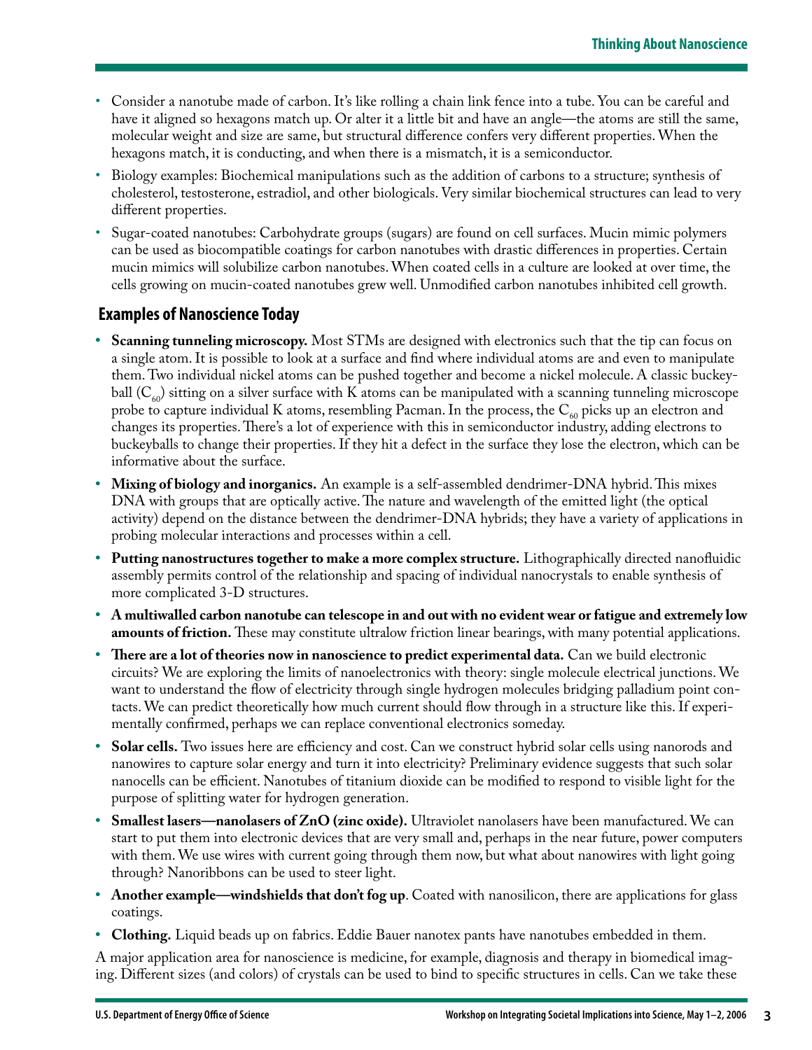- Consider a nanotube made of carbon. It's like rolling a chain link fence into a tube. You can be careful and have it aligned so hexagons match up. Or alter it a little bit and have an angle—the atoms are still the same, molecular weight and size are same, but structural difference confers very different properties. When the hexagons match, it is conducting, and when there is a mismatch, it is a semiconductor.
- Biology examples: Biochemical manipulations such as the addition of carbons to a structure; synthesis of cholesterol, testosterone, estradiol, and other biologicals. Very similar biochemical structures can lead to very different properties.
- Sugar-coated nanotubes: Carbohydrate groups (sugars) are found on cell surfaces. Mucin mimic polymers can be used as biocompatible coatings for carbon nanotubes with drastic differences in properties. Certain mucin mimics will solubilize carbon nanotubes. When coated cells in a culture are looked at over time, the cells growing on mucin-coated nanotubes grew well. Unmodified carbon nanotubes inhibited cell growth.

## Examples of Nanoscience Today

- **Scanning tunneling microscopy.** Most STMs are designed with electronics such that the tip can focus on a single atom. It is possible to look at a surface and find where individual atoms are and even to manipulate them. Two individual nickel atoms can be pushed together and become a nickel molecule. A classic buckeyball ($C_{60}$) sitting on a silver surface with K atoms can be manipulated with a scanning tunneling microscope probe to capture individual K atoms, resembling Pacman. In the process, the $C_{60}$ picks up an electron and changes its properties. There's a lot of experience with this in semiconductor industry, adding electrons to buckeyballs to change their properties. If they hit a defect in the surface they lose the electron, which can be informative about the surface.
- **Mixing of biology and inorganics.** An example is a self-assembled dendrimer-DNA hybrid. This mixes DNA with groups that are optically active. The nature and wavelength of the emitted light (the optical activity) depend on the distance between the dendrimer-DNA hybrids; they have a variety of applications in probing molecular interactions and processes within a cell.
- **Putting nanostructures together to make a more complex structure.** Lithographically directed nanofluidic assembly permits control of the relationship and spacing of individual nanocrystals to enable synthesis of more complicated 3-D structures.
- **A multiwalled carbon nanotube can telescope in and out with no evident wear or fatigue and extremely low amounts of friction.** These may constitute ultralow friction linear bearings, with many potential applications.
- **There are a lot of theories now in nanoscience to predict experimental data.** Can we build electronic circuits? We are exploring the limits of nanoelectronics with theory: single molecule electrical junctions. We want to understand the flow of electricity through single hydrogen molecules bridging palladium point contacts. We can predict theoretically how much current should flow through in a structure like this. If experimentally confirmed, perhaps we can replace conventional electronics someday.
- **Solar cells.** Two issues here are efficiency and cost. Can we construct hybrid solar cells using nanorods and nanowires to capture solar energy and turn it into electricity? Preliminary evidence suggests that such solar nanocells can be efficient. Nanotubes of titanium dioxide can be modified to respond to visible light for the purpose of splitting water for hydrogen generation.
- **Smallest lasers—nanolasers of ZnO (zinc oxide).** Ultraviolet nanolasers have been manufactured. We can start to put them into electronic devices that are very small and, perhaps in the near future, power computers with them. We use wires with current going through them now, but what about nanowires with light going through? Nanoribbons can be used to steer light.
- **Another example—windshields that don't fog up**. Coated with nanosilicon, there are applications for glass coatings.
- **Clothing.** Liquid beads up on fabrics. Eddie Bauer nanotex pants have nanotubes embedded in them.

A major application area for nanoscience is medicine, for example, diagnosis and therapy in biomedical imaging. Different sizes (and colors) of crystals can be used to bind to specific structures in cells. Can we take these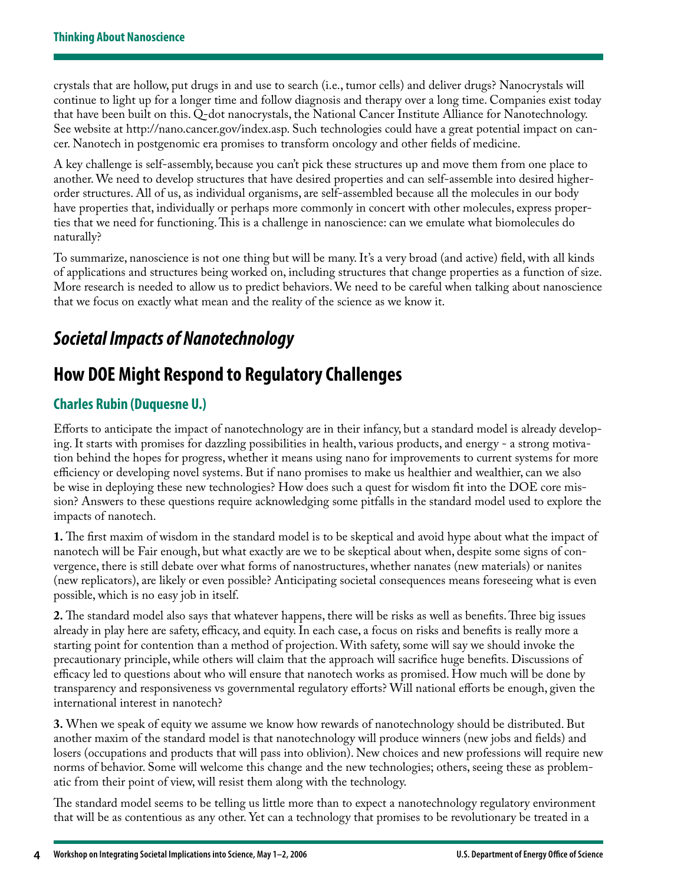crystals that are hollow, put drugs in and use to search (i.e., tumor cells) and deliver drugs? Nanocrystals will continue to light up for a longer time and follow diagnosis and therapy over a long time. Companies exist today that have been built on this. Q-dot nanocrystals, the National Cancer Institute Alliance for Nanotechnology. See website at http://nano.cancer.gov/index.asp. Such technologies could have a great potential impact on cancer. Nanotech in postgenomic era promises to transform oncology and other fields of medicine.

A key challenge is self-assembly, because you can't pick these structures up and move them from one place to another. We need to develop structures that have desired properties and can self-assemble into desired higher-order structures. All of us, as individual organisms, are self-assembled because all the molecules in our body have properties that, individually or perhaps more commonly in concert with other molecules, express properties that we need for functioning. This is a challenge in nanoscience: can we emulate what biomolecules do naturally?

To summarize, nanoscience is not one thing but will be many. It's a very broad (and active) field, with all kinds of applications and structures being worked on, including structures that change properties as a function of size. More research is needed to allow us to predict behaviors. We need to be careful when talking about nanoscience that we focus on exactly what mean and the reality of the science as we know it.

# *Societal Impacts of Nanotechnology*

## How DOE Might Respond to Regulatory Challenges

### Charles Rubin (Duquesne U.)

Efforts to anticipate the impact of nanotechnology are in their infancy, but a standard model is already developing. It starts with promises for dazzling possibilities in health, various products, and energy - a strong motivation behind the hopes for progress, whether it means using nano for improvements to current systems for more efficiency or developing novel systems. But if nano promises to make us healthier and wealthier, can we also be wise in deploying these new technologies? How does such a quest for wisdom fit into the DOE core mission? Answers to these questions require acknowledging some pitfalls in the standard model used to explore the impacts of nanotech.

**1.** The first maxim of wisdom in the standard model is to be skeptical and avoid hype about what the impact of nanotech will be Fair enough, but what exactly are we to be skeptical about when, despite some signs of convergence, there is still debate over what forms of nanostructures, whether nanates (new materials) or nanites (new replicators), are likely or even possible? Anticipating societal consequences means foreseeing what is even possible, which is no easy job in itself.

**2.** The standard model also says that whatever happens, there will be risks as well as benefits. Three big issues already in play here are safety, efficacy, and equity. In each case, a focus on risks and benefits is really more a starting point for contention than a method of projection. With safety, some will say we should invoke the precautionary principle, while others will claim that the approach will sacrifice huge benefits. Discussions of efficacy led to questions about who will ensure that nanotech works as promised. How much will be done by transparency and responsiveness vs governmental regulatory efforts? Will national efforts be enough, given the international interest in nanotech?

**3.** When we speak of equity we assume we know how rewards of nanotechnology should be distributed. But another maxim of the standard model is that nanotechnology will produce winners (new jobs and fields) and losers (occupations and products that will pass into oblivion). New choices and new professions will require new norms of behavior. Some will welcome this change and the new technologies; others, seeing these as problematic from their point of view, will resist them along with the technology.

The standard model seems to be telling us little more than to expect a nanotechnology regulatory environment that will be as contentious as any other. Yet can a technology that promises to be revolutionary be treated in a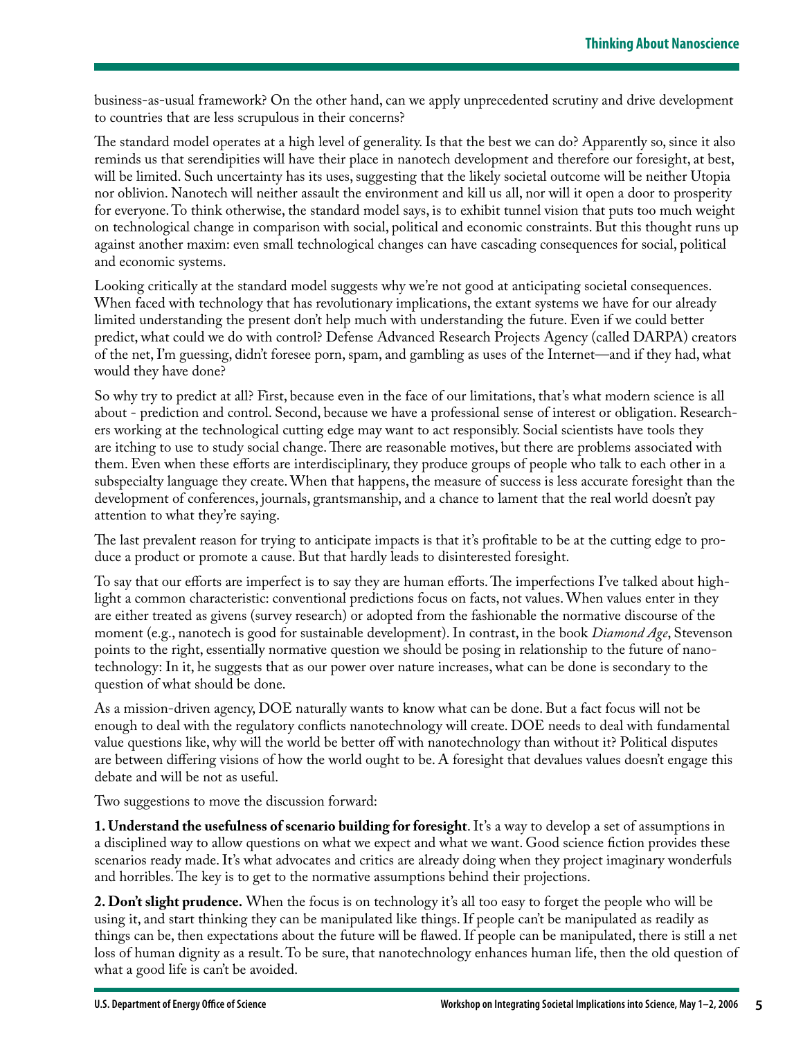business-as-usual framework? On the other hand, can we apply unprecedented scrutiny and drive development to countries that are less scrupulous in their concerns?

The standard model operates at a high level of generality. Is that the best we can do? Apparently so, since it also reminds us that serendipities will have their place in nanotech development and therefore our foresight, at best, will be limited. Such uncertainty has its uses, suggesting that the likely societal outcome will be neither Utopia nor oblivion. Nanotech will neither assault the environment and kill us all, nor will it open a door to prosperity for everyone. To think otherwise, the standard model says, is to exhibit tunnel vision that puts too much weight on technological change in comparison with social, political and economic constraints. But this thought runs up against another maxim: even small technological changes can have cascading consequences for social, political and economic systems.

Looking critically at the standard model suggests why we're not good at anticipating societal consequences. When faced with technology that has revolutionary implications, the extant systems we have for our already limited understanding the present don't help much with understanding the future. Even if we could better predict, what could we do with control? Defense Advanced Research Projects Agency (called DARPA) creators of the net, I'm guessing, didn't foresee porn, spam, and gambling as uses of the Internet—and if they had, what would they have done?

So why try to predict at all? First, because even in the face of our limitations, that's what modern science is all about - prediction and control. Second, because we have a professional sense of interest or obligation. Researchers working at the technological cutting edge may want to act responsibly. Social scientists have tools they are itching to use to study social change. There are reasonable motives, but there are problems associated with them. Even when these efforts are interdisciplinary, they produce groups of people who talk to each other in a subspecialty language they create. When that happens, the measure of success is less accurate foresight than the development of conferences, journals, grantsmanship, and a chance to lament that the real world doesn't pay attention to what they're saying.

The last prevalent reason for trying to anticipate impacts is that it's profitable to be at the cutting edge to produce a product or promote a cause. But that hardly leads to disinterested foresight.

To say that our efforts are imperfect is to say they are human efforts. The imperfections I've talked about highlight a common characteristic: conventional predictions focus on facts, not values. When values enter in they are either treated as givens (survey research) or adopted from the fashionable the normative discourse of the moment (e.g., nanotech is good for sustainable development). In contrast, in the book *Diamond Age*, Stevenson points to the right, essentially normative question we should be posing in relationship to the future of nanotechnology: In it, he suggests that as our power over nature increases, what can be done is secondary to the question of what should be done.

As a mission-driven agency, DOE naturally wants to know what can be done. But a fact focus will not be enough to deal with the regulatory conflicts nanotechnology will create. DOE needs to deal with fundamental value questions like, why will the world be better off with nanotechnology than without it? Political disputes are between differing visions of how the world ought to be. A foresight that devalues values doesn't engage this debate and will be not as useful.

Two suggestions to move the discussion forward:

**1. Understand the usefulness of scenario building for foresight**. It's a way to develop a set of assumptions in a disciplined way to allow questions on what we expect and what we want. Good science fiction provides these scenarios ready made. It's what advocates and critics are already doing when they project imaginary wonderfuls and horribles. The key is to get to the normative assumptions behind their projections.

**2. Don't slight prudence.** When the focus is on technology it's all too easy to forget the people who will be using it, and start thinking they can be manipulated like things. If people can't be manipulated as readily as things can be, then expectations about the future will be flawed. If people can be manipulated, there is still a net loss of human dignity as a result. To be sure, that nanotechnology enhances human life, then the old question of what a good life is can't be avoided.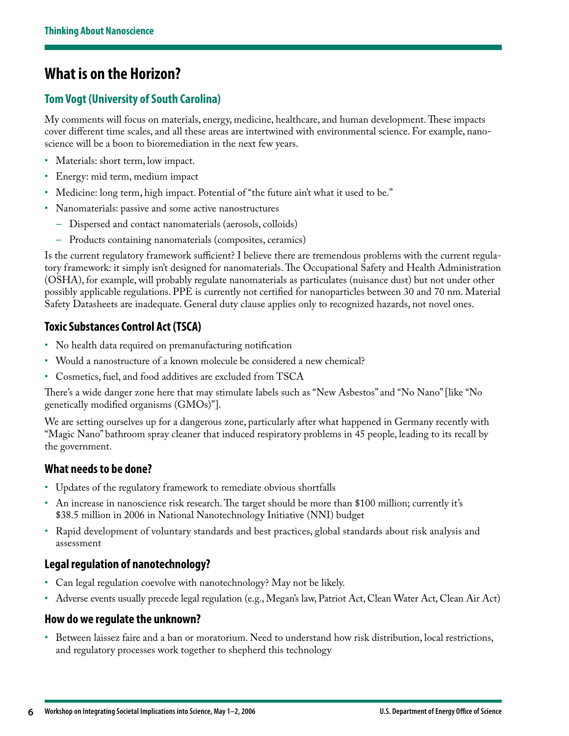## What is on the Horizon?

### Tom Vogt (University of South Carolina)

My comments will focus on materials, energy, medicine, healthcare, and human development. These impacts cover different time scales, and all these areas are intertwined with environmental science. For example, nanoscience will be a boon to bioremediation in the next few years.

- Materials: short term, low impact.
- Energy: mid term, medium impact
- Medicine: long term, high impact. Potential of "the future ain't what it used to be."
- Nanomaterials: passive and some active nanostructures
  - Dispersed and contact nanomaterials (aerosols, colloids)
  - Products containing nanomaterials (composites, ceramics)

Is the current regulatory framework sufficient? I believe there are tremendous problems with the current regulatory framework: it simply isn't designed for nanomaterials. The Occupational Safety and Health Administration (OSHA), for example, will probably regulate nanomaterials as particulates (nuisance dust) but not under other possibly applicable regulations. PPE is currently not certified for nanoparticles between 30 and 70 nm. Material Safety Datasheets are inadequate. General duty clause applies only to recognized hazards, not novel ones.

### Toxic Substances Control Act (TSCA)

- No health data required on premanufacturing notification
- Would a nanostructure of a known molecule be considered a new chemical?
- Cosmetics, fuel, and food additives are excluded from TSCA

There's a wide danger zone here that may stimulate labels such as "New Asbestos" and "No Nano" [like "No genetically modified organisms (GMOs)"].

We are setting ourselves up for a dangerous zone, particularly after what happened in Germany recently with "Magic Nano" bathroom spray cleaner that induced respiratory problems in 45 people, leading to its recall by the government.

### What needs to be done?

- Updates of the regulatory framework to remediate obvious shortfalls
- An increase in nanoscience risk research. The target should be more than $100 million; currently it's $38.5 million in 2006 in National Nanotechnology Initiative (NNI) budget
- Rapid development of voluntary standards and best practices, global standards about risk analysis and assessment

### Legal regulation of nanotechnology?

- Can legal regulation coevolve with nanotechnology? May not be likely.
- Adverse events usually precede legal regulation (e.g., Megan's law, Patriot Act, Clean Water Act, Clean Air Act)

### How do we regulate the unknown?

- Between laissez faire and a ban or moratorium. Need to understand how risk distribution, local restrictions, and regulatory processes work together to shepherd this technology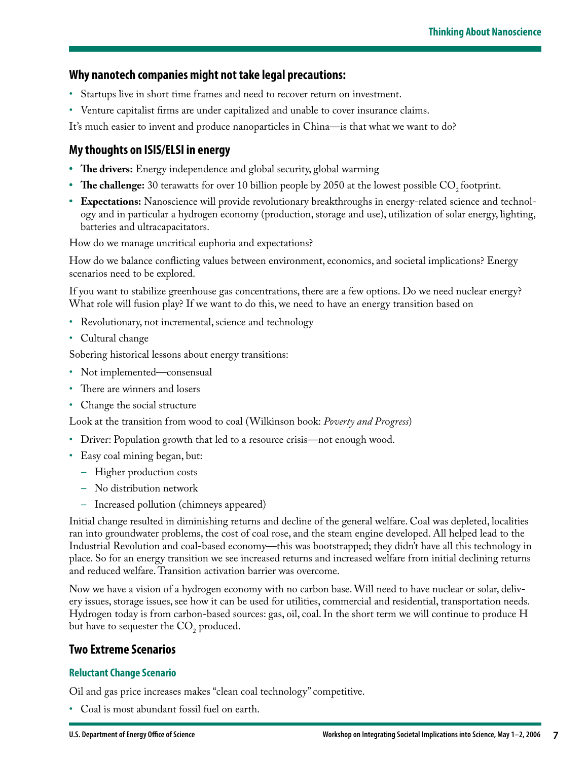## Why nanotech companies might not take legal precautions:

- Startups live in short time frames and need to recover return on investment.
- Venture capitalist firms are under capitalized and unable to cover insurance claims.

It's much easier to invent and produce nanoparticles in China—is that what we want to do?

## My thoughts on ISIS/ELSI in energy

- **The drivers:** Energy independence and global security, global warming
- **The challenge:** 30 terawatts for over 10 billion people by 2050 at the lowest possible $CO_2$ footprint.
- **Expectations:** Nanoscience will provide revolutionary breakthroughs in energy-related science and technology and in particular a hydrogen economy (production, storage and use), utilization of solar energy, lighting, batteries and ultracapacitators.

How do we manage uncritical euphoria and expectations?

How do we balance conflicting values between environment, economics, and societal implications? Energy scenarios need to be explored.

If you want to stabilize greenhouse gas concentrations, there are a few options. Do we need nuclear energy? What role will fusion play? If we want to do this, we need to have an energy transition based on

- Revolutionary, not incremental, science and technology
- Cultural change

Sobering historical lessons about energy transitions:

- Not implemented—consensual
- There are winners and losers
- Change the social structure

Look at the transition from wood to coal (Wilkinson book: *Poverty and Progress*)

- Driver: Population growth that led to a resource crisis—not enough wood.
- Easy coal mining began, but:
  - Higher production costs
  - No distribution network
  - Increased pollution (chimneys appeared)

Initial change resulted in diminishing returns and decline of the general welfare. Coal was depleted, localities ran into groundwater problems, the cost of coal rose, and the steam engine developed. All helped lead to the Industrial Revolution and coal-based economy—this was bootstrapped; they didn't have all this technology in place. So for an energy transition we see increased returns and increased welfare from initial declining returns and reduced welfare. Transition activation barrier was overcome.

Now we have a vision of a hydrogen economy with no carbon base. Will need to have nuclear or solar, delivery issues, storage issues, see how it can be used for utilities, commercial and residential, transportation needs. Hydrogen today is from carbon-based sources: gas, oil, coal. In the short term we will continue to produce H but have to sequester the $CO_2$ produced.

## Two Extreme Scenarios

### Reluctant Change Scenario

Oil and gas price increases makes "clean coal technology" competitive.

- Coal is most abundant fossil fuel on earth.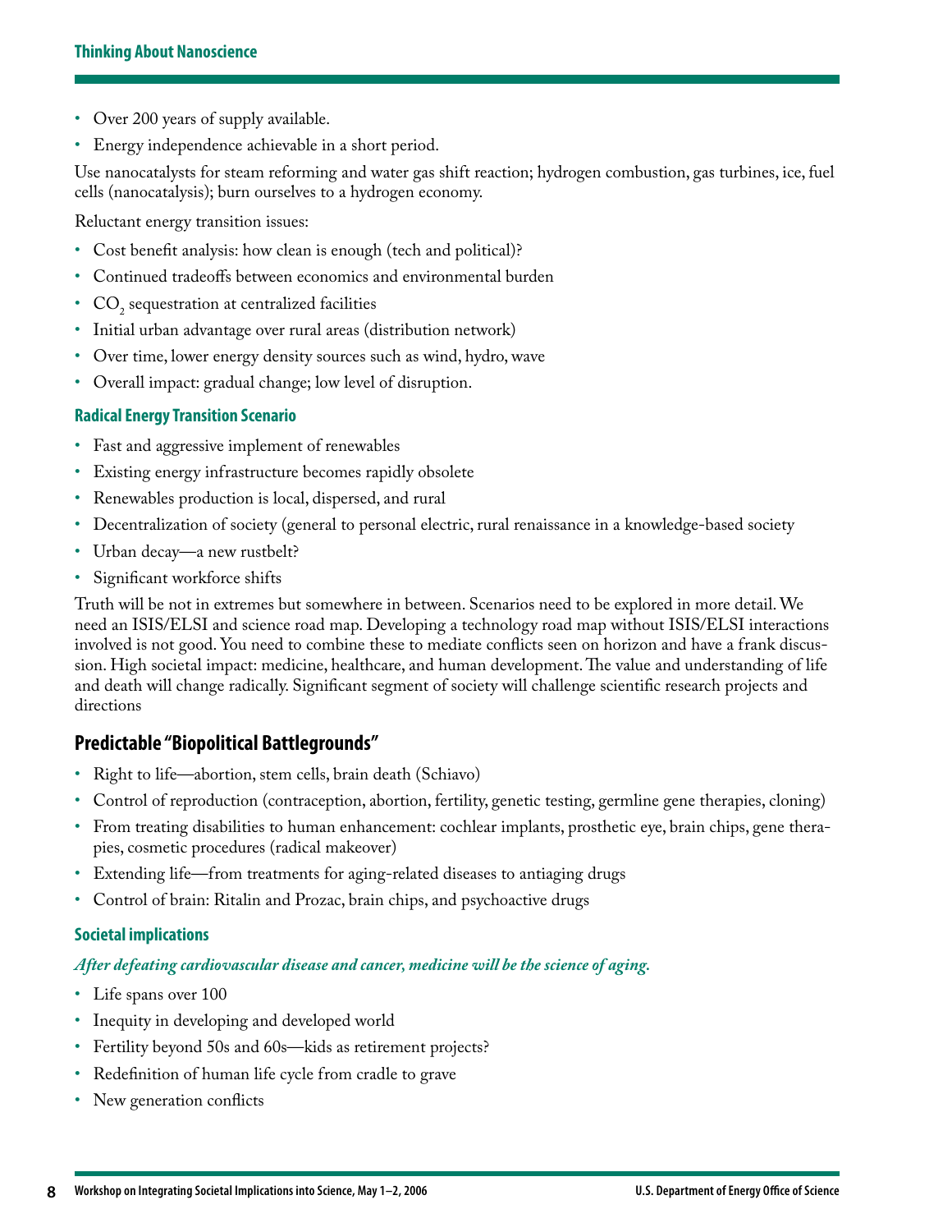- Over 200 years of supply available.
- Energy independence achievable in a short period.

Use nanocatalysts for steam reforming and water gas shift reaction; hydrogen combustion, gas turbines, ice, fuel cells (nanocatalysis); burn ourselves to a hydrogen economy.

Reluctant energy transition issues:

- Cost benefit analysis: how clean is enough (tech and political)?
- Continued tradeoffs between economics and environmental burden
- $CO_2$ sequestration at centralized facilities
- Initial urban advantage over rural areas (distribution network)
- Over time, lower energy density sources such as wind, hydro, wave
- Overall impact: gradual change; low level of disruption.

### Radical Energy Transition Scenario

- Fast and aggressive implement of renewables
- Existing energy infrastructure becomes rapidly obsolete
- Renewables production is local, dispersed, and rural
- Decentralization of society (general to personal electric, rural renaissance in a knowledge-based society
- Urban decay—a new rustbelt?
- Significant workforce shifts

Truth will be not in extremes but somewhere in between. Scenarios need to be explored in more detail. We need an ISIS/ELSI and science road map. Developing a technology road map without ISIS/ELSI interactions involved is not good. You need to combine these to mediate conflicts seen on horizon and have a frank discussion. High societal impact: medicine, healthcare, and human development. The value and understanding of life and death will change radically. Significant segment of society will challenge scientific research projects and directions

## Predictable "Biopolitical Battlegrounds"

- Right to life—abortion, stem cells, brain death (Schiavo)
- Control of reproduction (contraception, abortion, fertility, genetic testing, germline gene therapies, cloning)
- From treating disabilities to human enhancement: cochlear implants, prosthetic eye, brain chips, gene therapies, cosmetic procedures (radical makeover)
- Extending life—from treatments for aging-related diseases to antiaging drugs
- Control of brain: Ritalin and Prozac, brain chips, and psychoactive drugs

### Societal implications

***After defeating cardiovascular disease and cancer, medicine will be the science of aging.***

- Life spans over 100
- Inequity in developing and developed world
- Fertility beyond 50s and 60s—kids as retirement projects?
- Redefinition of human life cycle from cradle to grave
- New generation conflicts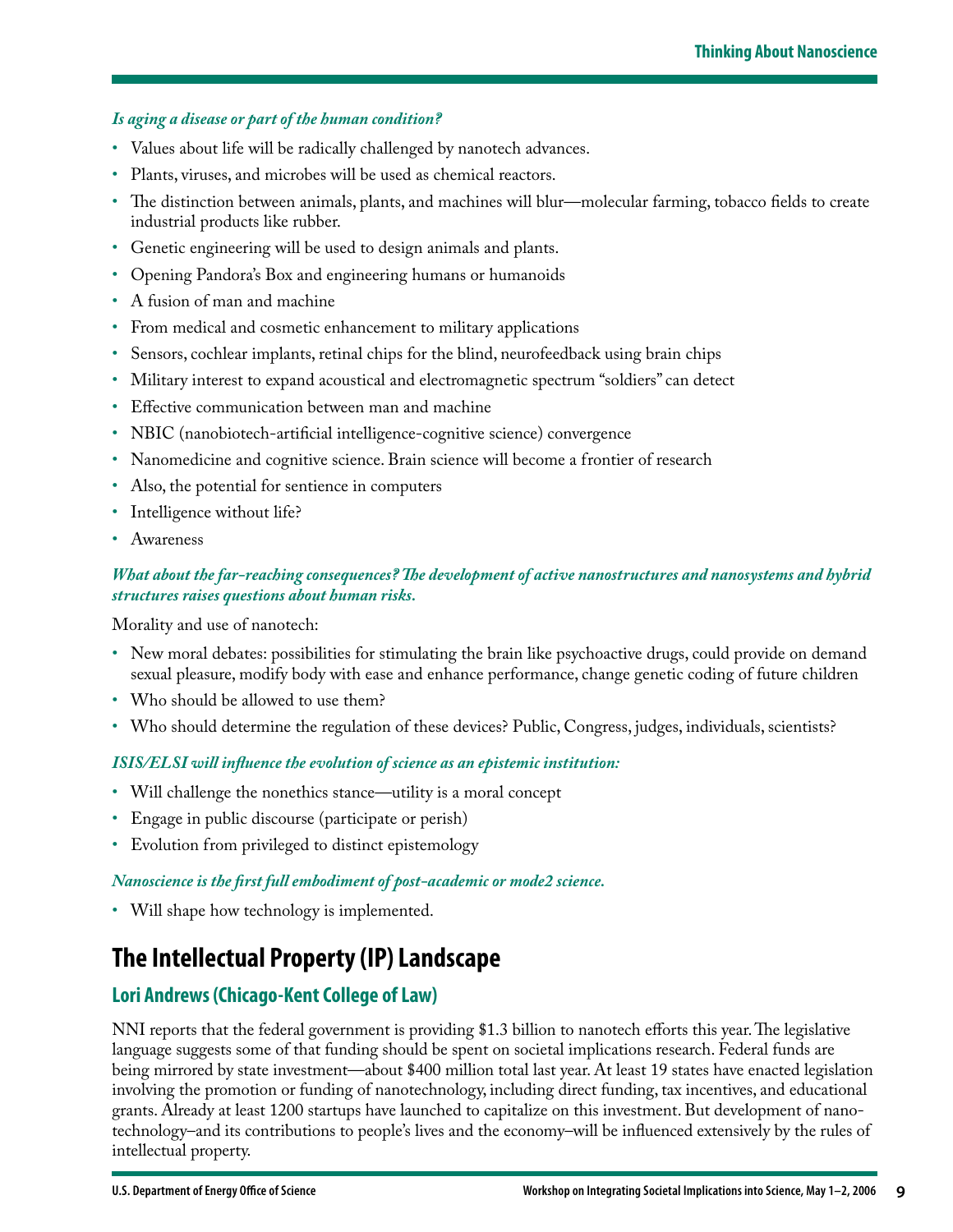***Is aging a disease or part of the human condition?***

- Values about life will be radically challenged by nanotech advances.
- Plants, viruses, and microbes will be used as chemical reactors.
- The distinction between animals, plants, and machines will blur—molecular farming, tobacco fields to create industrial products like rubber.
- Genetic engineering will be used to design animals and plants.
- Opening Pandora's Box and engineering humans or humanoids
- A fusion of man and machine
- From medical and cosmetic enhancement to military applications
- Sensors, cochlear implants, retinal chips for the blind, neurofeedback using brain chips
- Military interest to expand acoustical and electromagnetic spectrum "soldiers" can detect
- Effective communication between man and machine
- NBIC (nanobiotech-artificial intelligence-cognitive science) convergence
- Nanomedicine and cognitive science. Brain science will become a frontier of research
- Also, the potential for sentience in computers
- Intelligence without life?
- Awareness

***What about the far-reaching consequences? The development of active nanostructures and nanosystems and hybrid structures raises questions about human risks.***

Morality and use of nanotech:

- New moral debates: possibilities for stimulating the brain like psychoactive drugs, could provide on demand sexual pleasure, modify body with ease and enhance performance, change genetic coding of future children
- Who should be allowed to use them?
- Who should determine the regulation of these devices? Public, Congress, judges, individuals, scientists?

***ISIS/ELSI will influence the evolution of science as an epistemic institution:***

- Will challenge the nonethics stance—utility is a moral concept
- Engage in public discourse (participate or perish)
- Evolution from privileged to distinct epistemology

***Nanoscience is the first full embodiment of post-academic or mode2 science.***

- Will shape how technology is implemented.

## The Intellectual Property (IP) Landscape

### Lori Andrews (Chicago-Kent College of Law)

NNI reports that the federal government is providing $1.3 billion to nanotech efforts this year. The legislative language suggests some of that funding should be spent on societal implications research. Federal funds are being mirrored by state investment—about $400 million total last year. At least 19 states have enacted legislation involving the promotion or funding of nanotechnology, including direct funding, tax incentives, and educational grants. Already at least 1200 startups have launched to capitalize on this investment. But development of nanotechnology–and its contributions to people's lives and the economy–will be influenced extensively by the rules of intellectual property.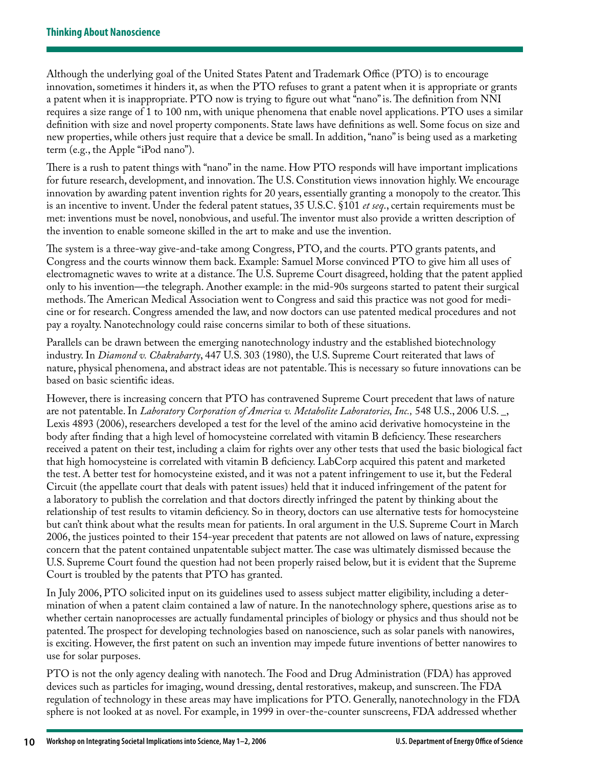Although the underlying goal of the United States Patent and Trademark Office (PTO) is to encourage innovation, sometimes it hinders it, as when the PTO refuses to grant a patent when it is appropriate or grants a patent when it is inappropriate. PTO now is trying to figure out what "nano" is. The definition from NNI requires a size range of 1 to 100 nm, with unique phenomena that enable novel applications. PTO uses a similar definition with size and novel property components. State laws have definitions as well. Some focus on size and new properties, while others just require that a device be small. In addition, "nano" is being used as a marketing term (e.g., the Apple "iPod nano").

There is a rush to patent things with "nano" in the name. How PTO responds will have important implications for future research, development, and innovation. The U.S. Constitution views innovation highly. We encourage innovation by awarding patent invention rights for 20 years, essentially granting a monopoly to the creator. This is an incentive to invent. Under the federal patent statues, 35 U.S.C. §101 *et seq*., certain requirements must be met: inventions must be novel, nonobvious, and useful. The inventor must also provide a written description of the invention to enable someone skilled in the art to make and use the invention.

The system is a three-way give-and-take among Congress, PTO, and the courts. PTO grants patents, and Congress and the courts winnow them back. Example: Samuel Morse convinced PTO to give him all uses of electromagnetic waves to write at a distance. The U.S. Supreme Court disagreed, holding that the patent applied only to his invention—the telegraph. Another example: in the mid-90s surgeons started to patent their surgical methods. The American Medical Association went to Congress and said this practice was not good for medicine or for research. Congress amended the law, and now doctors can use patented medical procedures and not pay a royalty. Nanotechnology could raise concerns similar to both of these situations.

Parallels can be drawn between the emerging nanotechnology industry and the established biotechnology industry. In *Diamond v. Chakrabarty*, 447 U.S. 303 (1980), the U.S. Supreme Court reiterated that laws of nature, physical phenomena, and abstract ideas are not patentable. This is necessary so future innovations can be based on basic scientific ideas.

However, there is increasing concern that PTO has contravened Supreme Court precedent that laws of nature are not patentable. In *Laboratory Corporation of America v. Metabolite Laboratories, Inc.,* 548 U.S., 2006 U.S. _, Lexis 4893 (2006), researchers developed a test for the level of the amino acid derivative homocysteine in the body after finding that a high level of homocysteine correlated with vitamin B deficiency. These researchers received a patent on their test, including a claim for rights over any other tests that used the basic biological fact that high homocysteine is correlated with vitamin B deficiency. LabCorp acquired this patent and marketed the test. A better test for homocysteine existed, and it was not a patent infringement to use it, but the Federal Circuit (the appellate court that deals with patent issues) held that it induced infringement of the patent for a laboratory to publish the correlation and that doctors directly infringed the patent by thinking about the relationship of test results to vitamin deficiency. So in theory, doctors can use alternative tests for homocysteine but can't think about what the results mean for patients. In oral argument in the U.S. Supreme Court in March 2006, the justices pointed to their 154-year precedent that patents are not allowed on laws of nature, expressing concern that the patent contained unpatentable subject matter. The case was ultimately dismissed because the U.S. Supreme Court found the question had not been properly raised below, but it is evident that the Supreme Court is troubled by the patents that PTO has granted.

In July 2006, PTO solicited input on its guidelines used to assess subject matter eligibility, including a determination of when a patent claim contained a law of nature. In the nanotechnology sphere, questions arise as to whether certain nanoprocesses are actually fundamental principles of biology or physics and thus should not be patented. The prospect for developing technologies based on nanoscience, such as solar panels with nanowires, is exciting. However, the first patent on such an invention may impede future inventions of better nanowires to use for solar purposes.

PTO is not the only agency dealing with nanotech. The Food and Drug Administration (FDA) has approved devices such as particles for imaging, wound dressing, dental restoratives, makeup, and sunscreen. The FDA regulation of technology in these areas may have implications for PTO. Generally, nanotechnology in the FDA sphere is not looked at as novel. For example, in 1999 in over-the-counter sunscreens, FDA addressed whether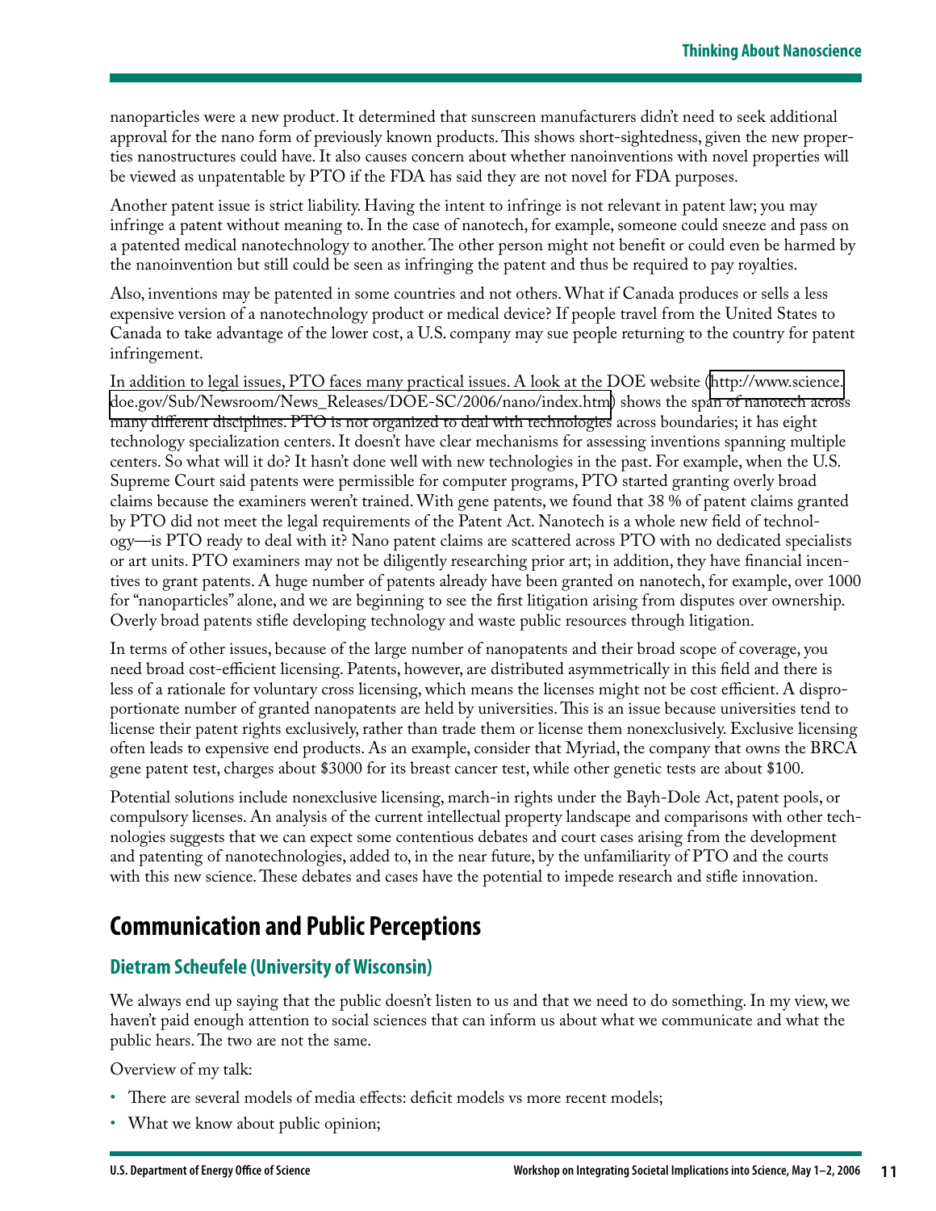nanoparticles were a new product. It determined that sunscreen manufacturers didn't need to seek additional approval for the nano form of previously known products. This shows short-sightedness, given the new properties nanostructures could have. It also causes concern about whether nanoinventions with novel properties will be viewed as unpatentable by PTO if the FDA has said they are not novel for FDA purposes.

Another patent issue is strict liability. Having the intent to infringe is not relevant in patent law; you may infringe a patent without meaning to. In the case of nanotech, for example, someone could sneeze and pass on a patented medical nanotechnology to another. The other person might not benefit or could even be harmed by the nanoinvention but still could be seen as infringing the patent and thus be required to pay royalties.

Also, inventions may be patented in some countries and not others. What if Canada produces or sells a less expensive version of a nanotechnology product or medical device? If people travel from the United States to Canada to take advantage of the lower cost, a U.S. company may sue people returning to the country for patent infringement.

In addition to legal issues, PTO faces many practical issues. A look at the DOE website (http://www.science.doe.gov/Sub/Newsroom/News_Releases/DOE-SC/2006/nano/index.htm) shows the span of nanotech across many different disciplines. PTO is not organized to deal with technologies across boundaries; it has eight technology specialization centers. It doesn't have clear mechanisms for assessing inventions spanning multiple centers. So what will it do? It hasn't done well with new technologies in the past. For example, when the U.S. Supreme Court said patents were permissible for computer programs, PTO started granting overly broad claims because the examiners weren't trained. With gene patents, we found that 38 % of patent claims granted by PTO did not meet the legal requirements of the Patent Act. Nanotech is a whole new field of technology—is PTO ready to deal with it? Nano patent claims are scattered across PTO with no dedicated specialists or art units. PTO examiners may not be diligently researching prior art; in addition, they have financial incentives to grant patents. A huge number of patents already have been granted on nanotech, for example, over 1000 for "nanoparticles" alone, and we are beginning to see the first litigation arising from disputes over ownership. Overly broad patents stifle developing technology and waste public resources through litigation.

In terms of other issues, because of the large number of nanopatents and their broad scope of coverage, you need broad cost-efficient licensing. Patents, however, are distributed asymmetrically in this field and there is less of a rationale for voluntary cross licensing, which means the licenses might not be cost efficient. A disproportionate number of granted nanopatents are held by universities. This is an issue because universities tend to license their patent rights exclusively, rather than trade them or license them nonexclusively. Exclusive licensing often leads to expensive end products. As an example, consider that Myriad, the company that owns the BRCA gene patent test, charges about $3000 for its breast cancer test, while other genetic tests are about $100.

Potential solutions include nonexclusive licensing, march-in rights under the Bayh-Dole Act, patent pools, or compulsory licenses. An analysis of the current intellectual property landscape and comparisons with other technologies suggests that we can expect some contentious debates and court cases arising from the development and patenting of nanotechnologies, added to, in the near future, by the unfamiliarity of PTO and the courts with this new science. These debates and cases have the potential to impede research and stifle innovation.

## Communication and Public Perceptions

### Dietram Scheufele (University of Wisconsin)

We always end up saying that the public doesn't listen to us and that we need to do something. In my view, we haven't paid enough attention to social sciences that can inform us about what we communicate and what the public hears. The two are not the same.

Overview of my talk:

- There are several models of media effects: deficit models vs more recent models;
- What we know about public opinion;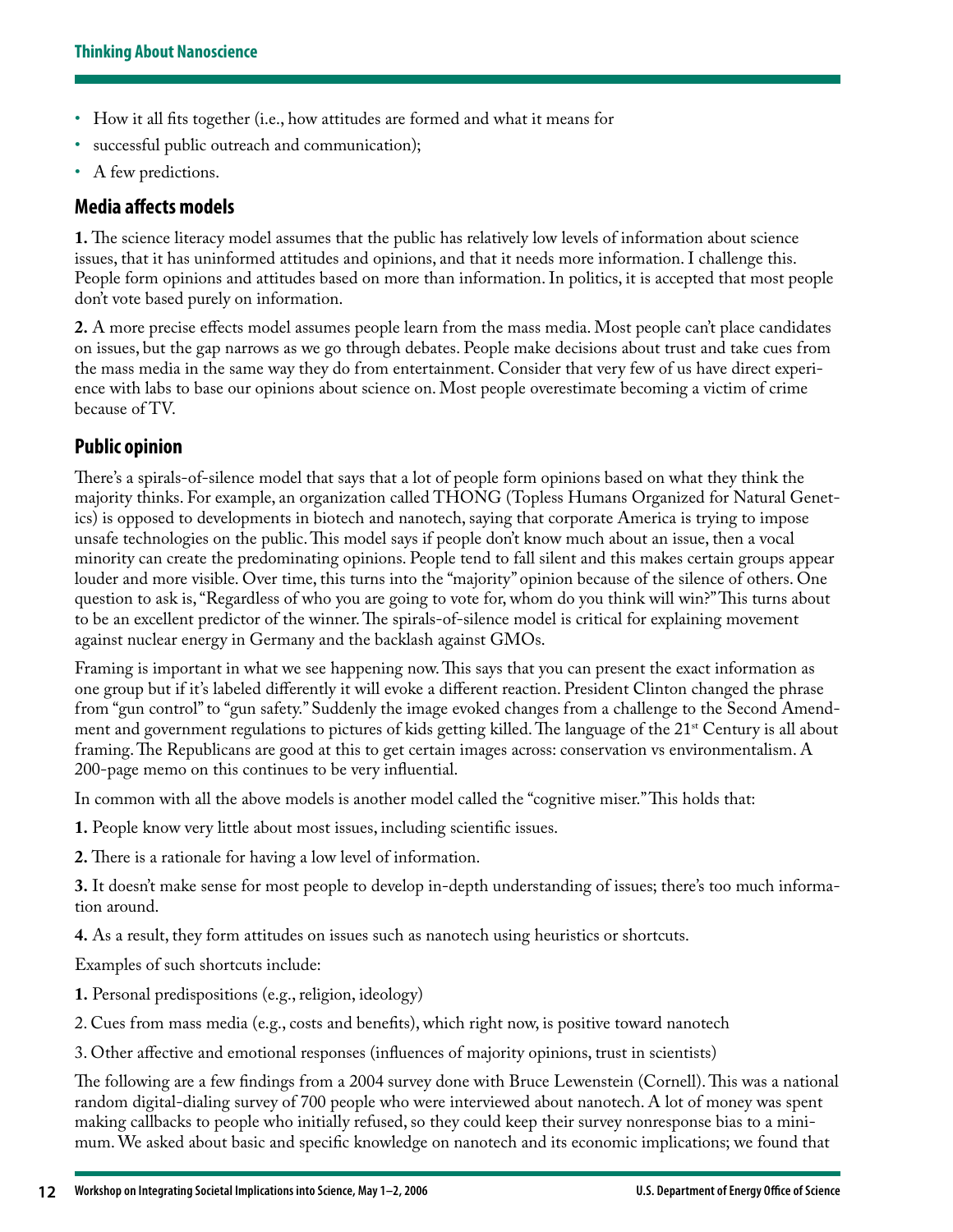- How it all fits together (i.e., how attitudes are formed and what it means for
- successful public outreach and communication);
- A few predictions.

## Media affects models

**1.** The science literacy model assumes that the public has relatively low levels of information about science issues, that it has uninformed attitudes and opinions, and that it needs more information. I challenge this. People form opinions and attitudes based on more than information. In politics, it is accepted that most people don't vote based purely on information.

**2.** A more precise effects model assumes people learn from the mass media. Most people can't place candidates on issues, but the gap narrows as we go through debates. People make decisions about trust and take cues from the mass media in the same way they do from entertainment. Consider that very few of us have direct experience with labs to base our opinions about science on. Most people overestimate becoming a victim of crime because of TV.

## Public opinion

There's a spirals-of-silence model that says that a lot of people form opinions based on what they think the majority thinks. For example, an organization called THONG (Topless Humans Organized for Natural Genetics) is opposed to developments in biotech and nanotech, saying that corporate America is trying to impose unsafe technologies on the public. This model says if people don't know much about an issue, then a vocal minority can create the predominating opinions. People tend to fall silent and this makes certain groups appear louder and more visible. Over time, this turns into the "majority" opinion because of the silence of others. One question to ask is, "Regardless of who you are going to vote for, whom do you think will win?" This turns about to be an excellent predictor of the winner. The spirals-of-silence model is critical for explaining movement against nuclear energy in Germany and the backlash against GMOs.

Framing is important in what we see happening now. This says that you can present the exact information as one group but if it's labeled differently it will evoke a different reaction. President Clinton changed the phrase from "gun control" to "gun safety." Suddenly the image evoked changes from a challenge to the Second Amendment and government regulations to pictures of kids getting killed. The language of the 21st Century is all about framing. The Republicans are good at this to get certain images across: conservation vs environmentalism. A 200-page memo on this continues to be very influential.

In common with all the above models is another model called the "cognitive miser." This holds that:

**1.** People know very little about most issues, including scientific issues.

**2.** There is a rationale for having a low level of information.

**3.** It doesn't make sense for most people to develop in-depth understanding of issues; there's too much information around.

**4.** As a result, they form attitudes on issues such as nanotech using heuristics or shortcuts.

Examples of such shortcuts include:

**1.** Personal predispositions (e.g., religion, ideology)

2. Cues from mass media (e.g., costs and benefits), which right now, is positive toward nanotech

3. Other affective and emotional responses (influences of majority opinions, trust in scientists)

The following are a few findings from a 2004 survey done with Bruce Lewenstein (Cornell). This was a national random digital-dialing survey of 700 people who were interviewed about nanotech. A lot of money was spent making callbacks to people who initially refused, so they could keep their survey nonresponse bias to a minimum. We asked about basic and specific knowledge on nanotech and its economic implications; we found that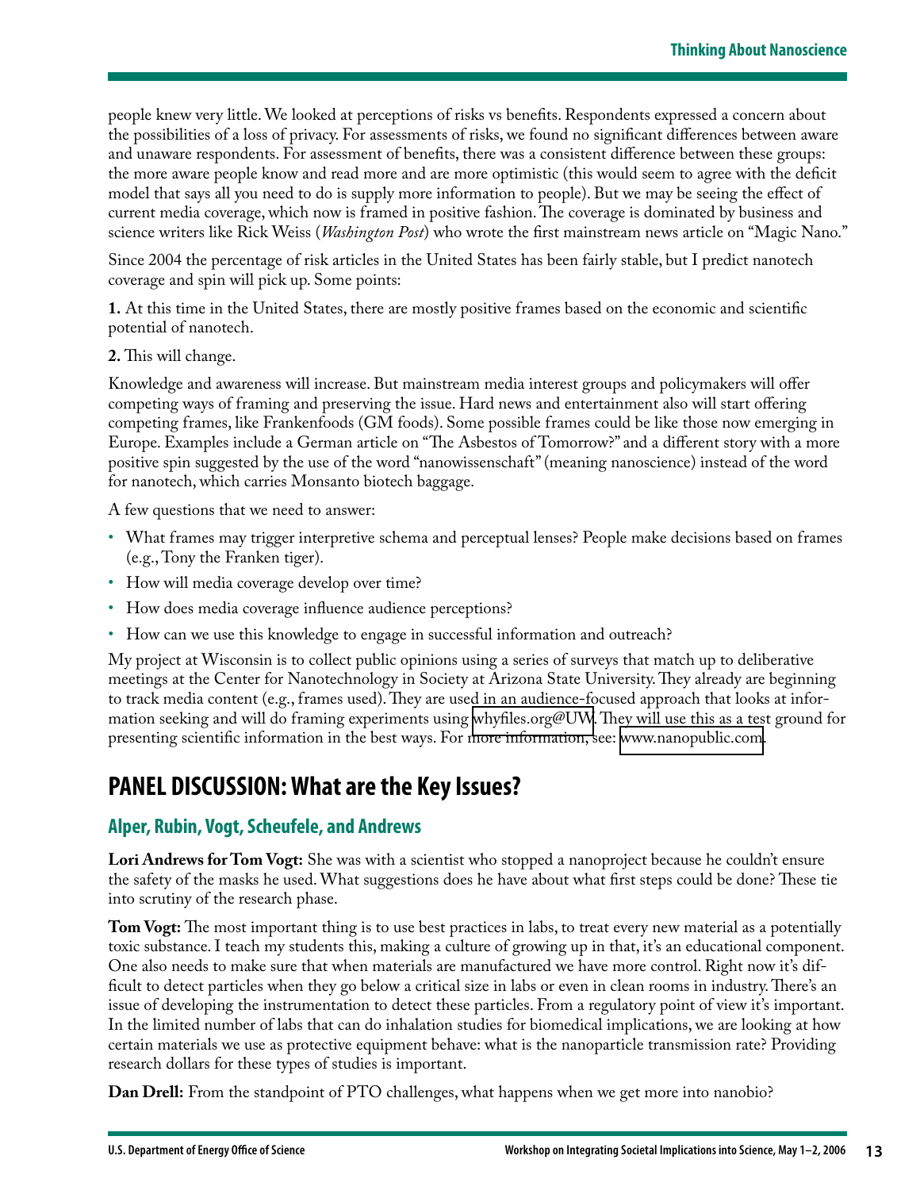people knew very little. We looked at perceptions of risks vs benefits. Respondents expressed a concern about the possibilities of a loss of privacy. For assessments of risks, we found no significant differences between aware and unaware respondents. For assessment of benefits, there was a consistent difference between these groups: the more aware people know and read more and are more optimistic (this would seem to agree with the deficit model that says all you need to do is supply more information to people). But we may be seeing the effect of current media coverage, which now is framed in positive fashion. The coverage is dominated by business and science writers like Rick Weiss (*Washington Post*) who wrote the first mainstream news article on "Magic Nano."

Since 2004 the percentage of risk articles in the United States has been fairly stable, but I predict nanotech coverage and spin will pick up. Some points:

**1.** At this time in the United States, there are mostly positive frames based on the economic and scientific potential of nanotech.

**2.** This will change.

Knowledge and awareness will increase. But mainstream media interest groups and policymakers will offer competing ways of framing and preserving the issue. Hard news and entertainment also will start offering competing frames, like Frankenfoods (GM foods). Some possible frames could be like those now emerging in Europe. Examples include a German article on "The Asbestos of Tomorrow?" and a different story with a more positive spin suggested by the use of the word "nanowissenschaft" (meaning nanoscience) instead of the word for nanotech, which carries Monsanto biotech baggage.

A few questions that we need to answer:

- What frames may trigger interpretive schema and perceptual lenses? People make decisions based on frames (e.g., Tony the Franken tiger).
- How will media coverage develop over time?
- How does media coverage influence audience perceptions?
- How can we use this knowledge to engage in successful information and outreach?

My project at Wisconsin is to collect public opinions using a series of surveys that match up to deliberative meetings at the Center for Nanotechnology in Society at Arizona State University. They already are beginning to track media content (e.g., frames used). They are used in an audience-focused approach that looks at information seeking and will do framing experiments using whyfiles.org@UW. They will use this as a test ground for presenting scientific information in the best ways. For more information, see: www.nanopublic.com.

## PANEL DISCUSSION: What are the Key Issues?

### Alper, Rubin, Vogt, Scheufele, and Andrews

**Lori Andrews for Tom Vogt:** She was with a scientist who stopped a nanoproject because he couldn't ensure the safety of the masks he used. What suggestions does he have about what first steps could be done? These tie into scrutiny of the research phase.

**Tom Vogt:** The most important thing is to use best practices in labs, to treat every new material as a potentially toxic substance. I teach my students this, making a culture of growing up in that, it's an educational component. One also needs to make sure that when materials are manufactured we have more control. Right now it's difficult to detect particles when they go below a critical size in labs or even in clean rooms in industry. There's an issue of developing the instrumentation to detect these particles. From a regulatory point of view it's important. In the limited number of labs that can do inhalation studies for biomedical implications, we are looking at how certain materials we use as protective equipment behave: what is the nanoparticle transmission rate? Providing research dollars for these types of studies is important.

**Dan Drell:** From the standpoint of PTO challenges, what happens when we get more into nanobio?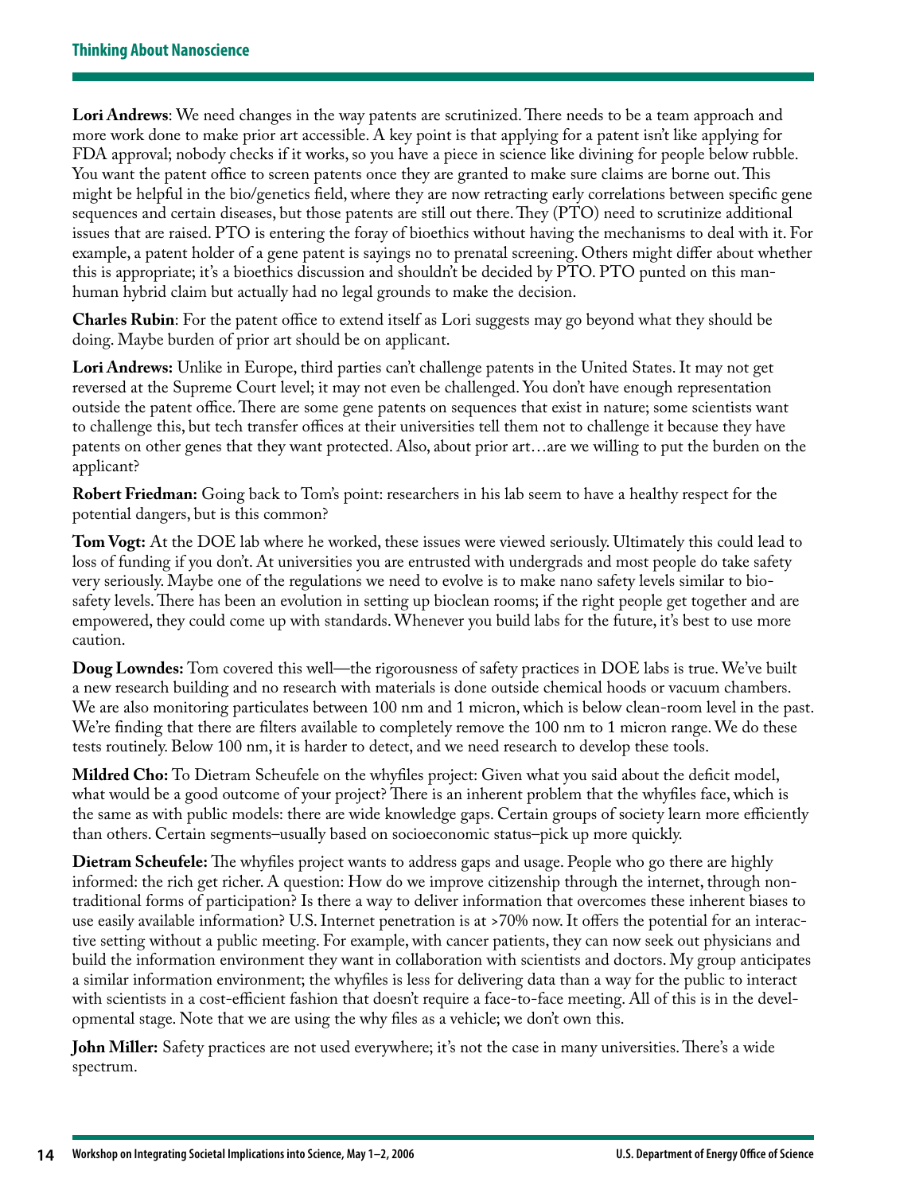**Lori Andrews**: We need changes in the way patents are scrutinized. There needs to be a team approach and more work done to make prior art accessible. A key point is that applying for a patent isn't like applying for FDA approval; nobody checks if it works, so you have a piece in science like divining for people below rubble. You want the patent office to screen patents once they are granted to make sure claims are borne out. This might be helpful in the bio/genetics field, where they are now retracting early correlations between specific gene sequences and certain diseases, but those patents are still out there. They (PTO) need to scrutinize additional issues that are raised. PTO is entering the foray of bioethics without having the mechanisms to deal with it. For example, a patent holder of a gene patent is sayings no to prenatal screening. Others might differ about whether this is appropriate; it's a bioethics discussion and shouldn't be decided by PTO. PTO punted on this man-human hybrid claim but actually had no legal grounds to make the decision.

**Charles Rubin**: For the patent office to extend itself as Lori suggests may go beyond what they should be doing. Maybe burden of prior art should be on applicant.

**Lori Andrews:** Unlike in Europe, third parties can't challenge patents in the United States. It may not get reversed at the Supreme Court level; it may not even be challenged. You don't have enough representation outside the patent office. There are some gene patents on sequences that exist in nature; some scientists want to challenge this, but tech transfer offices at their universities tell them not to challenge it because they have patents on other genes that they want protected. Also, about prior art…are we willing to put the burden on the applicant?

**Robert Friedman:** Going back to Tom's point: researchers in his lab seem to have a healthy respect for the potential dangers, but is this common?

**Tom Vogt:** At the DOE lab where he worked, these issues were viewed seriously. Ultimately this could lead to loss of funding if you don't. At universities you are entrusted with undergrads and most people do take safety very seriously. Maybe one of the regulations we need to evolve is to make nano safety levels similar to biosafety levels. There has been an evolution in setting up bioclean rooms; if the right people get together and are empowered, they could come up with standards. Whenever you build labs for the future, it's best to use more caution.

**Doug Lowndes:** Tom covered this well—the rigorousness of safety practices in DOE labs is true. We've built a new research building and no research with materials is done outside chemical hoods or vacuum chambers. We are also monitoring particulates between 100 nm and 1 micron, which is below clean-room level in the past. We're finding that there are filters available to completely remove the 100 nm to 1 micron range. We do these tests routinely. Below 100 nm, it is harder to detect, and we need research to develop these tools.

**Mildred Cho:** To Dietram Scheufele on the whyfiles project: Given what you said about the deficit model, what would be a good outcome of your project? There is an inherent problem that the whyfiles face, which is the same as with public models: there are wide knowledge gaps. Certain groups of society learn more efficiently than others. Certain segments–usually based on socioeconomic status–pick up more quickly.

**Dietram Scheufele:** The whyfiles project wants to address gaps and usage. People who go there are highly informed: the rich get richer. A question: How do we improve citizenship through the internet, through non-traditional forms of participation? Is there a way to deliver information that overcomes these inherent biases to use easily available information? U.S. Internet penetration is at >70% now. It offers the potential for an interactive setting without a public meeting. For example, with cancer patients, they can now seek out physicians and build the information environment they want in collaboration with scientists and doctors. My group anticipates a similar information environment; the whyfiles is less for delivering data than a way for the public to interact with scientists in a cost-efficient fashion that doesn't require a face-to-face meeting. All of this is in the developmental stage. Note that we are using the why files as a vehicle; we don't own this.

**John Miller:** Safety practices are not used everywhere; it's not the case in many universities. There's a wide spectrum.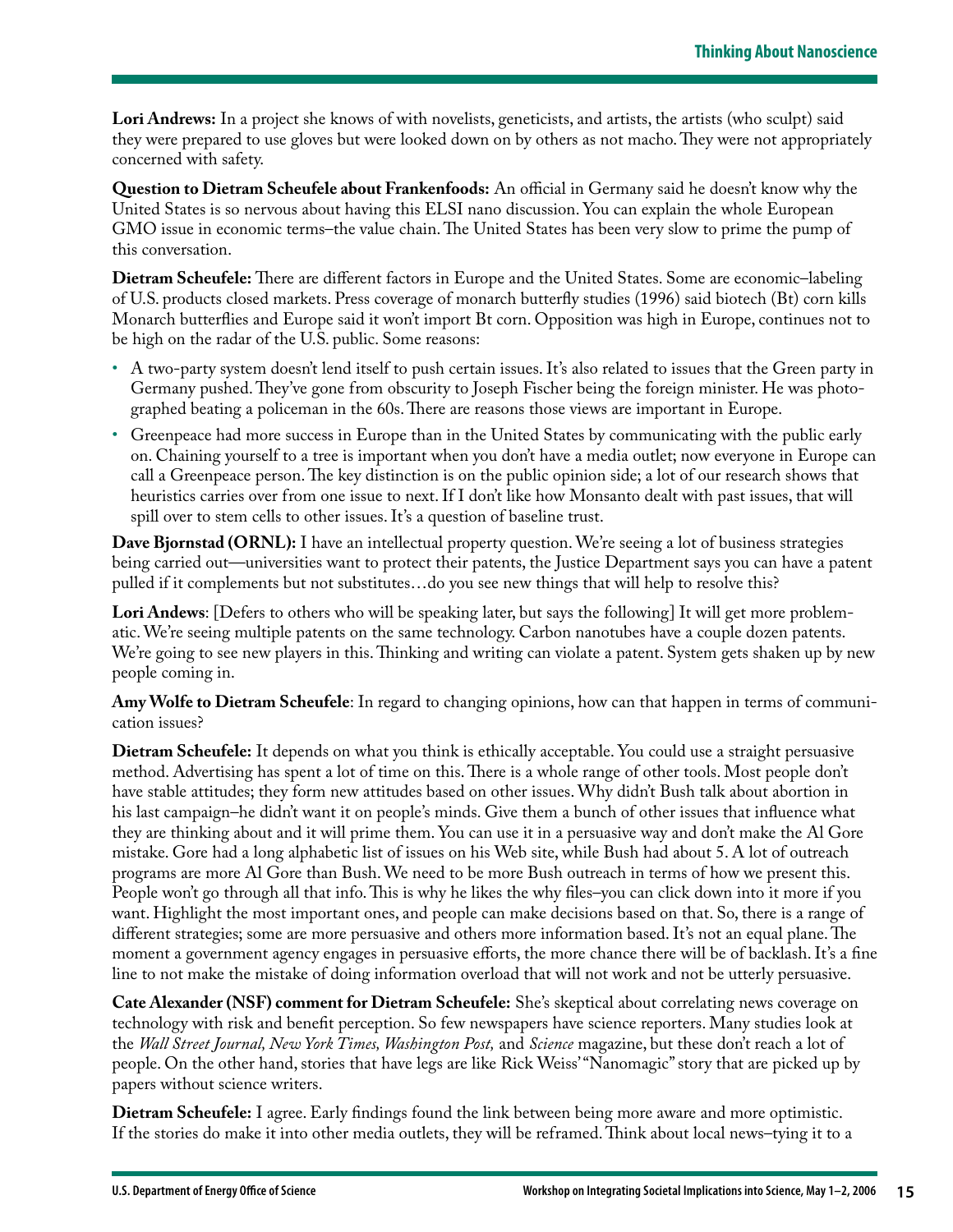**Lori Andrews:** In a project she knows of with novelists, geneticists, and artists, the artists (who sculpt) said they were prepared to use gloves but were looked down on by others as not macho. They were not appropriately concerned with safety.

**Question to Dietram Scheufele about Frankenfoods:** An official in Germany said he doesn't know why the United States is so nervous about having this ELSI nano discussion. You can explain the whole European GMO issue in economic terms–the value chain. The United States has been very slow to prime the pump of this conversation.

**Dietram Scheufele:** There are different factors in Europe and the United States. Some are economic–labeling of U.S. products closed markets. Press coverage of monarch butterfly studies (1996) said biotech (Bt) corn kills Monarch butterflies and Europe said it won't import Bt corn. Opposition was high in Europe, continues not to be high on the radar of the U.S. public. Some reasons:

- A two-party system doesn't lend itself to push certain issues. It's also related to issues that the Green party in Germany pushed. They've gone from obscurity to Joseph Fischer being the foreign minister. He was photographed beating a policeman in the 60s. There are reasons those views are important in Europe.
- Greenpeace had more success in Europe than in the United States by communicating with the public early on. Chaining yourself to a tree is important when you don't have a media outlet; now everyone in Europe can call a Greenpeace person. The key distinction is on the public opinion side; a lot of our research shows that heuristics carries over from one issue to next. If I don't like how Monsanto dealt with past issues, that will spill over to stem cells to other issues. It's a question of baseline trust.

**Dave Bjornstad (ORNL):** I have an intellectual property question. We're seeing a lot of business strategies being carried out—universities want to protect their patents, the Justice Department says you can have a patent pulled if it complements but not substitutes…do you see new things that will help to resolve this?

**Lori Andews**: [Defers to others who will be speaking later, but says the following] It will get more problematic. We're seeing multiple patents on the same technology. Carbon nanotubes have a couple dozen patents. We're going to see new players in this. Thinking and writing can violate a patent. System gets shaken up by new people coming in.

**Amy Wolfe to Dietram Scheufele**: In regard to changing opinions, how can that happen in terms of communication issues?

**Dietram Scheufele:** It depends on what you think is ethically acceptable. You could use a straight persuasive method. Advertising has spent a lot of time on this. There is a whole range of other tools. Most people don't have stable attitudes; they form new attitudes based on other issues. Why didn't Bush talk about abortion in his last campaign–he didn't want it on people's minds. Give them a bunch of other issues that influence what they are thinking about and it will prime them. You can use it in a persuasive way and don't make the Al Gore mistake. Gore had a long alphabetic list of issues on his Web site, while Bush had about 5. A lot of outreach programs are more Al Gore than Bush. We need to be more Bush outreach in terms of how we present this. People won't go through all that info. This is why he likes the why files–you can click down into it more if you want. Highlight the most important ones, and people can make decisions based on that. So, there is a range of different strategies; some are more persuasive and others more information based. It's not an equal plane. The moment a government agency engages in persuasive efforts, the more chance there will be of backlash. It's a fine line to not make the mistake of doing information overload that will not work and not be utterly persuasive.

**Cate Alexander (NSF) comment for Dietram Scheufele:** She's skeptical about correlating news coverage on technology with risk and benefit perception. So few newspapers have science reporters. Many studies look at the *Wall Street Journal, New York Times, Washington Post,* and *Science* magazine, but these don't reach a lot of people. On the other hand, stories that have legs are like Rick Weiss' "Nanomagic" story that are picked up by papers without science writers.

**Dietram Scheufele:** I agree. Early findings found the link between being more aware and more optimistic. If the stories do make it into other media outlets, they will be reframed. Think about local news–tying it to a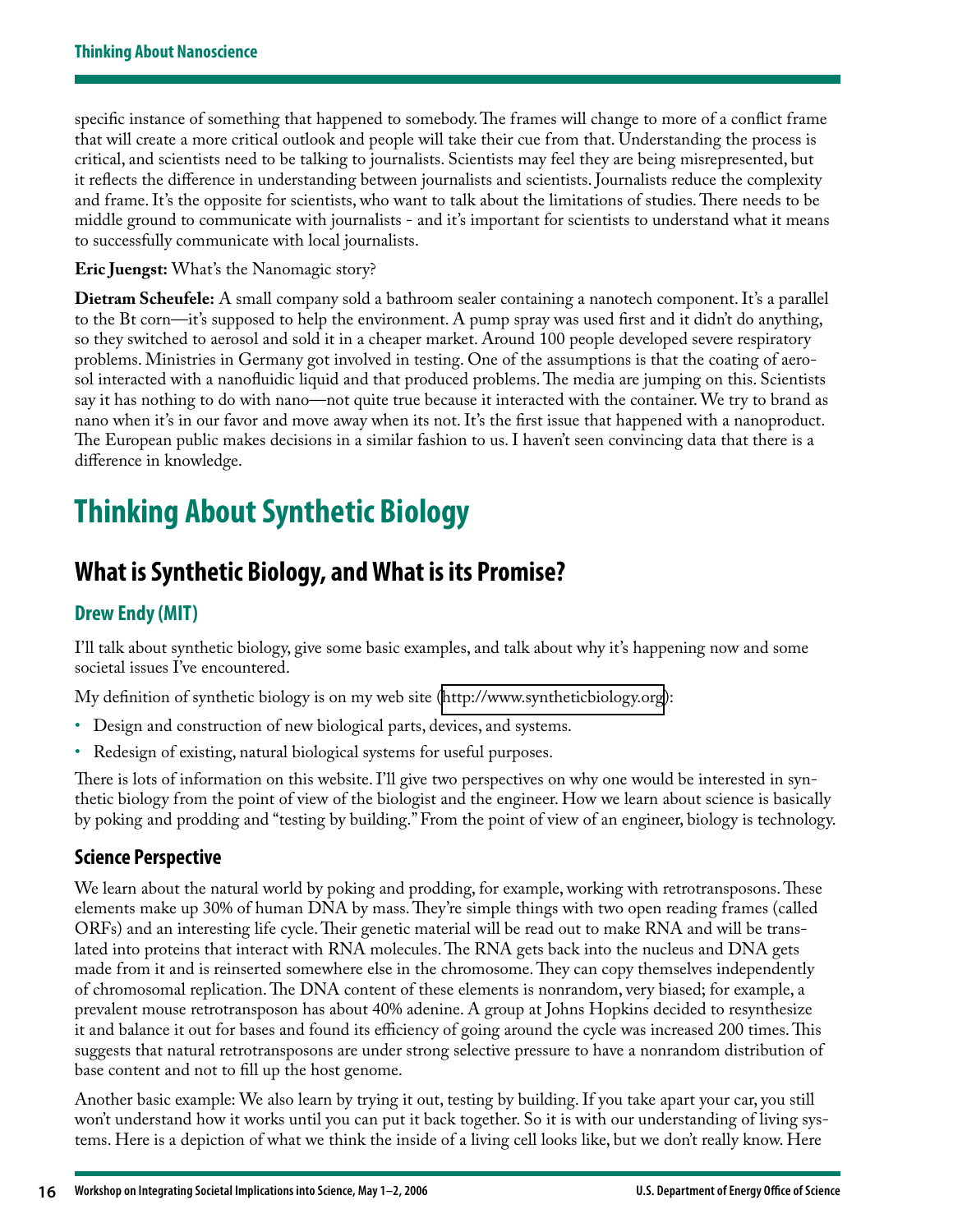specific instance of something that happened to somebody. The frames will change to more of a conflict frame that will create a more critical outlook and people will take their cue from that. Understanding the process is critical, and scientists need to be talking to journalists. Scientists may feel they are being misrepresented, but it reflects the difference in understanding between journalists and scientists. Journalists reduce the complexity and frame. It's the opposite for scientists, who want to talk about the limitations of studies. There needs to be middle ground to communicate with journalists - and it's important for scientists to understand what it means to successfully communicate with local journalists.

**Eric Juengst:** What's the Nanomagic story?

**Dietram Scheufele:** A small company sold a bathroom sealer containing a nanotech component. It's a parallel to the Bt corn—it's supposed to help the environment. A pump spray was used first and it didn't do anything, so they switched to aerosol and sold it in a cheaper market. Around 100 people developed severe respiratory problems. Ministries in Germany got involved in testing. One of the assumptions is that the coating of aerosol interacted with a nanofluidic liquid and that produced problems. The media are jumping on this. Scientists say it has nothing to do with nano—not quite true because it interacted with the container. We try to brand as nano when it's in our favor and move away when its not. It's the first issue that happened with a nanoproduct. The European public makes decisions in a similar fashion to us. I haven't seen convincing data that there is a difference in knowledge.

# Thinking About Synthetic Biology

## What is Synthetic Biology, and What is its Promise?

### Drew Endy (MIT)

I'll talk about synthetic biology, give some basic examples, and talk about why it's happening now and some societal issues I've encountered.

My definition of synthetic biology is on my web site (http://www.syntheticbiology.org):

- Design and construction of new biological parts, devices, and systems.
- Redesign of existing, natural biological systems for useful purposes.

There is lots of information on this website. I'll give two perspectives on why one would be interested in synthetic biology from the point of view of the biologist and the engineer. How we learn about science is basically by poking and prodding and "testing by building." From the point of view of an engineer, biology is technology.

### Science Perspective

We learn about the natural world by poking and prodding, for example, working with retrotransposons. These elements make up 30% of human DNA by mass. They're simple things with two open reading frames (called ORFs) and an interesting life cycle. Their genetic material will be read out to make RNA and will be translated into proteins that interact with RNA molecules. The RNA gets back into the nucleus and DNA gets made from it and is reinserted somewhere else in the chromosome. They can copy themselves independently of chromosomal replication. The DNA content of these elements is nonrandom, very biased; for example, a prevalent mouse retrotransposon has about 40% adenine. A group at Johns Hopkins decided to resynthesize it and balance it out for bases and found its efficiency of going around the cycle was increased 200 times. This suggests that natural retrotransposons are under strong selective pressure to have a nonrandom distribution of base content and not to fill up the host genome.

Another basic example: We also learn by trying it out, testing by building. If you take apart your car, you still won't understand how it works until you can put it back together. So it is with our understanding of living systems. Here is a depiction of what we think the inside of a living cell looks like, but we don't really know. Here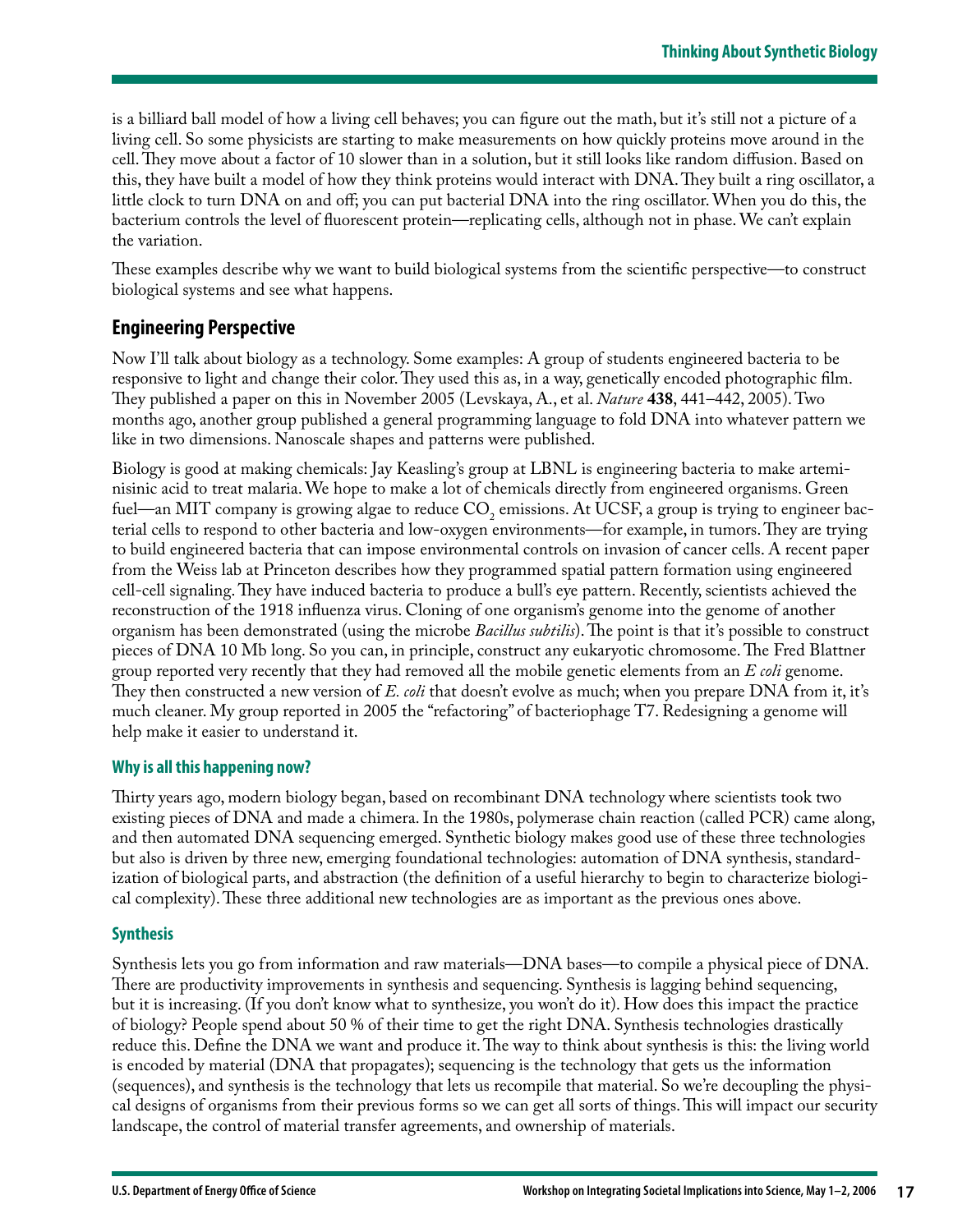is a billiard ball model of how a living cell behaves; you can figure out the math, but it's still not a picture of a living cell. So some physicists are starting to make measurements on how quickly proteins move around in the cell. They move about a factor of 10 slower than in a solution, but it still looks like random diffusion. Based on this, they have built a model of how they think proteins would interact with DNA. They built a ring oscillator, a little clock to turn DNA on and off; you can put bacterial DNA into the ring oscillator. When you do this, the bacterium controls the level of fluorescent protein—replicating cells, although not in phase. We can't explain the variation.

These examples describe why we want to build biological systems from the scientific perspective—to construct biological systems and see what happens.

## Engineering Perspective

Now I'll talk about biology as a technology. Some examples: A group of students engineered bacteria to be responsive to light and change their color. They used this as, in a way, genetically encoded photographic film. They published a paper on this in November 2005 (Levskaya, A., et al. *Nature* **438**, 441–442, 2005). Two months ago, another group published a general programming language to fold DNA into whatever pattern we like in two dimensions. Nanoscale shapes and patterns were published.

Biology is good at making chemicals: Jay Keasling's group at LBNL is engineering bacteria to make artemi­nisinic acid to treat malaria. We hope to make a lot of chemicals directly from engineered organisms. Green fuel—an MIT company is growing algae to reduce $CO_2$ emissions. At UCSF, a group is trying to engineer bacterial cells to respond to other bacteria and low-oxygen environments—for example, in tumors. They are trying to build engineered bacteria that can impose environmental controls on invasion of cancer cells. A recent paper from the Weiss lab at Princeton describes how they programmed spatial pattern formation using engineered cell-cell signaling. They have induced bacteria to produce a bull's eye pattern. Recently, scientists achieved the reconstruction of the 1918 influenza virus. Cloning of one organism's genome into the genome of another organism has been demonstrated (using the microbe *Bacillus subtilis*). The point is that it's possible to construct pieces of DNA 10 Mb long. So you can, in principle, construct any eukaryotic chromosome. The Fred Blattner group reported very recently that they had removed all the mobile genetic elements from an *E coli* genome. They then constructed a new version of *E. coli* that doesn't evolve as much; when you prepare DNA from it, it's much cleaner. My group reported in 2005 the "refactoring" of bacteriophage T7. Redesigning a genome will help make it easier to understand it.

### Why is all this happening now?

Thirty years ago, modern biology began, based on recombinant DNA technology where scientists took two existing pieces of DNA and made a chimera. In the 1980s, polymerase chain reaction (called PCR) came along, and then automated DNA sequencing emerged. Synthetic biology makes good use of these three technologies but also is driven by three new, emerging foundational technologies: automation of DNA synthesis, standardization of biological parts, and abstraction (the definition of a useful hierarchy to begin to characterize biological complexity). These three additional new technologies are as important as the previous ones above.

### Synthesis

Synthesis lets you go from information and raw materials—DNA bases—to compile a physical piece of DNA. There are productivity improvements in synthesis and sequencing. Synthesis is lagging behind sequencing, but it is increasing. (If you don't know what to synthesize, you won't do it). How does this impact the practice of biology? People spend about 50 % of their time to get the right DNA. Synthesis technologies drastically reduce this. Define the DNA we want and produce it. The way to think about synthesis is this: the living world is encoded by material (DNA that propagates); sequencing is the technology that gets us the information (sequences), and synthesis is the technology that lets us recompile that material. So we're decoupling the physical designs of organisms from their previous forms so we can get all sorts of things. This will impact our security landscape, the control of material transfer agreements, and ownership of materials.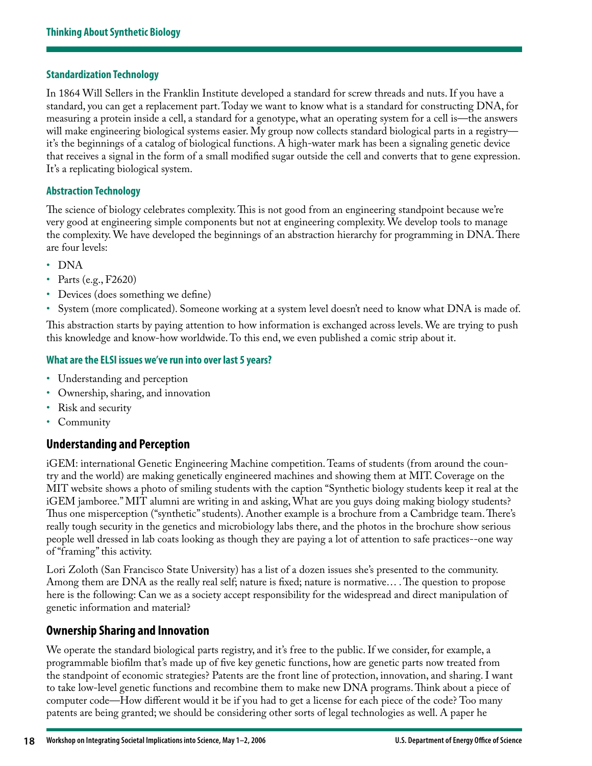### Standardization Technology

In 1864 Will Sellers in the Franklin Institute developed a standard for screw threads and nuts. If you have a standard, you can get a replacement part. Today we want to know what is a standard for constructing DNA, for measuring a protein inside a cell, a standard for a genotype, what an operating system for a cell is—the answers will make engineering biological systems easier. My group now collects standard biological parts in a registry—it's the beginnings of a catalog of biological functions. A high-water mark has been a signaling genetic device that receives a signal in the form of a small modified sugar outside the cell and converts that to gene expression. It's a replicating biological system.

### Abstraction Technology

The science of biology celebrates complexity. This is not good from an engineering standpoint because we're very good at engineering simple components but not at engineering complexity. We develop tools to manage the complexity. We have developed the beginnings of an abstraction hierarchy for programming in DNA. There are four levels:

- DNA
- Parts (e.g., F2620)
- Devices (does something we define)
- System (more complicated). Someone working at a system level doesn't need to know what DNA is made of.

This abstraction starts by paying attention to how information is exchanged across levels. We are trying to push this knowledge and know-how worldwide. To this end, we even published a comic strip about it.

### What are the ELSI issues we've run into over last 5 years?

- Understanding and perception
- Ownership, sharing, and innovation
- Risk and security
- Community

## Understanding and Perception

iGEM: international Genetic Engineering Machine competition. Teams of students (from around the country and the world) are making genetically engineered machines and showing them at MIT. Coverage on the MIT website shows a photo of smiling students with the caption "Synthetic biology students keep it real at the iGEM jamboree." MIT alumni are writing in and asking, What are you guys doing making biology students? Thus one misperception ("synthetic" students). Another example is a brochure from a Cambridge team. There's really tough security in the genetics and microbiology labs there, and the photos in the brochure show serious people well dressed in lab coats looking as though they are paying a lot of attention to safe practices--one way of "framing" this activity.

Lori Zoloth (San Francisco State University) has a list of a dozen issues she's presented to the community. Among them are DNA as the really real self; nature is fixed; nature is normative… . The question to propose here is the following: Can we as a society accept responsibility for the widespread and direct manipulation of genetic information and material?

## Ownership Sharing and Innovation

We operate the standard biological parts registry, and it's free to the public. If we consider, for example, a programmable biofilm that's made up of five key genetic functions, how are genetic parts now treated from the standpoint of economic strategies? Patents are the front line of protection, innovation, and sharing. I want to take low-level genetic functions and recombine them to make new DNA programs. Think about a piece of computer code—How different would it be if you had to get a license for each piece of the code? Too many patents are being granted; we should be considering other sorts of legal technologies as well. A paper he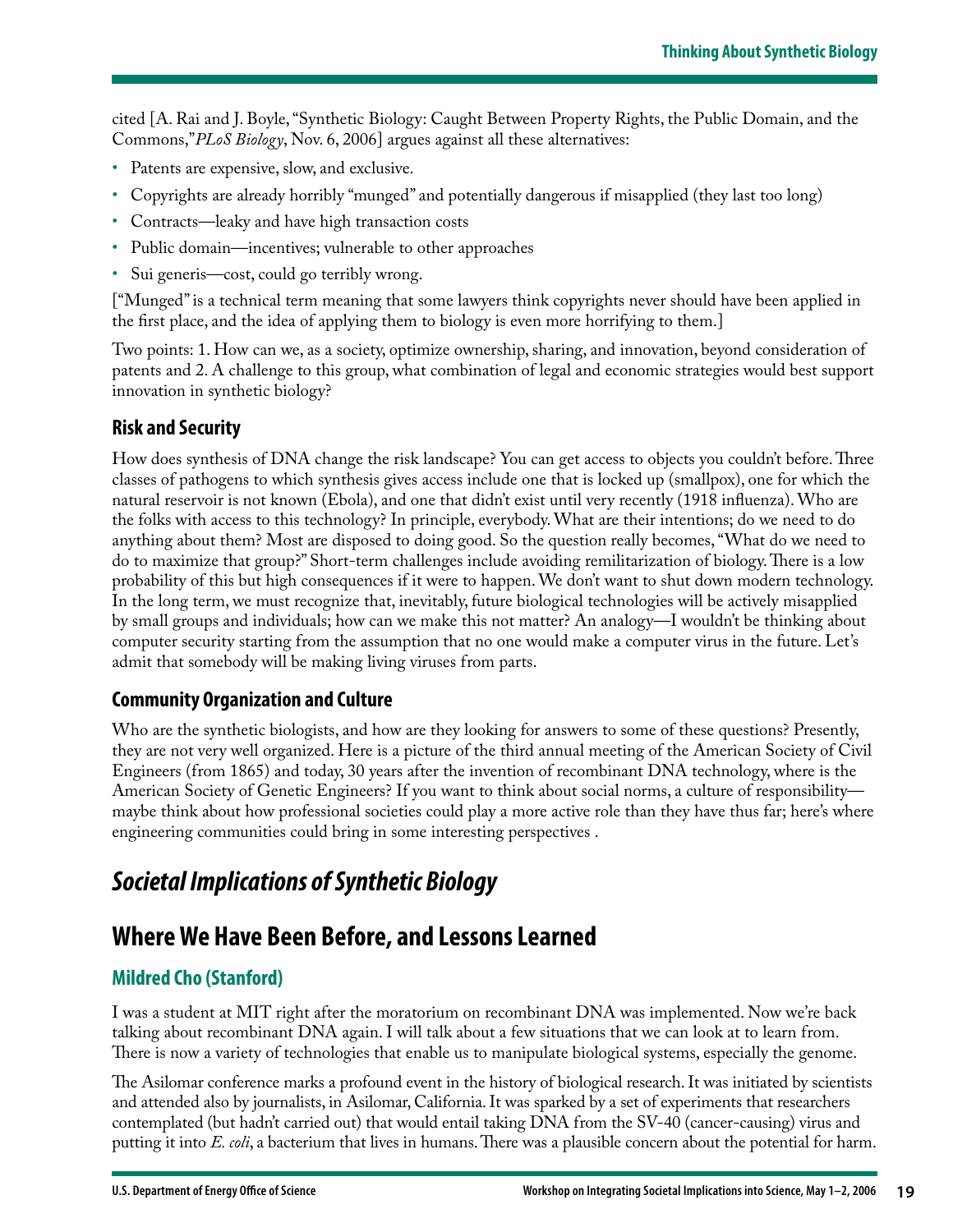cited [A. Rai and J. Boyle, "Synthetic Biology: Caught Between Property Rights, the Public Domain, and the Commons,"*PLoS Biology*, Nov. 6, 2006] argues against all these alternatives:

- Patents are expensive, slow, and exclusive.
- Copyrights are already horribly "munged" and potentially dangerous if misapplied (they last too long)
- Contracts—leaky and have high transaction costs
- Public domain—incentives; vulnerable to other approaches
- Sui generis—cost, could go terribly wrong.

["Munged" is a technical term meaning that some lawyers think copyrights never should have been applied in the first place, and the idea of applying them to biology is even more horrifying to them.]

Two points: 1. How can we, as a society, optimize ownership, sharing, and innovation, beyond consideration of patents and 2. A challenge to this group, what combination of legal and economic strategies would best support innovation in synthetic biology?

### Risk and Security

How does synthesis of DNA change the risk landscape? You can get access to objects you couldn't before. Three classes of pathogens to which synthesis gives access include one that is locked up (smallpox), one for which the natural reservoir is not known (Ebola), and one that didn't exist until very recently (1918 influenza). Who are the folks with access to this technology? In principle, everybody. What are their intentions; do we need to do anything about them? Most are disposed to doing good. So the question really becomes, "What do we need to do to maximize that group?" Short-term challenges include avoiding remilitarization of biology. There is a low probability of this but high consequences if it were to happen. We don't want to shut down modern technology. In the long term, we must recognize that, inevitably, future biological technologies will be actively misapplied by small groups and individuals; how can we make this not matter? An analogy—I wouldn't be thinking about computer security starting from the assumption that no one would make a computer virus in the future. Let's admit that somebody will be making living viruses from parts.

### Community Organization and Culture

Who are the synthetic biologists, and how are they looking for answers to some of these questions? Presently, they are not very well organized. Here is a picture of the third annual meeting of the American Society of Civil Engineers (from 1865) and today, 30 years after the invention of recombinant DNA technology, where is the American Society of Genetic Engineers? If you want to think about social norms, a culture of responsibility—maybe think about how professional societies could play a more active role than they have thus far; here's where engineering communities could bring in some interesting perspectives .

# *Societal Implications of Synthetic Biology*

## Where We Have Been Before, and Lessons Learned

### Mildred Cho (Stanford)

I was a student at MIT right after the moratorium on recombinant DNA was implemented. Now we're back talking about recombinant DNA again. I will talk about a few situations that we can look at to learn from. There is now a variety of technologies that enable us to manipulate biological systems, especially the genome.

The Asilomar conference marks a profound event in the history of biological research. It was initiated by scientists and attended also by journalists, in Asilomar, California. It was sparked by a set of experiments that researchers contemplated (but hadn't carried out) that would entail taking DNA from the SV-40 (cancer-causing) virus and putting it into *E. coli*, a bacterium that lives in humans. There was a plausible concern about the potential for harm.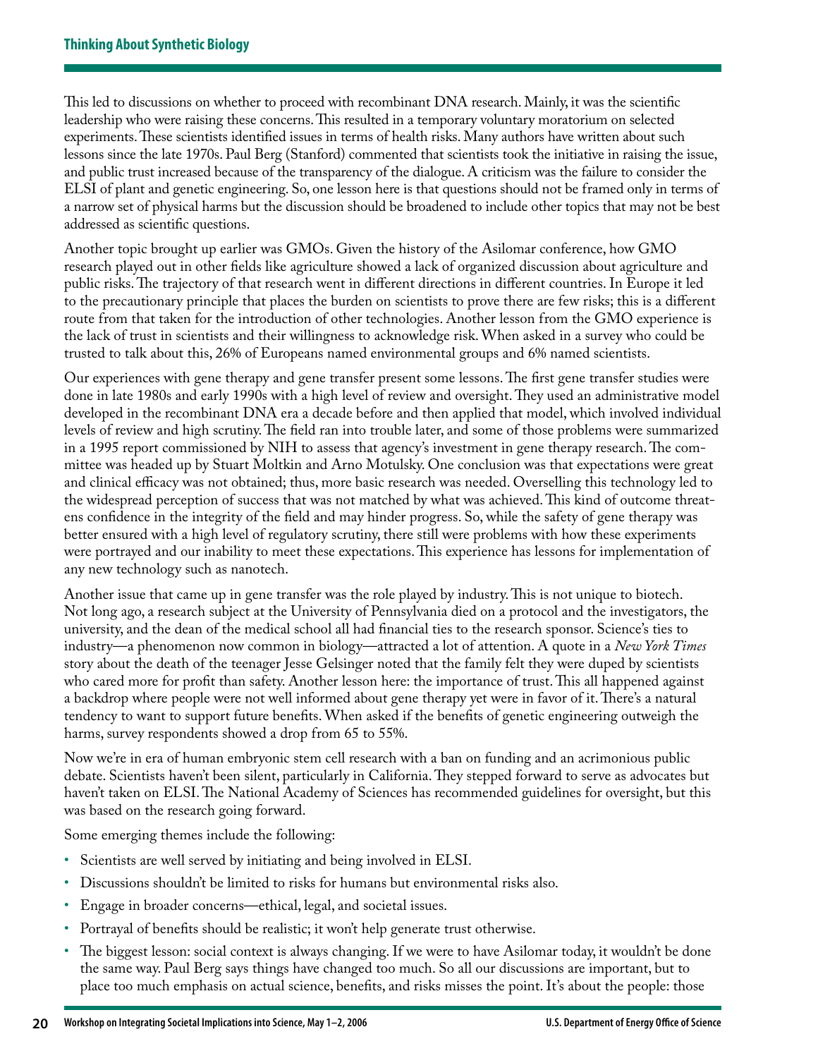This led to discussions on whether to proceed with recombinant DNA research. Mainly, it was the scientific leadership who were raising these concerns. This resulted in a temporary voluntary moratorium on selected experiments. These scientists identified issues in terms of health risks. Many authors have written about such lessons since the late 1970s. Paul Berg (Stanford) commented that scientists took the initiative in raising the issue, and public trust increased because of the transparency of the dialogue. A criticism was the failure to consider the ELSI of plant and genetic engineering. So, one lesson here is that questions should not be framed only in terms of a narrow set of physical harms but the discussion should be broadened to include other topics that may not be best addressed as scientific questions.

Another topic brought up earlier was GMOs. Given the history of the Asilomar conference, how GMO research played out in other fields like agriculture showed a lack of organized discussion about agriculture and public risks. The trajectory of that research went in different directions in different countries. In Europe it led to the precautionary principle that places the burden on scientists to prove there are few risks; this is a different route from that taken for the introduction of other technologies. Another lesson from the GMO experience is the lack of trust in scientists and their willingness to acknowledge risk. When asked in a survey who could be trusted to talk about this, 26% of Europeans named environmental groups and 6% named scientists.

Our experiences with gene therapy and gene transfer present some lessons. The first gene transfer studies were done in late 1980s and early 1990s with a high level of review and oversight. They used an administrative model developed in the recombinant DNA era a decade before and then applied that model, which involved individual levels of review and high scrutiny. The field ran into trouble later, and some of those problems were summarized in a 1995 report commissioned by NIH to assess that agency's investment in gene therapy research. The committee was headed up by Stuart Moltkin and Arno Motulsky. One conclusion was that expectations were great and clinical efficacy was not obtained; thus, more basic research was needed. Overselling this technology led to the widespread perception of success that was not matched by what was achieved. This kind of outcome threatens confidence in the integrity of the field and may hinder progress. So, while the safety of gene therapy was better ensured with a high level of regulatory scrutiny, there still were problems with how these experiments were portrayed and our inability to meet these expectations. This experience has lessons for implementation of any new technology such as nanotech.

Another issue that came up in gene transfer was the role played by industry. This is not unique to biotech. Not long ago, a research subject at the University of Pennsylvania died on a protocol and the investigators, the university, and the dean of the medical school all had financial ties to the research sponsor. Science's ties to industry—a phenomenon now common in biology—attracted a lot of attention. A quote in a *New York Times* story about the death of the teenager Jesse Gelsinger noted that the family felt they were duped by scientists who cared more for profit than safety. Another lesson here: the importance of trust. This all happened against a backdrop where people were not well informed about gene therapy yet were in favor of it. There's a natural tendency to want to support future benefits. When asked if the benefits of genetic engineering outweigh the harms, survey respondents showed a drop from 65 to 55%.

Now we're in era of human embryonic stem cell research with a ban on funding and an acrimonious public debate. Scientists haven't been silent, particularly in California. They stepped forward to serve as advocates but haven't taken on ELSI. The National Academy of Sciences has recommended guidelines for oversight, but this was based on the research going forward.

Some emerging themes include the following:

- Scientists are well served by initiating and being involved in ELSI.
- Discussions shouldn't be limited to risks for humans but environmental risks also.
- Engage in broader concerns—ethical, legal, and societal issues.
- Portrayal of benefits should be realistic; it won't help generate trust otherwise.
- The biggest lesson: social context is always changing. If we were to have Asilomar today, it wouldn't be done the same way. Paul Berg says things have changed too much. So all our discussions are important, but to place too much emphasis on actual science, benefits, and risks misses the point. It's about the people: those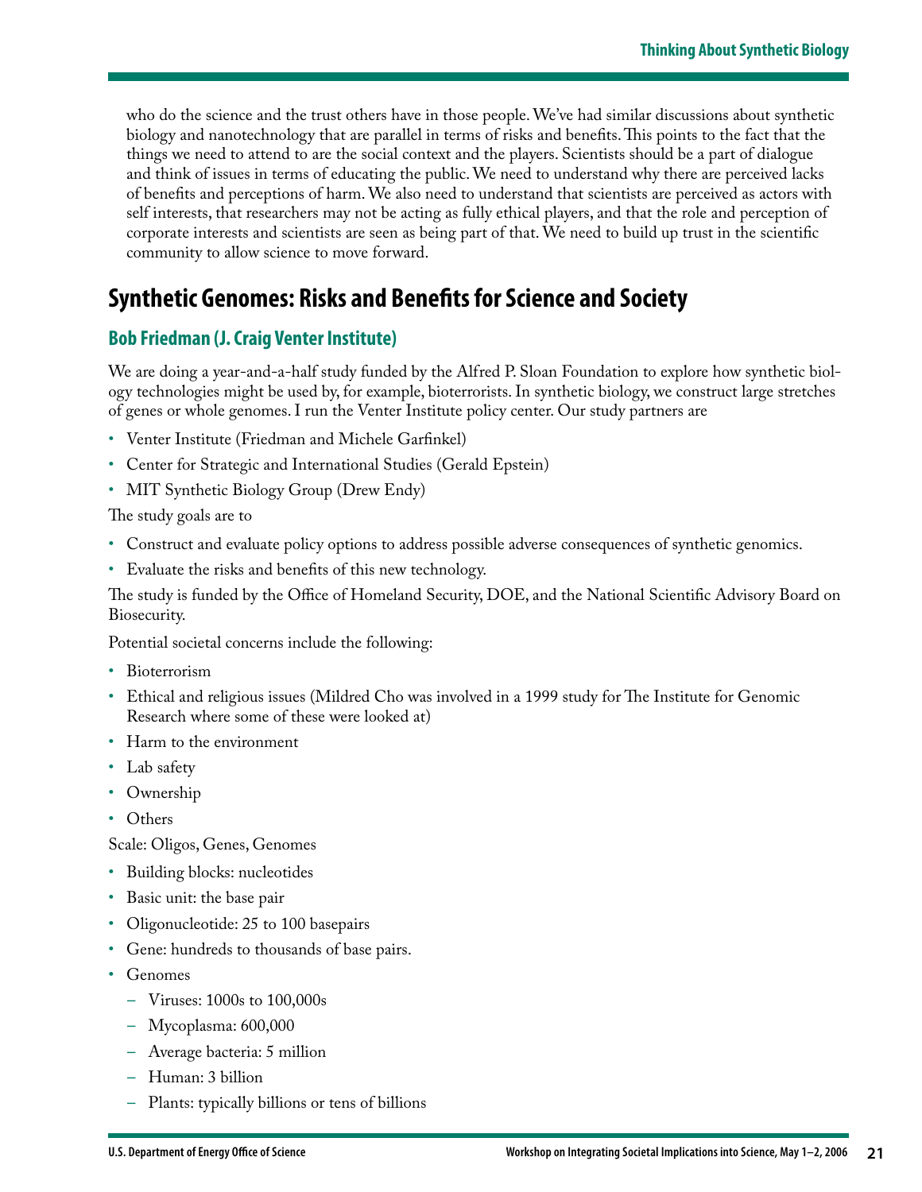who do the science and the trust others have in those people. We've had similar discussions about synthetic biology and nanotechnology that are parallel in terms of risks and benefits. This points to the fact that the things we need to attend to are the social context and the players. Scientists should be a part of dialogue and think of issues in terms of educating the public. We need to understand why there are perceived lacks of benefits and perceptions of harm. We also need to understand that scientists are perceived as actors with self interests, that researchers may not be acting as fully ethical players, and that the role and perception of corporate interests and scientists are seen as being part of that. We need to build up trust in the scientific community to allow science to move forward.

## Synthetic Genomes: Risks and Benefits for Science and Society

### Bob Friedman (J. Craig Venter Institute)

We are doing a year-and-a-half study funded by the Alfred P. Sloan Foundation to explore how synthetic biology technologies might be used by, for example, bioterrorists. In synthetic biology, we construct large stretches of genes or whole genomes. I run the Venter Institute policy center. Our study partners are

- Venter Institute (Friedman and Michele Garfinkel)
- Center for Strategic and International Studies (Gerald Epstein)
- MIT Synthetic Biology Group (Drew Endy)

The study goals are to

- Construct and evaluate policy options to address possible adverse consequences of synthetic genomics.
- Evaluate the risks and benefits of this new technology.

The study is funded by the Office of Homeland Security, DOE, and the National Scientific Advisory Board on Biosecurity.

Potential societal concerns include the following:

- Bioterrorism
- Ethical and religious issues (Mildred Cho was involved in a 1999 study for The Institute for Genomic Research where some of these were looked at)
- Harm to the environment
- Lab safety
- Ownership
- Others

Scale: Oligos, Genes, Genomes

- Building blocks: nucleotides
- Basic unit: the base pair
- Oligonucleotide: 25 to 100 basepairs
- Gene: hundreds to thousands of base pairs.
- Genomes
  - Viruses: 1000s to 100,000s
  - Mycoplasma: 600,000
  - Average bacteria: 5 million
  - Human: 3 billion
  - Plants: typically billions or tens of billions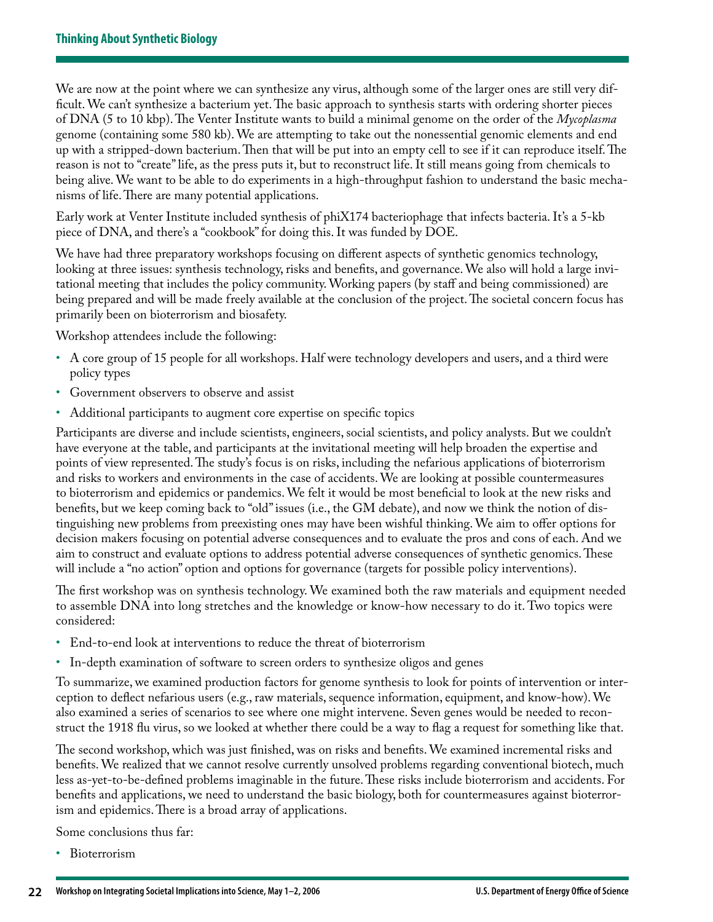We are now at the point where we can synthesize any virus, although some of the larger ones are still very difficult. We can't synthesize a bacterium yet. The basic approach to synthesis starts with ordering shorter pieces of DNA (5 to 10 kbp). The Venter Institute wants to build a minimal genome on the order of the *Mycoplasma* genome (containing some 580 kb). We are attempting to take out the nonessential genomic elements and end up with a stripped-down bacterium. Then that will be put into an empty cell to see if it can reproduce itself. The reason is not to "create" life, as the press puts it, but to reconstruct life. It still means going from chemicals to being alive. We want to be able to do experiments in a high-throughput fashion to understand the basic mechanisms of life. There are many potential applications.

Early work at Venter Institute included synthesis of phiX174 bacteriophage that infects bacteria. It's a 5-kb piece of DNA, and there's a "cookbook" for doing this. It was funded by DOE.

We have had three preparatory workshops focusing on different aspects of synthetic genomics technology, looking at three issues: synthesis technology, risks and benefits, and governance. We also will hold a large invitational meeting that includes the policy community. Working papers (by staff and being commissioned) are being prepared and will be made freely available at the conclusion of the project. The societal concern focus has primarily been on bioterrorism and biosafety.

Workshop attendees include the following:

- A core group of 15 people for all workshops. Half were technology developers and users, and a third were policy types
- Government observers to observe and assist
- Additional participants to augment core expertise on specific topics

Participants are diverse and include scientists, engineers, social scientists, and policy analysts. But we couldn't have everyone at the table, and participants at the invitational meeting will help broaden the expertise and points of view represented. The study's focus is on risks, including the nefarious applications of bioterrorism and risks to workers and environments in the case of accidents. We are looking at possible countermeasures to bioterrorism and epidemics or pandemics. We felt it would be most beneficial to look at the new risks and benefits, but we keep coming back to "old" issues (i.e., the GM debate), and now we think the notion of distinguishing new problems from preexisting ones may have been wishful thinking. We aim to offer options for decision makers focusing on potential adverse consequences and to evaluate the pros and cons of each. And we aim to construct and evaluate options to address potential adverse consequences of synthetic genomics. These will include a "no action" option and options for governance (targets for possible policy interventions).

The first workshop was on synthesis technology. We examined both the raw materials and equipment needed to assemble DNA into long stretches and the knowledge or know-how necessary to do it. Two topics were considered:

- End-to-end look at interventions to reduce the threat of bioterrorism
- In-depth examination of software to screen orders to synthesize oligos and genes

To summarize, we examined production factors for genome synthesis to look for points of intervention or interception to deflect nefarious users (e.g., raw materials, sequence information, equipment, and know-how). We also examined a series of scenarios to see where one might intervene. Seven genes would be needed to reconstruct the 1918 flu virus, so we looked at whether there could be a way to flag a request for something like that.

The second workshop, which was just finished, was on risks and benefits. We examined incremental risks and benefits. We realized that we cannot resolve currently unsolved problems regarding conventional biotech, much less as-yet-to-be-defined problems imaginable in the future. These risks include bioterrorism and accidents. For benefits and applications, we need to understand the basic biology, both for countermeasures against bioterrorism and epidemics. There is a broad array of applications.

Some conclusions thus far:

- Bioterrorism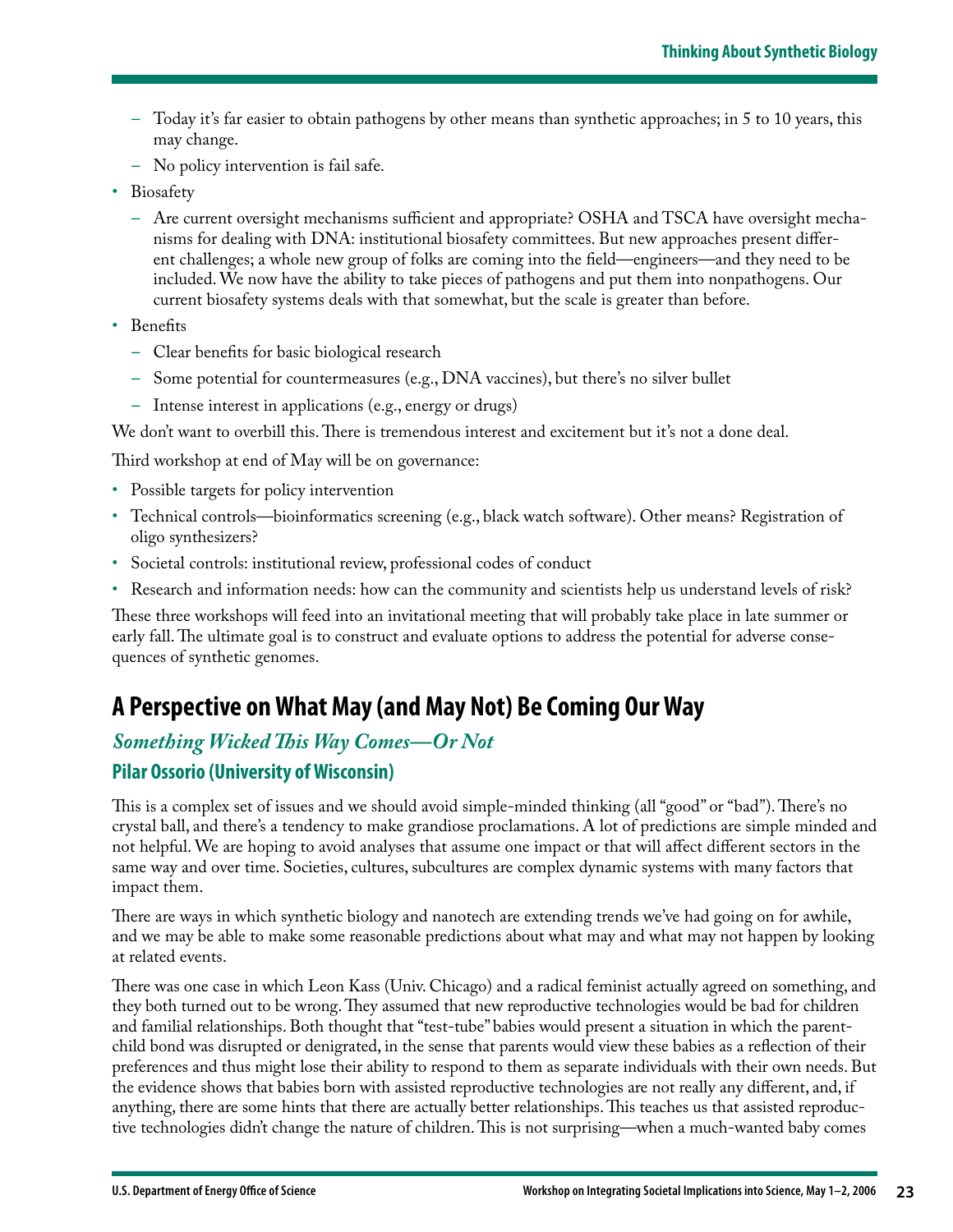- Today it's far easier to obtain pathogens by other means than synthetic approaches; in 5 to 10 years, this may change.
- No policy intervention is fail safe.

- Biosafety
  - Are current oversight mechanisms sufficient and appropriate? OSHA and TSCA have oversight mechanisms for dealing with DNA: institutional biosafety committees. But new approaches present different challenges; a whole new group of folks are coming into the field—engineers—and they need to be included. We now have the ability to take pieces of pathogens and put them into nonpathogens. Our current biosafety systems deals with that somewhat, but the scale is greater than before.
- Benefits
  - Clear benefits for basic biological research
  - Some potential for countermeasures (e.g., DNA vaccines), but there's no silver bullet
  - Intense interest in applications (e.g., energy or drugs)

We don't want to overbill this. There is tremendous interest and excitement but it's not a done deal.

Third workshop at end of May will be on governance:

- Possible targets for policy intervention
- Technical controls—bioinformatics screening (e.g., black watch software). Other means? Registration of oligo synthesizers?
- Societal controls: institutional review, professional codes of conduct
- Research and information needs: how can the community and scientists help us understand levels of risk?

These three workshops will feed into an invitational meeting that will probably take place in late summer or early fall. The ultimate goal is to construct and evaluate options to address the potential for adverse consequences of synthetic genomes.

## A Perspective on What May (and May Not) Be Coming Our Way

### *Something Wicked This Way Comes—Or Not*

### Pilar Ossorio (University of Wisconsin)

This is a complex set of issues and we should avoid simple-minded thinking (all "good" or "bad"). There's no crystal ball, and there's a tendency to make grandiose proclamations. A lot of predictions are simple minded and not helpful. We are hoping to avoid analyses that assume one impact or that will affect different sectors in the same way and over time. Societies, cultures, subcultures are complex dynamic systems with many factors that impact them.

There are ways in which synthetic biology and nanotech are extending trends we've had going on for awhile, and we may be able to make some reasonable predictions about what may and what may not happen by looking at related events.

There was one case in which Leon Kass (Univ. Chicago) and a radical feminist actually agreed on something, and they both turned out to be wrong. They assumed that new reproductive technologies would be bad for children and familial relationships. Both thought that "test-tube" babies would present a situation in which the parent-child bond was disrupted or denigrated, in the sense that parents would view these babies as a reflection of their preferences and thus might lose their ability to respond to them as separate individuals with their own needs. But the evidence shows that babies born with assisted reproductive technologies are not really any different, and, if anything, there are some hints that there are actually better relationships. This teaches us that assisted reproductive technologies didn't change the nature of children. This is not surprising—when a much-wanted baby comes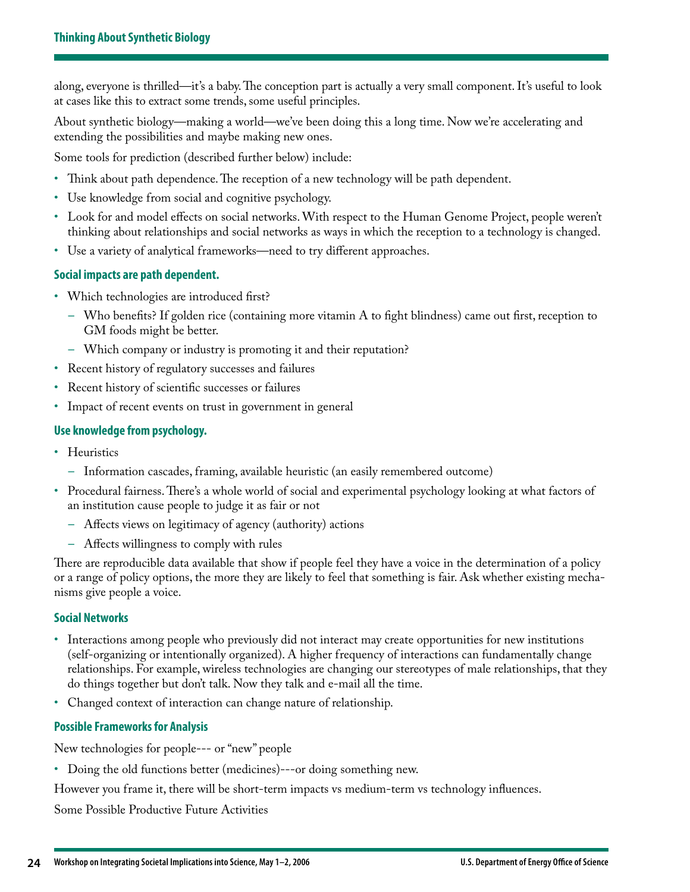along, everyone is thrilled—it's a baby. The conception part is actually a very small component. It's useful to look at cases like this to extract some trends, some useful principles.

About synthetic biology—making a world—we've been doing this a long time. Now we're accelerating and extending the possibilities and maybe making new ones.

Some tools for prediction (described further below) include:

- Think about path dependence. The reception of a new technology will be path dependent.
- Use knowledge from social and cognitive psychology.
- Look for and model effects on social networks. With respect to the Human Genome Project, people weren't thinking about relationships and social networks as ways in which the reception to a technology is changed.
- Use a variety of analytical frameworks—need to try different approaches.

### Social impacts are path dependent.

- Which technologies are introduced first?
  - Who benefits? If golden rice (containing more vitamin A to fight blindness) came out first, reception to GM foods might be better.
  - Which company or industry is promoting it and their reputation?
- Recent history of regulatory successes and failures
- Recent history of scientific successes or failures
- Impact of recent events on trust in government in general

### Use knowledge from psychology.

- Heuristics
  - Information cascades, framing, available heuristic (an easily remembered outcome)
- Procedural fairness. There's a whole world of social and experimental psychology looking at what factors of an institution cause people to judge it as fair or not
  - Affects views on legitimacy of agency (authority) actions
  - Affects willingness to comply with rules

There are reproducible data available that show if people feel they have a voice in the determination of a policy or a range of policy options, the more they are likely to feel that something is fair. Ask whether existing mechanisms give people a voice.

### Social Networks

- Interactions among people who previously did not interact may create opportunities for new institutions (self-organizing or intentionally organized). A higher frequency of interactions can fundamentally change relationships. For example, wireless technologies are changing our stereotypes of male relationships, that they do things together but don't talk. Now they talk and e-mail all the time.
- Changed context of interaction can change nature of relationship.

### Possible Frameworks for Analysis

New technologies for people--- or "new" people

- Doing the old functions better (medicines)---or doing something new.

However you frame it, there will be short-term impacts vs medium-term vs technology influences.

Some Possible Productive Future Activities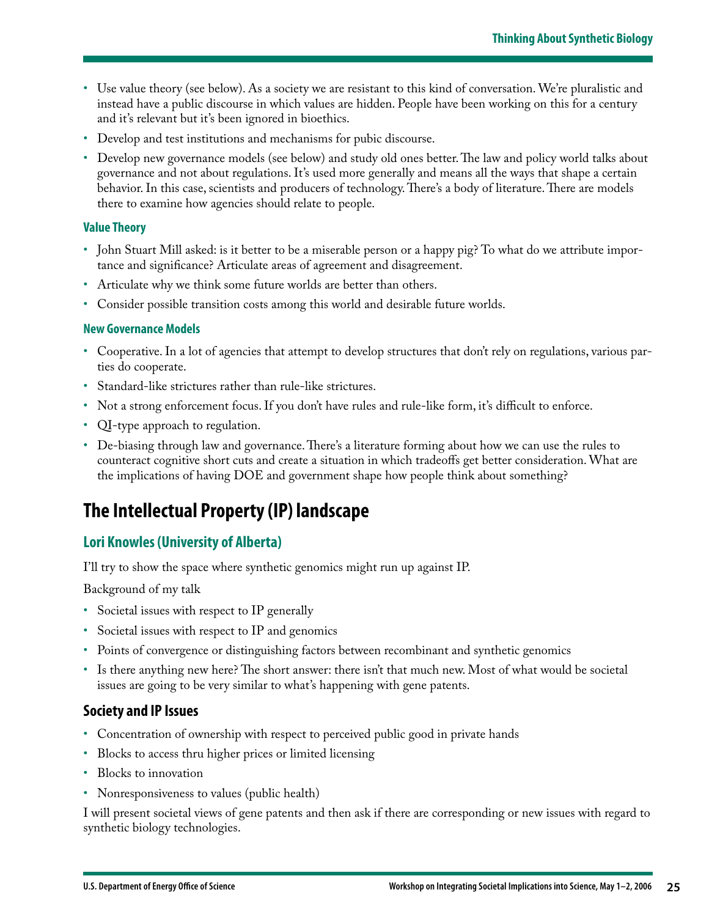- Use value theory (see below). As a society we are resistant to this kind of conversation. We're pluralistic and instead have a public discourse in which values are hidden. People have been working on this for a century and it's relevant but it's been ignored in bioethics.
- Develop and test institutions and mechanisms for pubic discourse.
- Develop new governance models (see below) and study old ones better. The law and policy world talks about governance and not about regulations. It's used more generally and means all the ways that shape a certain behavior. In this case, scientists and producers of technology. There's a body of literature. There are models there to examine how agencies should relate to people.

#### Value Theory

- John Stuart Mill asked: is it better to be a miserable person or a happy pig? To what do we attribute importance and significance? Articulate areas of agreement and disagreement.
- Articulate why we think some future worlds are better than others.
- Consider possible transition costs among this world and desirable future worlds.

#### New Governance Models

- Cooperative. In a lot of agencies that attempt to develop structures that don't rely on regulations, various parties do cooperate.
- Standard-like strictures rather than rule-like strictures.
- Not a strong enforcement focus. If you don't have rules and rule-like form, it's difficult to enforce.
- QI-type approach to regulation.
- De-biasing through law and governance. There's a literature forming about how we can use the rules to counteract cognitive short cuts and create a situation in which tradeoffs get better consideration. What are the implications of having DOE and government shape how people think about something?

## The Intellectual Property (IP) landscape

### Lori Knowles (University of Alberta)

I'll try to show the space where synthetic genomics might run up against IP.

Background of my talk

- Societal issues with respect to IP generally
- Societal issues with respect to IP and genomics
- Points of convergence or distinguishing factors between recombinant and synthetic genomics
- Is there anything new here? The short answer: there isn't that much new. Most of what would be societal issues are going to be very similar to what's happening with gene patents.

### Society and IP Issues

- Concentration of ownership with respect to perceived public good in private hands
- Blocks to access thru higher prices or limited licensing
- Blocks to innovation
- Nonresponsiveness to values (public health)

I will present societal views of gene patents and then ask if there are corresponding or new issues with regard to synthetic biology technologies.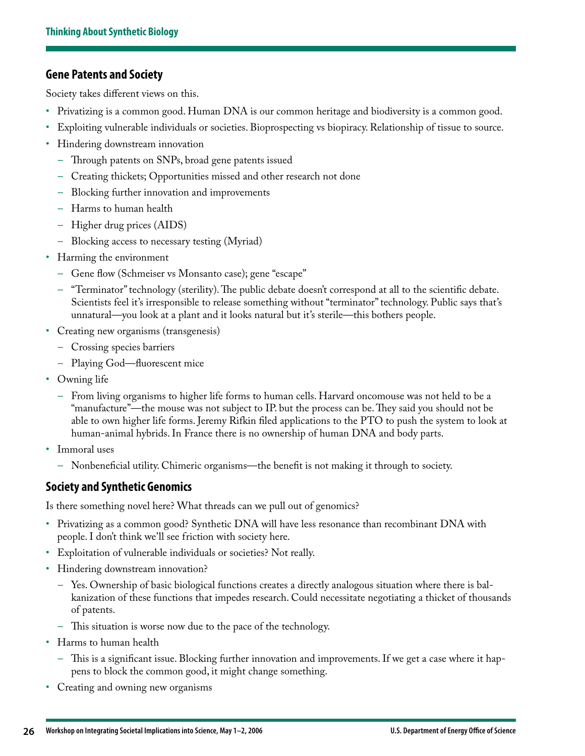## Gene Patents and Society

Society takes different views on this.

- Privatizing is a common good. Human DNA is our common heritage and biodiversity is a common good.
- Exploiting vulnerable individuals or societies. Bioprospecting vs biopiracy. Relationship of tissue to source.
- Hindering downstream innovation
  - Through patents on SNPs, broad gene patents issued
  - Creating thickets; Opportunities missed and other research not done
  - Blocking further innovation and improvements
  - Harms to human health
  - Higher drug prices (AIDS)
  - Blocking access to necessary testing (Myriad)
- Harming the environment
  - Gene flow (Schmeiser vs Monsanto case); gene "escape"
  - "Terminator" technology (sterility). The public debate doesn't correspond at all to the scientific debate. Scientists feel it's irresponsible to release something without "terminator" technology. Public says that's unnatural—you look at a plant and it looks natural but it's sterile—this bothers people.
- Creating new organisms (transgenesis)
  - Crossing species barriers
  - Playing God—fluorescent mice
- Owning life
  - From living organisms to higher life forms to human cells. Harvard oncomouse was not held to be a "manufacture"—the mouse was not subject to IP. but the process can be. They said you should not be able to own higher life forms. Jeremy Rifkin filed applications to the PTO to push the system to look at human-animal hybrids. In France there is no ownership of human DNA and body parts.
- Immoral uses
  - Nonbeneficial utility. Chimeric organisms—the benefit is not making it through to society.

## Society and Synthetic Genomics

Is there something novel here? What threads can we pull out of genomics?

- Privatizing as a common good? Synthetic DNA will have less resonance than recombinant DNA with people. I don't think we'll see friction with society here.
- Exploitation of vulnerable individuals or societies? Not really.
- Hindering downstream innovation?
  - Yes. Ownership of basic biological functions creates a directly analogous situation where there is balkanization of these functions that impedes research. Could necessitate negotiating a thicket of thousands of patents.
  - This situation is worse now due to the pace of the technology.
- Harms to human health
  - This is a significant issue. Blocking further innovation and improvements. If we get a case where it happens to block the common good, it might change something.
- Creating and owning new organisms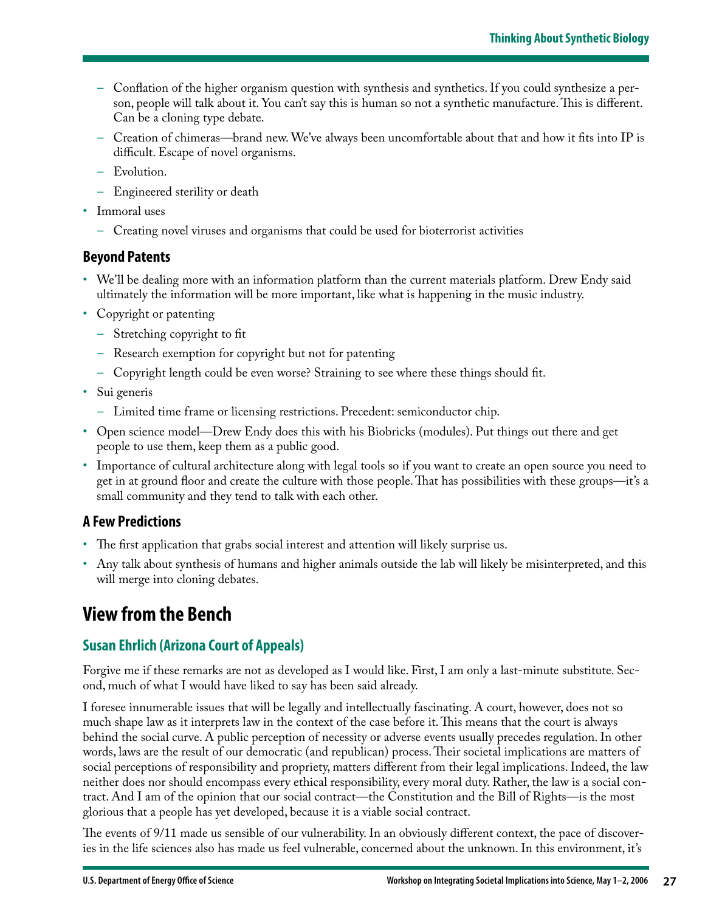- Conflation of the higher organism question with synthesis and synthetics. If you could synthesize a person, people will talk about it. You can't say this is human so not a synthetic manufacture. This is different. Can be a cloning type debate.
  - Creation of chimeras—brand new. We've always been uncomfortable about that and how it fits into IP is difficult. Escape of novel organisms.
  - Evolution.
  - Engineered sterility or death
- Immoral uses
  - Creating novel viruses and organisms that could be used for bioterrorist activities

### Beyond Patents

- We'll be dealing more with an information platform than the current materials platform. Drew Endy said ultimately the information will be more important, like what is happening in the music industry.
- Copyright or patenting
  - Stretching copyright to fit
  - Research exemption for copyright but not for patenting
  - Copyright length could be even worse? Straining to see where these things should fit.
- Sui generis
  - Limited time frame or licensing restrictions. Precedent: semiconductor chip.
- Open science model—Drew Endy does this with his Biobricks (modules). Put things out there and get people to use them, keep them as a public good.
- Importance of cultural architecture along with legal tools so if you want to create an open source you need to get in at ground floor and create the culture with those people. That has possibilities with these groups—it's a small community and they tend to talk with each other.

### A Few Predictions

- The first application that grabs social interest and attention will likely surprise us.
- Any talk about synthesis of humans and higher animals outside the lab will likely be misinterpreted, and this will merge into cloning debates.

## View from the Bench

### Susan Ehrlich (Arizona Court of Appeals)

Forgive me if these remarks are not as developed as I would like. First, I am only a last-minute substitute. Second, much of what I would have liked to say has been said already.

I foresee innumerable issues that will be legally and intellectually fascinating. A court, however, does not so much shape law as it interprets law in the context of the case before it. This means that the court is always behind the social curve. A public perception of necessity or adverse events usually precedes regulation. In other words, laws are the result of our democratic (and republican) process. Their societal implications are matters of social perceptions of responsibility and propriety, matters different from their legal implications. Indeed, the law neither does nor should encompass every ethical responsibility, every moral duty. Rather, the law is a social contract. And I am of the opinion that our social contract—the Constitution and the Bill of Rights—is the most glorious that a people has yet developed, because it is a viable social contract.

The events of 9/11 made us sensible of our vulnerability. In an obviously different context, the pace of discoveries in the life sciences also has made us feel vulnerable, concerned about the unknown. In this environment, it's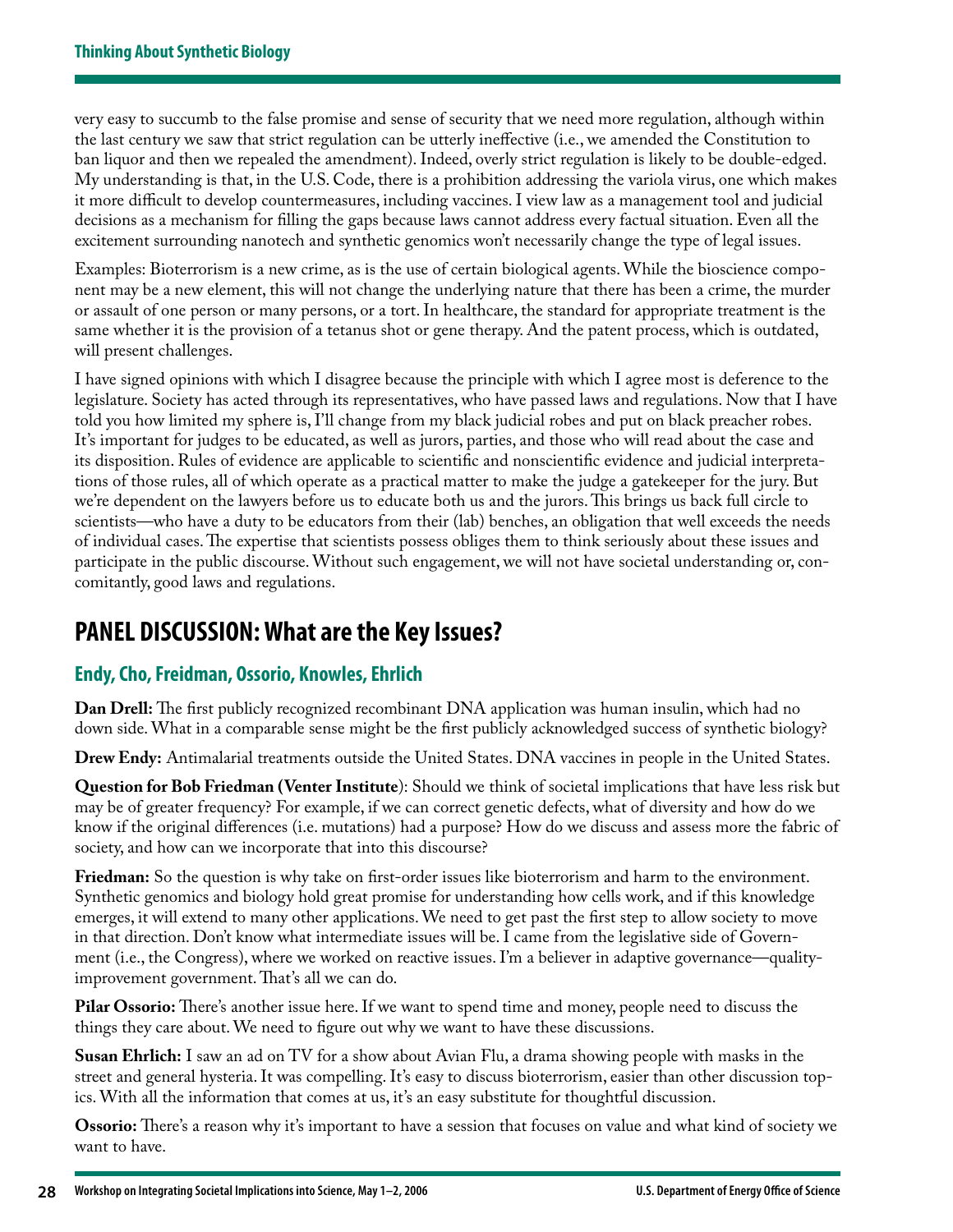very easy to succumb to the false promise and sense of security that we need more regulation, although within the last century we saw that strict regulation can be utterly ineffective (i.e., we amended the Constitution to ban liquor and then we repealed the amendment). Indeed, overly strict regulation is likely to be double-edged. My understanding is that, in the U.S. Code, there is a prohibition addressing the variola virus, one which makes it more difficult to develop countermeasures, including vaccines. I view law as a management tool and judicial decisions as a mechanism for filling the gaps because laws cannot address every factual situation. Even all the excitement surrounding nanotech and synthetic genomics won't necessarily change the type of legal issues.

Examples: Bioterrorism is a new crime, as is the use of certain biological agents. While the bioscience component may be a new element, this will not change the underlying nature that there has been a crime, the murder or assault of one person or many persons, or a tort. In healthcare, the standard for appropriate treatment is the same whether it is the provision of a tetanus shot or gene therapy. And the patent process, which is outdated, will present challenges.

I have signed opinions with which I disagree because the principle with which I agree most is deference to the legislature. Society has acted through its representatives, who have passed laws and regulations. Now that I have told you how limited my sphere is, I'll change from my black judicial robes and put on black preacher robes. It's important for judges to be educated, as well as jurors, parties, and those who will read about the case and its disposition. Rules of evidence are applicable to scientific and nonscientific evidence and judicial interpretations of those rules, all of which operate as a practical matter to make the judge a gatekeeper for the jury. But we're dependent on the lawyers before us to educate both us and the jurors. This brings us back full circle to scientists—who have a duty to be educators from their (lab) benches, an obligation that well exceeds the needs of individual cases. The expertise that scientists possess obliges them to think seriously about these issues and participate in the public discourse. Without such engagement, we will not have societal understanding or, concomitantly, good laws and regulations.

## PANEL DISCUSSION: What are the Key Issues?

### Endy, Cho, Freidman, Ossorio, Knowles, Ehrlich

**Dan Drell:** The first publicly recognized recombinant DNA application was human insulin, which had no down side. What in a comparable sense might be the first publicly acknowledged success of synthetic biology?

**Drew Endy:** Antimalarial treatments outside the United States. DNA vaccines in people in the United States.

**Question for Bob Friedman (Venter Institute**): Should we think of societal implications that have less risk but may be of greater frequency? For example, if we can correct genetic defects, what of diversity and how do we know if the original differences (i.e. mutations) had a purpose? How do we discuss and assess more the fabric of society, and how can we incorporate that into this discourse?

**Friedman:** So the question is why take on first-order issues like bioterrorism and harm to the environment. Synthetic genomics and biology hold great promise for understanding how cells work, and if this knowledge emerges, it will extend to many other applications. We need to get past the first step to allow society to move in that direction. Don't know what intermediate issues will be. I came from the legislative side of Government (i.e., the Congress), where we worked on reactive issues. I'm a believer in adaptive governance—quality-improvement government. That's all we can do.

**Pilar Ossorio:** There's another issue here. If we want to spend time and money, people need to discuss the things they care about. We need to figure out why we want to have these discussions.

**Susan Ehrlich:** I saw an ad on TV for a show about Avian Flu, a drama showing people with masks in the street and general hysteria. It was compelling. It's easy to discuss bioterrorism, easier than other discussion topics. With all the information that comes at us, it's an easy substitute for thoughtful discussion.

**Ossorio:** There's a reason why it's important to have a session that focuses on value and what kind of society we want to have.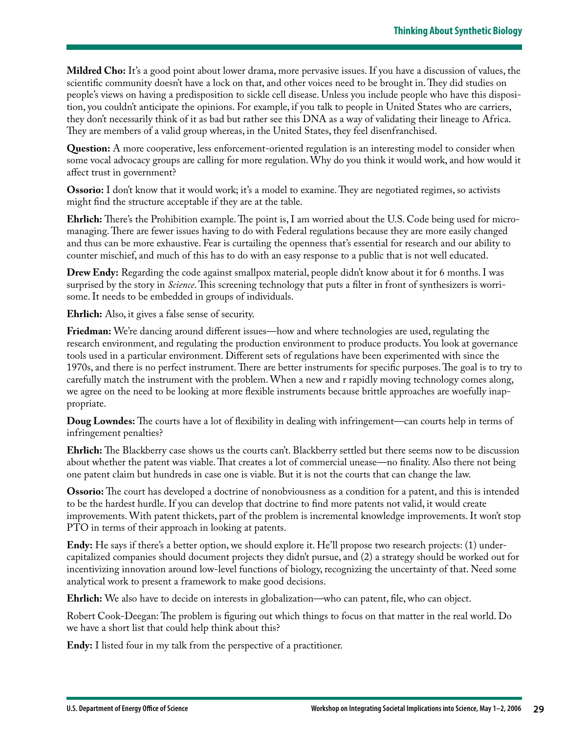**Mildred Cho:** It's a good point about lower drama, more pervasive issues. If you have a discussion of values, the scientific community doesn't have a lock on that, and other voices need to be brought in. They did studies on people's views on having a predisposition to sickle cell disease. Unless you include people who have this disposition, you couldn't anticipate the opinions. For example, if you talk to people in United States who are carriers, they don't necessarily think of it as bad but rather see this DNA as a way of validating their lineage to Africa. They are members of a valid group whereas, in the United States, they feel disenfranchised.

**Question:** A more cooperative, less enforcement-oriented regulation is an interesting model to consider when some vocal advocacy groups are calling for more regulation. Why do you think it would work, and how would it affect trust in government?

**Ossorio:** I don't know that it would work; it's a model to examine. They are negotiated regimes, so activists might find the structure acceptable if they are at the table.

**Ehrlich:** There's the Prohibition example. The point is, I am worried about the U.S. Code being used for micromanaging. There are fewer issues having to do with Federal regulations because they are more easily changed and thus can be more exhaustive. Fear is curtailing the openness that's essential for research and our ability to counter mischief, and much of this has to do with an easy response to a public that is not well educated.

**Drew Endy:** Regarding the code against smallpox material, people didn't know about it for 6 months. I was surprised by the story in *Science*. This screening technology that puts a filter in front of synthesizers is worrisome. It needs to be embedded in groups of individuals.

**Ehrlich:** Also, it gives a false sense of security.

**Friedman:** We're dancing around different issues—how and where technologies are used, regulating the research environment, and regulating the production environment to produce products. You look at governance tools used in a particular environment. Different sets of regulations have been experimented with since the 1970s, and there is no perfect instrument. There are better instruments for specific purposes. The goal is to try to carefully match the instrument with the problem. When a new and r rapidly moving technology comes along, we agree on the need to be looking at more flexible instruments because brittle approaches are woefully inappropriate.

**Doug Lowndes:** The courts have a lot of flexibility in dealing with infringement—can courts help in terms of infringement penalties?

**Ehrlich:** The Blackberry case shows us the courts can't. Blackberry settled but there seems now to be discussion about whether the patent was viable. That creates a lot of commercial unease—no finality. Also there not being one patent claim but hundreds in case one is viable. But it is not the courts that can change the law.

**Ossorio:** The court has developed a doctrine of nonobviousness as a condition for a patent, and this is intended to be the hardest hurdle. If you can develop that doctrine to find more patents not valid, it would create improvements. With patent thickets, part of the problem is incremental knowledge improvements. It won't stop PTO in terms of their approach in looking at patents.

**Endy:** He says if there's a better option, we should explore it. He'll propose two research projects: (1) undercapitalized companies should document projects they didn't pursue, and (2) a strategy should be worked out for incentivizing innovation around low-level functions of biology, recognizing the uncertainty of that. Need some analytical work to present a framework to make good decisions.

**Ehrlich:** We also have to decide on interests in globalization—who can patent, file, who can object.

Robert Cook-Deegan: The problem is figuring out which things to focus on that matter in the real world. Do we have a short list that could help think about this?

**Endy:** I listed four in my talk from the perspective of a practitioner.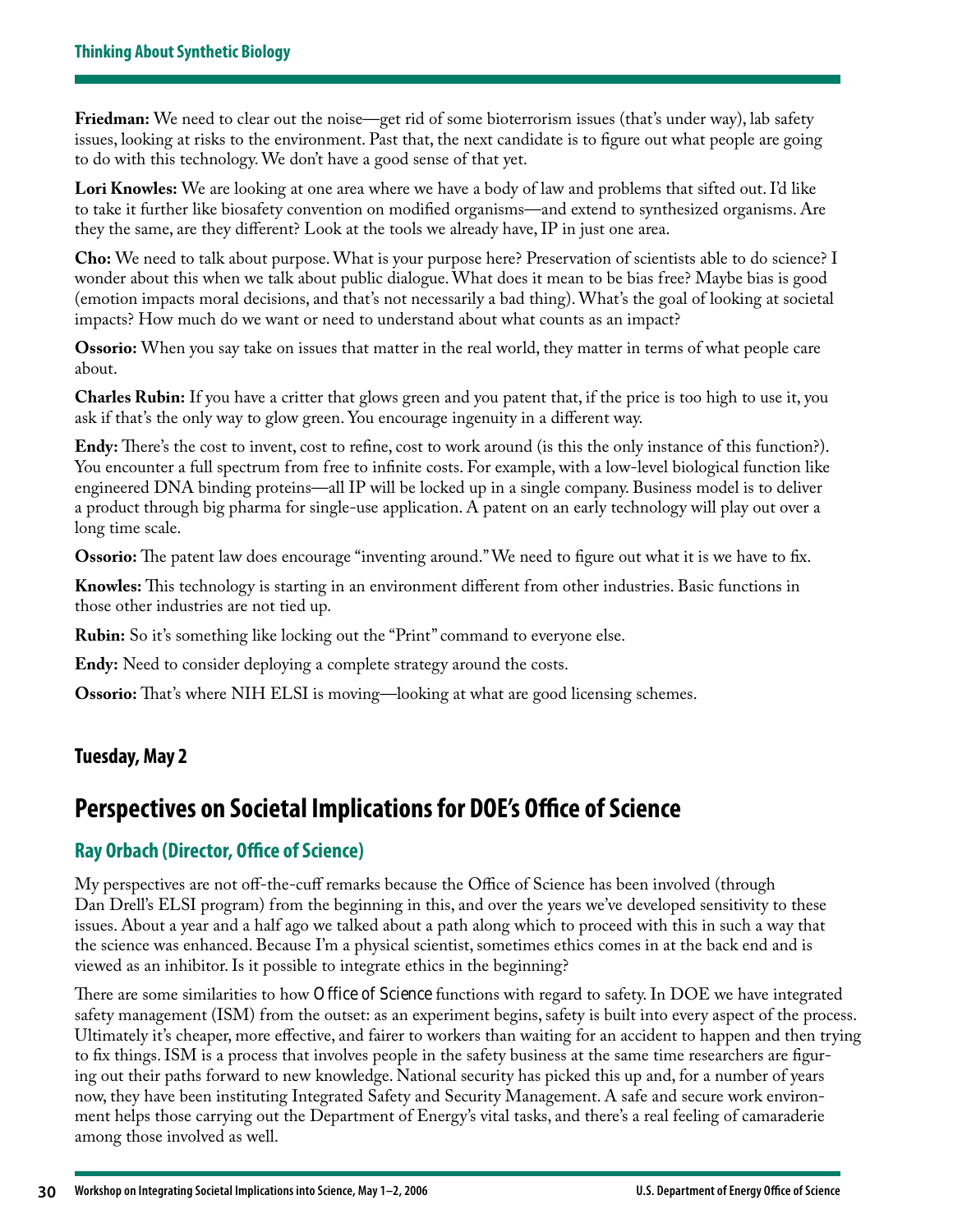**Friedman:** We need to clear out the noise—get rid of some bioterrorism issues (that's under way), lab safety issues, looking at risks to the environment. Past that, the next candidate is to figure out what people are going to do with this technology. We don't have a good sense of that yet.

**Lori Knowles:** We are looking at one area where we have a body of law and problems that sifted out. I'd like to take it further like biosafety convention on modified organisms—and extend to synthesized organisms. Are they the same, are they different? Look at the tools we already have, IP in just one area.

**Cho:** We need to talk about purpose. What is your purpose here? Preservation of scientists able to do science? I wonder about this when we talk about public dialogue. What does it mean to be bias free? Maybe bias is good (emotion impacts moral decisions, and that's not necessarily a bad thing). What's the goal of looking at societal impacts? How much do we want or need to understand about what counts as an impact?

**Ossorio:** When you say take on issues that matter in the real world, they matter in terms of what people care about.

**Charles Rubin:** If you have a critter that glows green and you patent that, if the price is too high to use it, you ask if that's the only way to glow green. You encourage ingenuity in a different way.

**Endy:** There's the cost to invent, cost to refine, cost to work around (is this the only instance of this function?). You encounter a full spectrum from free to infinite costs. For example, with a low-level biological function like engineered DNA binding proteins—all IP will be locked up in a single company. Business model is to deliver a product through big pharma for single-use application. A patent on an early technology will play out over a long time scale.

**Ossorio:** The patent law does encourage "inventing around." We need to figure out what it is we have to fix.

**Knowles:** This technology is starting in an environment different from other industries. Basic functions in those other industries are not tied up.

**Rubin:** So it's something like locking out the "Print" command to everyone else.

**Endy:** Need to consider deploying a complete strategy around the costs.

**Ossorio:** That's where NIH ELSI is moving—looking at what are good licensing schemes.

### Tuesday, May 2

## Perspectives on Societal Implications for DOE's Office of Science

### Ray Orbach (Director, Office of Science)

My perspectives are not off-the-cuff remarks because the Office of Science has been involved (through Dan Drell's ELSI program) from the beginning in this, and over the years we've developed sensitivity to these issues. About a year and a half ago we talked about a path along which to proceed with this in such a way that the science was enhanced. Because I'm a physical scientist, sometimes ethics comes in at the back end and is viewed as an inhibitor. Is it possible to integrate ethics in the beginning?

There are some similarities to how Office of Science functions with regard to safety. In DOE we have integrated safety management (ISM) from the outset: as an experiment begins, safety is built into every aspect of the process. Ultimately it's cheaper, more effective, and fairer to workers than waiting for an accident to happen and then trying to fix things. ISM is a process that involves people in the safety business at the same time researchers are figuring out their paths forward to new knowledge. National security has picked this up and, for a number of years now, they have been instituting Integrated Safety and Security Management. A safe and secure work environment helps those carrying out the Department of Energy's vital tasks, and there's a real feeling of camaraderie among those involved as well.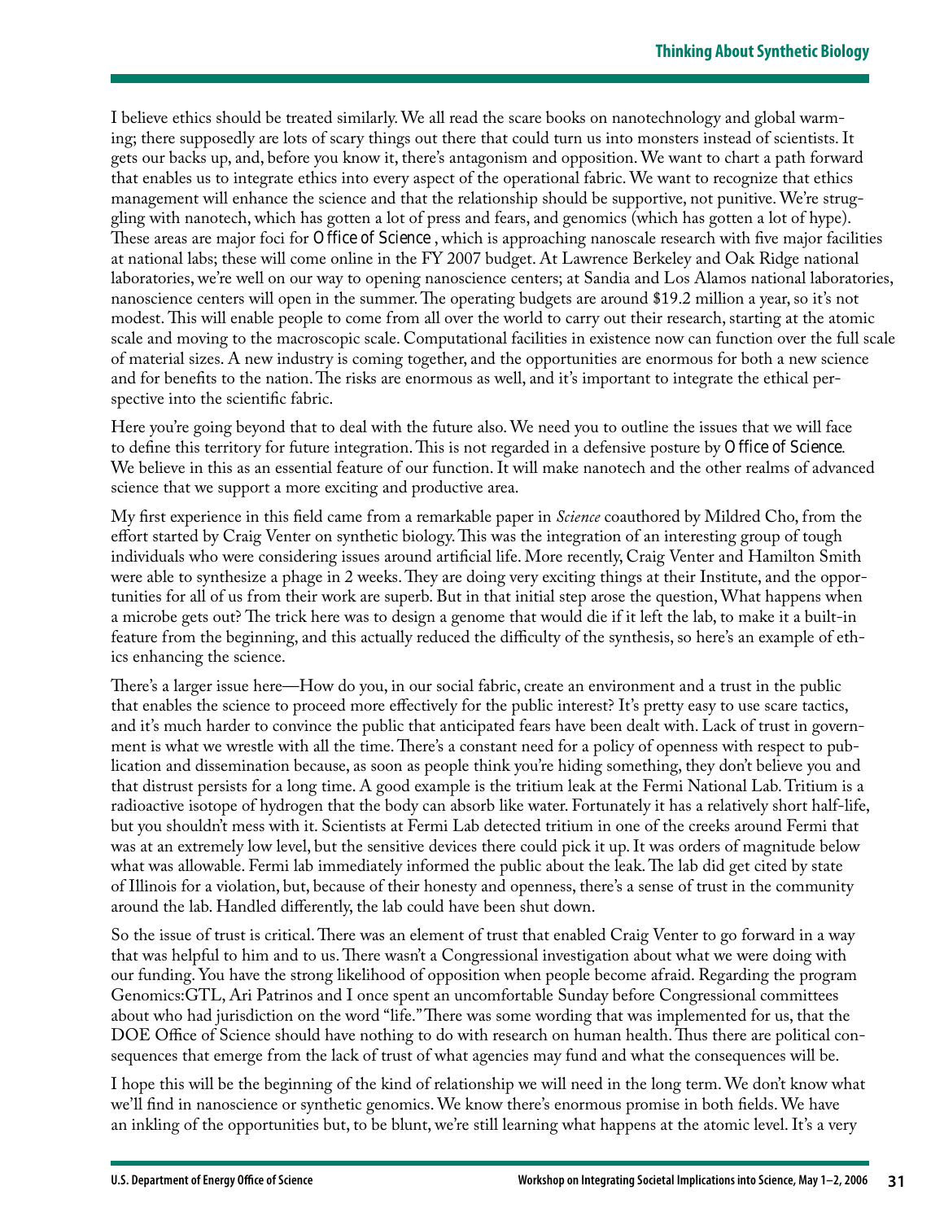I believe ethics should be treated similarly. We all read the scare books on nanotechnology and global warming; there supposedly are lots of scary things out there that could turn us into monsters instead of scientists. It gets our backs up, and, before you know it, there's antagonism and opposition. We want to chart a path forward that enables us to integrate ethics into every aspect of the operational fabric. We want to recognize that ethics management will enhance the science and that the relationship should be supportive, not punitive. We're struggling with nanotech, which has gotten a lot of press and fears, and genomics (which has gotten a lot of hype). These areas are major foci for Office of Science, which is approaching nanoscale research with five major facilities at national labs; these will come online in the FY 2007 budget. At Lawrence Berkeley and Oak Ridge national laboratories, we're well on our way to opening nanoscience centers; at Sandia and Los Alamos national laboratories, nanoscience centers will open in the summer. The operating budgets are around $19.2 million a year, so it's not modest. This will enable people to come from all over the world to carry out their research, starting at the atomic scale and moving to the macroscopic scale. Computational facilities in existence now can function over the full scale of material sizes. A new industry is coming together, and the opportunities are enormous for both a new science and for benefits to the nation. The risks are enormous as well, and it's important to integrate the ethical perspective into the scientific fabric.

Here you're going beyond that to deal with the future also. We need you to outline the issues that we will face to define this territory for future integration. This is not regarded in a defensive posture by Office of Science. We believe in this as an essential feature of our function. It will make nanotech and the other realms of advanced science that we support a more exciting and productive area.

My first experience in this field came from a remarkable paper in *Science* coauthored by Mildred Cho, from the effort started by Craig Venter on synthetic biology. This was the integration of an interesting group of tough individuals who were considering issues around artificial life. More recently, Craig Venter and Hamilton Smith were able to synthesize a phage in 2 weeks. They are doing very exciting things at their Institute, and the opportunities for all of us from their work are superb. But in that initial step arose the question, What happens when a microbe gets out? The trick here was to design a genome that would die if it left the lab, to make it a built-in feature from the beginning, and this actually reduced the difficulty of the synthesis, so here's an example of ethics enhancing the science.

There's a larger issue here—How do you, in our social fabric, create an environment and a trust in the public that enables the science to proceed more effectively for the public interest? It's pretty easy to use scare tactics, and it's much harder to convince the public that anticipated fears have been dealt with. Lack of trust in government is what we wrestle with all the time. There's a constant need for a policy of openness with respect to publication and dissemination because, as soon as people think you're hiding something, they don't believe you and that distrust persists for a long time. A good example is the tritium leak at the Fermi National Lab. Tritium is a radioactive isotope of hydrogen that the body can absorb like water. Fortunately it has a relatively short half-life, but you shouldn't mess with it. Scientists at Fermi Lab detected tritium in one of the creeks around Fermi that was at an extremely low level, but the sensitive devices there could pick it up. It was orders of magnitude below what was allowable. Fermi lab immediately informed the public about the leak. The lab did get cited by state of Illinois for a violation, but, because of their honesty and openness, there's a sense of trust in the community around the lab. Handled differently, the lab could have been shut down.

So the issue of trust is critical. There was an element of trust that enabled Craig Venter to go forward in a way that was helpful to him and to us. There wasn't a Congressional investigation about what we were doing with our funding. You have the strong likelihood of opposition when people become afraid. Regarding the program Genomics:GTL, Ari Patrinos and I once spent an uncomfortable Sunday before Congressional committees about who had jurisdiction on the word "life." There was some wording that was implemented for us, that the DOE Office of Science should have nothing to do with research on human health. Thus there are political consequences that emerge from the lack of trust of what agencies may fund and what the consequences will be.

I hope this will be the beginning of the kind of relationship we will need in the long term. We don't know what we'll find in nanoscience or synthetic genomics. We know there's enormous promise in both fields. We have an inkling of the opportunities but, to be blunt, we're still learning what happens at the atomic level. It's a very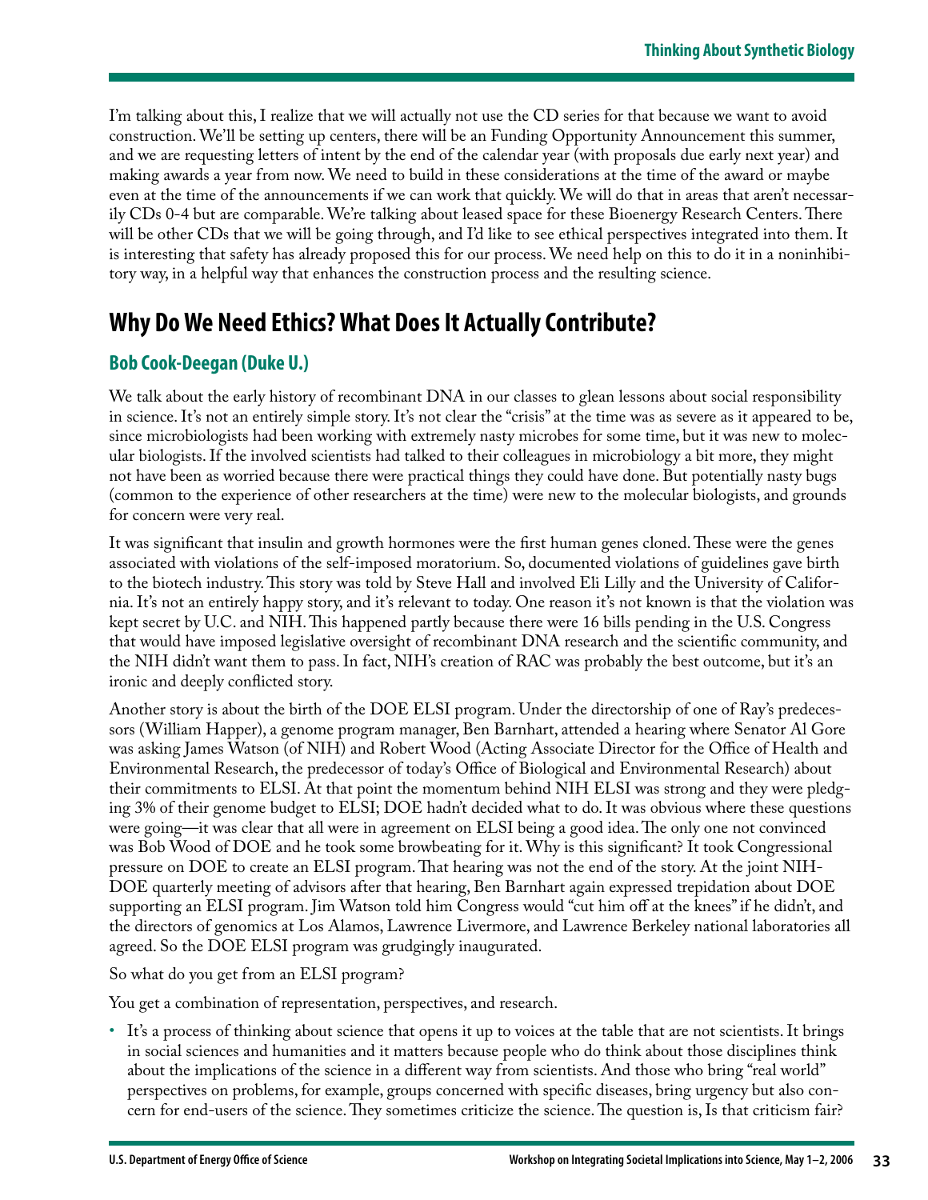I'm talking about this, I realize that we will actually not use the CD series for that because we want to avoid construction. We'll be setting up centers, there will be an Funding Opportunity Announcement this summer, and we are requesting letters of intent by the end of the calendar year (with proposals due early next year) and making awards a year from now. We need to build in these considerations at the time of the award or maybe even at the time of the announcements if we can work that quickly. We will do that in areas that aren't necessarily CDs 0-4 but are comparable. We're talking about leased space for these Bioenergy Research Centers. There will be other CDs that we will be going through, and I'd like to see ethical perspectives integrated into them. It is interesting that safety has already proposed this for our process. We need help on this to do it in a noninhibitory way, in a helpful way that enhances the construction process and the resulting science.

## Why Do We Need Ethics? What Does It Actually Contribute?

### Bob Cook-Deegan (Duke U.)

We talk about the early history of recombinant DNA in our classes to glean lessons about social responsibility in science. It's not an entirely simple story. It's not clear the "crisis" at the time was as severe as it appeared to be, since microbiologists had been working with extremely nasty microbes for some time, but it was new to molecular biologists. If the involved scientists had talked to their colleagues in microbiology a bit more, they might not have been as worried because there were practical things they could have done. But potentially nasty bugs (common to the experience of other researchers at the time) were new to the molecular biologists, and grounds for concern were very real.

It was significant that insulin and growth hormones were the first human genes cloned. These were the genes associated with violations of the self-imposed moratorium. So, documented violations of guidelines gave birth to the biotech industry. This story was told by Steve Hall and involved Eli Lilly and the University of California. It's not an entirely happy story, and it's relevant to today. One reason it's not known is that the violation was kept secret by U.C. and NIH. This happened partly because there were 16 bills pending in the U.S. Congress that would have imposed legislative oversight of recombinant DNA research and the scientific community, and the NIH didn't want them to pass. In fact, NIH's creation of RAC was probably the best outcome, but it's an ironic and deeply conflicted story.

Another story is about the birth of the DOE ELSI program. Under the directorship of one of Ray's predecessors (William Happer), a genome program manager, Ben Barnhart, attended a hearing where Senator Al Gore was asking James Watson (of NIH) and Robert Wood (Acting Associate Director for the Office of Health and Environmental Research, the predecessor of today's Office of Biological and Environmental Research) about their commitments to ELSI. At that point the momentum behind NIH ELSI was strong and they were pledging 3% of their genome budget to ELSI; DOE hadn't decided what to do. It was obvious where these questions were going—it was clear that all were in agreement on ELSI being a good idea. The only one not convinced was Bob Wood of DOE and he took some browbeating for it. Why is this significant? It took Congressional pressure on DOE to create an ELSI program. That hearing was not the end of the story. At the joint NIH-DOE quarterly meeting of advisors after that hearing, Ben Barnhart again expressed trepidation about DOE supporting an ELSI program. Jim Watson told him Congress would "cut him off at the knees" if he didn't, and the directors of genomics at Los Alamos, Lawrence Livermore, and Lawrence Berkeley national laboratories all agreed. So the DOE ELSI program was grudgingly inaugurated.

So what do you get from an ELSI program?

You get a combination of representation, perspectives, and research.

- It's a process of thinking about science that opens it up to voices at the table that are not scientists. It brings in social sciences and humanities and it matters because people who do think about those disciplines think about the implications of the science in a different way from scientists. And those who bring "real world" perspectives on problems, for example, groups concerned with specific diseases, bring urgency but also concern for end-users of the science. They sometimes criticize the science. The question is, Is that criticism fair?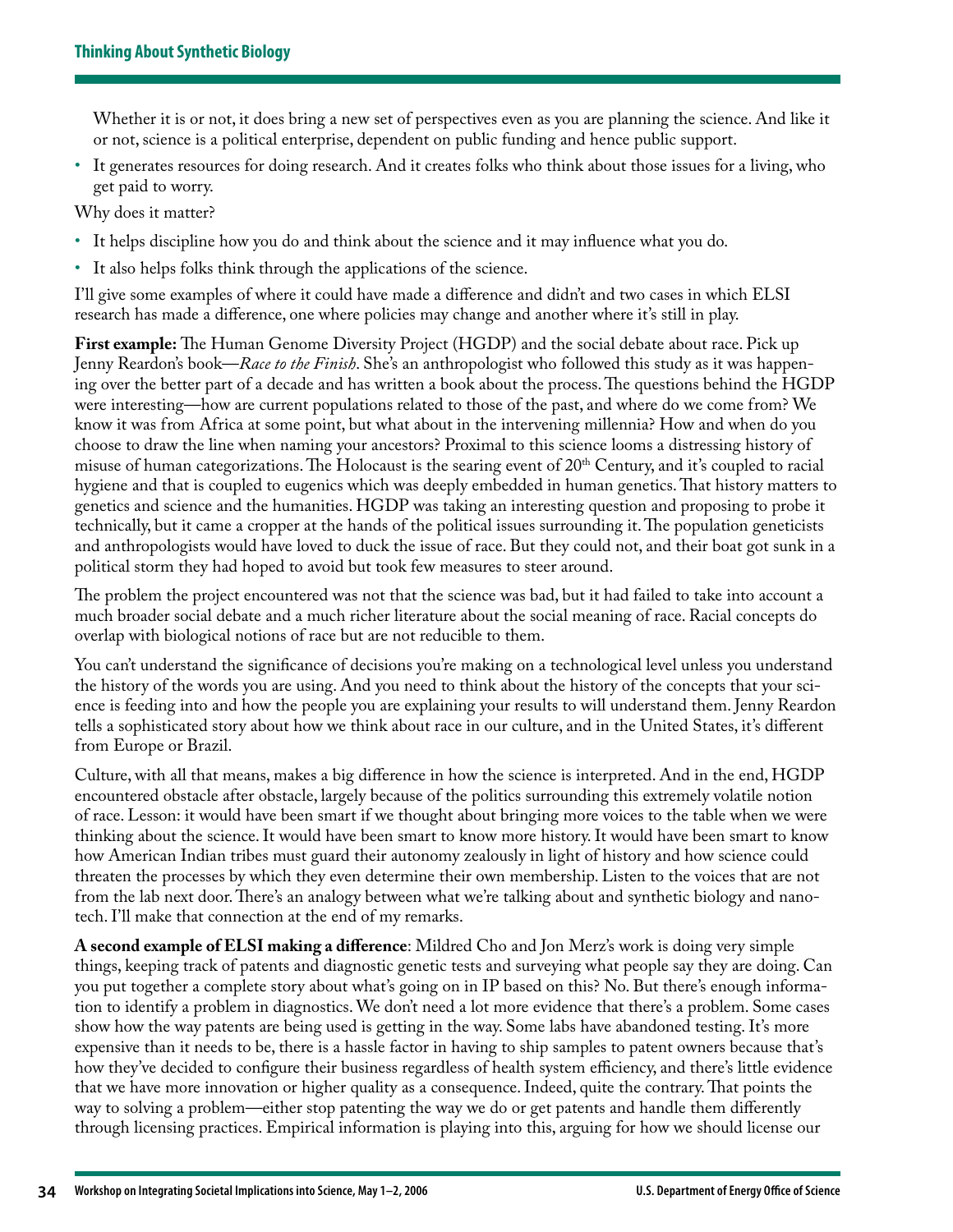Whether it is or not, it does bring a new set of perspectives even as you are planning the science. And like it or not, science is a political enterprise, dependent on public funding and hence public support.

- It generates resources for doing research. And it creates folks who think about those issues for a living, who get paid to worry.

Why does it matter?

- It helps discipline how you do and think about the science and it may influence what you do.
- It also helps folks think through the applications of the science.

I'll give some examples of where it could have made a difference and didn't and two cases in which ELSI research has made a difference, one where policies may change and another where it's still in play.

**First example:** The Human Genome Diversity Project (HGDP) and the social debate about race. Pick up Jenny Reardon's book—*Race to the Finish*. She's an anthropologist who followed this study as it was happening over the better part of a decade and has written a book about the process. The questions behind the HGDP were interesting—how are current populations related to those of the past, and where do we come from? We know it was from Africa at some point, but what about in the intervening millennia? How and when do you choose to draw the line when naming your ancestors? Proximal to this science looms a distressing history of misuse of human categorizations. The Holocaust is the searing event of 20th Century, and it's coupled to racial hygiene and that is coupled to eugenics which was deeply embedded in human genetics. That history matters to genetics and science and the humanities. HGDP was taking an interesting question and proposing to probe it technically, but it came a cropper at the hands of the political issues surrounding it. The population geneticists and anthropologists would have loved to duck the issue of race. But they could not, and their boat got sunk in a political storm they had hoped to avoid but took few measures to steer around.

The problem the project encountered was not that the science was bad, but it had failed to take into account a much broader social debate and a much richer literature about the social meaning of race. Racial concepts do overlap with biological notions of race but are not reducible to them.

You can't understand the significance of decisions you're making on a technological level unless you understand the history of the words you are using. And you need to think about the history of the concepts that your science is feeding into and how the people you are explaining your results to will understand them. Jenny Reardon tells a sophisticated story about how we think about race in our culture, and in the United States, it's different from Europe or Brazil.

Culture, with all that means, makes a big difference in how the science is interpreted. And in the end, HGDP encountered obstacle after obstacle, largely because of the politics surrounding this extremely volatile notion of race. Lesson: it would have been smart if we thought about bringing more voices to the table when we were thinking about the science. It would have been smart to know more history. It would have been smart to know how American Indian tribes must guard their autonomy zealously in light of history and how science could threaten the processes by which they even determine their own membership. Listen to the voices that are not from the lab next door. There's an analogy between what we're talking about and synthetic biology and nanotech. I'll make that connection at the end of my remarks.

**A second example of ELSI making a difference**: Mildred Cho and Jon Merz's work is doing very simple things, keeping track of patents and diagnostic genetic tests and surveying what people say they are doing. Can you put together a complete story about what's going on in IP based on this? No. But there's enough information to identify a problem in diagnostics. We don't need a lot more evidence that there's a problem. Some cases show how the way patents are being used is getting in the way. Some labs have abandoned testing. It's more expensive than it needs to be, there is a hassle factor in having to ship samples to patent owners because that's how they've decided to configure their business regardless of health system efficiency, and there's little evidence that we have more innovation or higher quality as a consequence. Indeed, quite the contrary. That points the way to solving a problem—either stop patenting the way we do or get patents and handle them differently through licensing practices. Empirical information is playing into this, arguing for how we should license our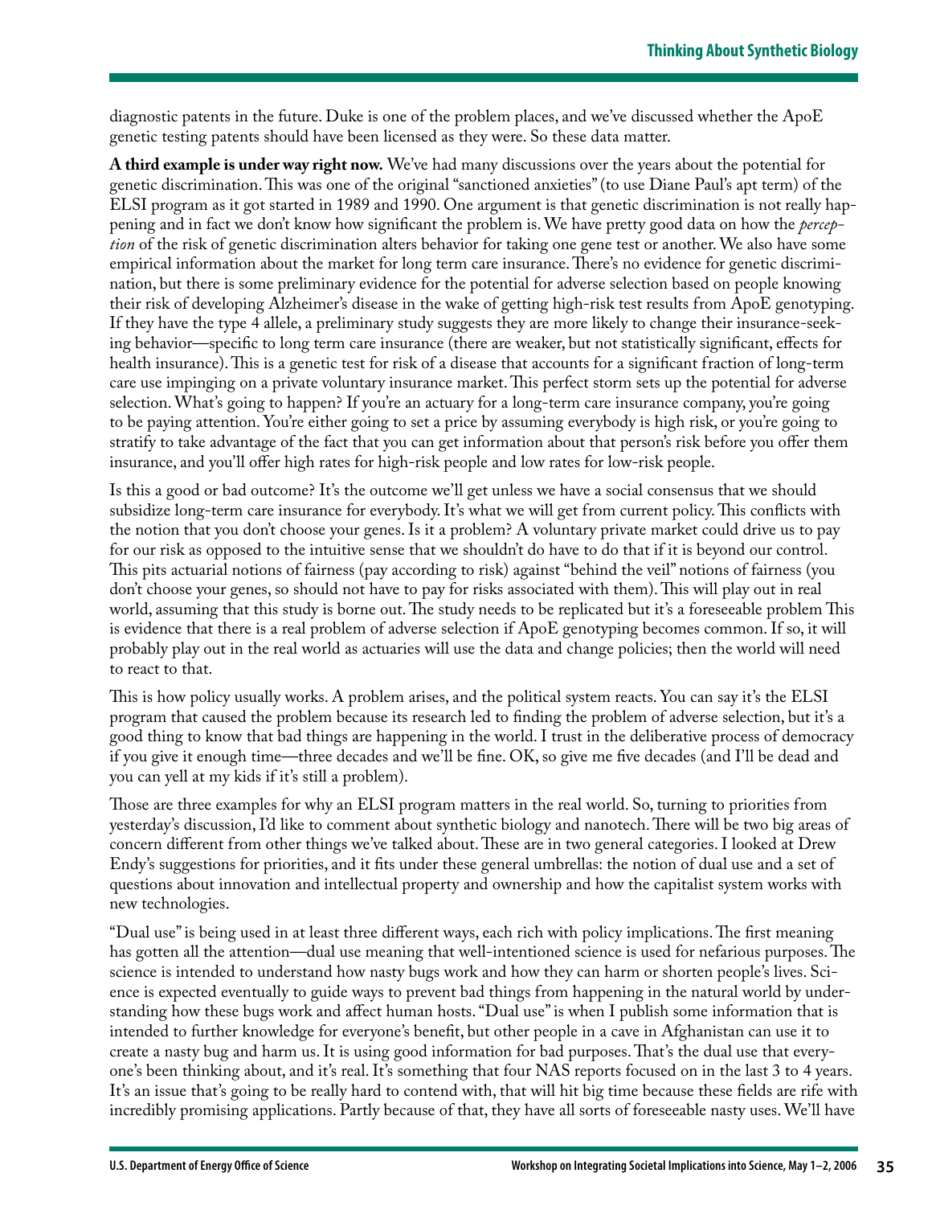diagnostic patents in the future. Duke is one of the problem places, and we've discussed whether the ApoE genetic testing patents should have been licensed as they were. So these data matter.

**A third example is under way right now.** We've had many discussions over the years about the potential for genetic discrimination. This was one of the original "sanctioned anxieties" (to use Diane Paul's apt term) of the ELSI program as it got started in 1989 and 1990. One argument is that genetic discrimination is not really happening and in fact we don't know how significant the problem is. We have pretty good data on how the *perception* of the risk of genetic discrimination alters behavior for taking one gene test or another. We also have some empirical information about the market for long term care insurance. There's no evidence for genetic discrimination, but there is some preliminary evidence for the potential for adverse selection based on people knowing their risk of developing Alzheimer's disease in the wake of getting high-risk test results from ApoE genotyping. If they have the type 4 allele, a preliminary study suggests they are more likely to change their insurance-seeking behavior—specific to long term care insurance (there are weaker, but not statistically significant, effects for health insurance). This is a genetic test for risk of a disease that accounts for a significant fraction of long-term care use impinging on a private voluntary insurance market. This perfect storm sets up the potential for adverse selection. What's going to happen? If you're an actuary for a long-term care insurance company, you're going to be paying attention. You're either going to set a price by assuming everybody is high risk, or you're going to stratify to take advantage of the fact that you can get information about that person's risk before you offer them insurance, and you'll offer high rates for high-risk people and low rates for low-risk people.

Is this a good or bad outcome? It's the outcome we'll get unless we have a social consensus that we should subsidize long-term care insurance for everybody. It's what we will get from current policy. This conflicts with the notion that you don't choose your genes. Is it a problem? A voluntary private market could drive us to pay for our risk as opposed to the intuitive sense that we shouldn't do have to do that if it is beyond our control. This pits actuarial notions of fairness (pay according to risk) against "behind the veil" notions of fairness (you don't choose your genes, so should not have to pay for risks associated with them). This will play out in real world, assuming that this study is borne out. The study needs to be replicated but it's a foreseeable problem This is evidence that there is a real problem of adverse selection if ApoE genotyping becomes common. If so, it will probably play out in the real world as actuaries will use the data and change policies; then the world will need to react to that.

This is how policy usually works. A problem arises, and the political system reacts. You can say it's the ELSI program that caused the problem because its research led to finding the problem of adverse selection, but it's a good thing to know that bad things are happening in the world. I trust in the deliberative process of democracy if you give it enough time—three decades and we'll be fine. OK, so give me five decades (and I'll be dead and you can yell at my kids if it's still a problem).

Those are three examples for why an ELSI program matters in the real world. So, turning to priorities from yesterday's discussion, I'd like to comment about synthetic biology and nanotech. There will be two big areas of concern different from other things we've talked about. These are in two general categories. I looked at Drew Endy's suggestions for priorities, and it fits under these general umbrellas: the notion of dual use and a set of questions about innovation and intellectual property and ownership and how the capitalist system works with new technologies.

"Dual use" is being used in at least three different ways, each rich with policy implications. The first meaning has gotten all the attention—dual use meaning that well-intentioned science is used for nefarious purposes. The science is intended to understand how nasty bugs work and how they can harm or shorten people's lives. Science is expected eventually to guide ways to prevent bad things from happening in the natural world by understanding how these bugs work and affect human hosts. "Dual use" is when I publish some information that is intended to further knowledge for everyone's benefit, but other people in a cave in Afghanistan can use it to create a nasty bug and harm us. It is using good information for bad purposes. That's the dual use that everyone's been thinking about, and it's real. It's something that four NAS reports focused on in the last 3 to 4 years. It's an issue that's going to be really hard to contend with, that will hit big time because these fields are rife with incredibly promising applications. Partly because of that, they have all sorts of foreseeable nasty uses. We'll have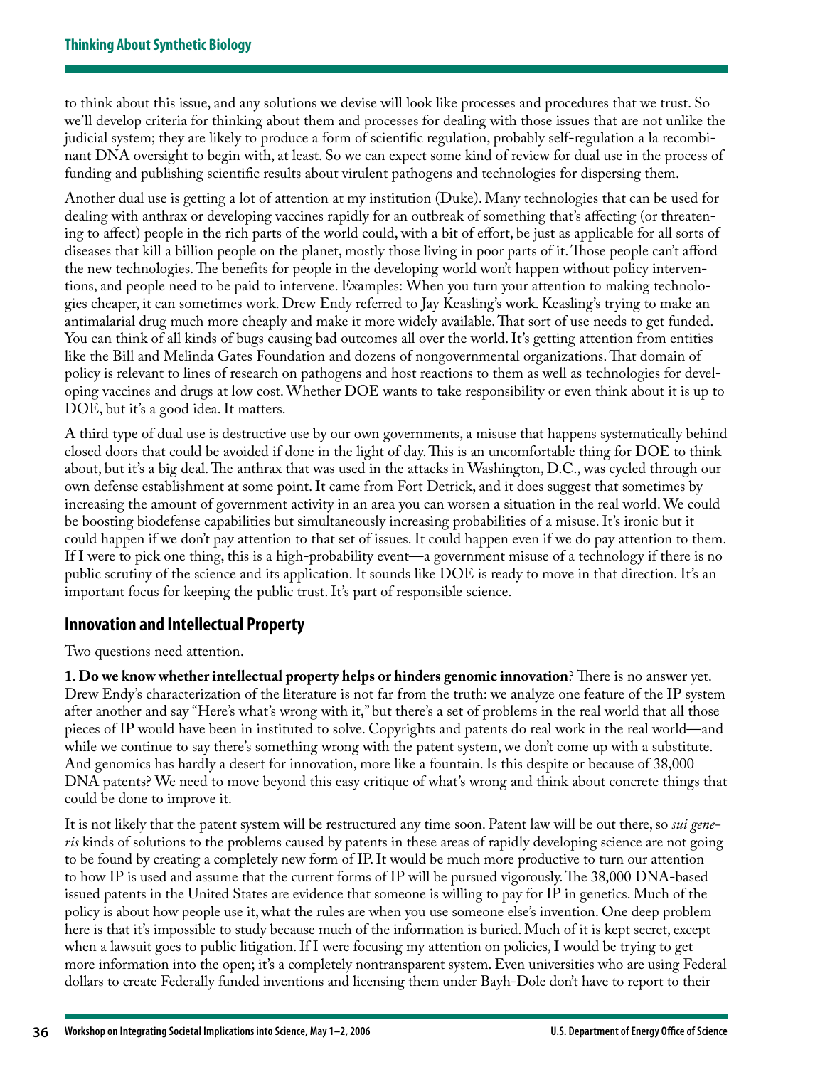to think about this issue, and any solutions we devise will look like processes and procedures that we trust. So we'll develop criteria for thinking about them and processes for dealing with those issues that are not unlike the judicial system; they are likely to produce a form of scientific regulation, probably self-regulation a la recombinant DNA oversight to begin with, at least. So we can expect some kind of review for dual use in the process of funding and publishing scientific results about virulent pathogens and technologies for dispersing them.

Another dual use is getting a lot of attention at my institution (Duke). Many technologies that can be used for dealing with anthrax or developing vaccines rapidly for an outbreak of something that's affecting (or threatening to affect) people in the rich parts of the world could, with a bit of effort, be just as applicable for all sorts of diseases that kill a billion people on the planet, mostly those living in poor parts of it. Those people can't afford the new technologies. The benefits for people in the developing world won't happen without policy interventions, and people need to be paid to intervene. Examples: When you turn your attention to making technologies cheaper, it can sometimes work. Drew Endy referred to Jay Keasling's work. Keasling's trying to make an antimalarial drug much more cheaply and make it more widely available. That sort of use needs to get funded. You can think of all kinds of bugs causing bad outcomes all over the world. It's getting attention from entities like the Bill and Melinda Gates Foundation and dozens of nongovernmental organizations. That domain of policy is relevant to lines of research on pathogens and host reactions to them as well as technologies for developing vaccines and drugs at low cost. Whether DOE wants to take responsibility or even think about it is up to DOE, but it's a good idea. It matters.

A third type of dual use is destructive use by our own governments, a misuse that happens systematically behind closed doors that could be avoided if done in the light of day. This is an uncomfortable thing for DOE to think about, but it's a big deal. The anthrax that was used in the attacks in Washington, D.C., was cycled through our own defense establishment at some point. It came from Fort Detrick, and it does suggest that sometimes by increasing the amount of government activity in an area you can worsen a situation in the real world. We could be boosting biodefense capabilities but simultaneously increasing probabilities of a misuse. It's ironic but it could happen if we don't pay attention to that set of issues. It could happen even if we do pay attention to them. If I were to pick one thing, this is a high-probability event—a government misuse of a technology if there is no public scrutiny of the science and its application. It sounds like DOE is ready to move in that direction. It's an important focus for keeping the public trust. It's part of responsible science.

## Innovation and Intellectual Property

Two questions need attention.

**1. Do we know whether intellectual property helps or hinders genomic innovation**? There is no answer yet. Drew Endy's characterization of the literature is not far from the truth: we analyze one feature of the IP system after another and say "Here's what's wrong with it," but there's a set of problems in the real world that all those pieces of IP would have been in instituted to solve. Copyrights and patents do real work in the real world—and while we continue to say there's something wrong with the patent system, we don't come up with a substitute. And genomics has hardly a desert for innovation, more like a fountain. Is this despite or because of 38,000 DNA patents? We need to move beyond this easy critique of what's wrong and think about concrete things that could be done to improve it.

It is not likely that the patent system will be restructured any time soon. Patent law will be out there, so *sui generis* kinds of solutions to the problems caused by patents in these areas of rapidly developing science are not going to be found by creating a completely new form of IP. It would be much more productive to turn our attention to how IP is used and assume that the current forms of IP will be pursued vigorously. The 38,000 DNA-based issued patents in the United States are evidence that someone is willing to pay for IP in genetics. Much of the policy is about how people use it, what the rules are when you use someone else's invention. One deep problem here is that it's impossible to study because much of the information is buried. Much of it is kept secret, except when a lawsuit goes to public litigation. If I were focusing my attention on policies, I would be trying to get more information into the open; it's a completely nontransparent system. Even universities who are using Federal dollars to create Federally funded inventions and licensing them under Bayh-Dole don't have to report to their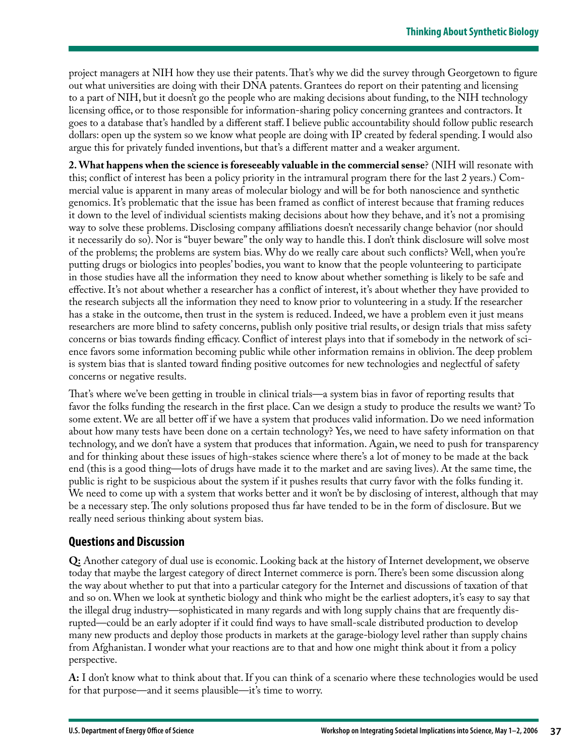project managers at NIH how they use their patents. That's why we did the survey through Georgetown to figure out what universities are doing with their DNA patents. Grantees do report on their patenting and licensing to a part of NIH, but it doesn't go the people who are making decisions about funding, to the NIH technology licensing office, or to those responsible for information-sharing policy concerning grantees and contractors. It goes to a database that's handled by a different staff. I believe public accountability should follow public research dollars: open up the system so we know what people are doing with IP created by federal spending. I would also argue this for privately funded inventions, but that's a different matter and a weaker argument.

**2. What happens when the science is foreseeably valuable in the commercial sense**? (NIH will resonate with this; conflict of interest has been a policy priority in the intramural program there for the last 2 years.) Commercial value is apparent in many areas of molecular biology and will be for both nanoscience and synthetic genomics. It's problematic that the issue has been framed as conflict of interest because that framing reduces it down to the level of individual scientists making decisions about how they behave, and it's not a promising way to solve these problems. Disclosing company affiliations doesn't necessarily change behavior (nor should it necessarily do so). Nor is "buyer beware" the only way to handle this. I don't think disclosure will solve most of the problems; the problems are system bias. Why do we really care about such conflicts? Well, when you're putting drugs or biologics into peoples' bodies, you want to know that the people volunteering to participate in those studies have all the information they need to know about whether something is likely to be safe and effective. It's not about whether a researcher has a conflict of interest, it's about whether they have provided to the research subjects all the information they need to know prior to volunteering in a study. If the researcher has a stake in the outcome, then trust in the system is reduced. Indeed, we have a problem even it just means researchers are more blind to safety concerns, publish only positive trial results, or design trials that miss safety concerns or bias towards finding efficacy. Conflict of interest plays into that if somebody in the network of science favors some information becoming public while other information remains in oblivion. The deep problem is system bias that is slanted toward finding positive outcomes for new technologies and neglectful of safety concerns or negative results.

That's where we've been getting in trouble in clinical trials—a system bias in favor of reporting results that favor the folks funding the research in the first place. Can we design a study to produce the results we want? To some extent. We are all better off if we have a system that produces valid information. Do we need information about how many tests have been done on a certain technology? Yes, we need to have safety information on that technology, and we don't have a system that produces that information. Again, we need to push for transparency and for thinking about these issues of high-stakes science where there's a lot of money to be made at the back end (this is a good thing—lots of drugs have made it to the market and are saving lives). At the same time, the public is right to be suspicious about the system if it pushes results that curry favor with the folks funding it. We need to come up with a system that works better and it won't be by disclosing of interest, although that may be a necessary step. The only solutions proposed thus far have tended to be in the form of disclosure. But we really need serious thinking about system bias.

## Questions and Discussion

**Q:** Another category of dual use is economic. Looking back at the history of Internet development, we observe today that maybe the largest category of direct Internet commerce is porn. There's been some discussion along the way about whether to put that into a particular category for the Internet and discussions of taxation of that and so on. When we look at synthetic biology and think who might be the earliest adopters, it's easy to say that the illegal drug industry—sophisticated in many regards and with long supply chains that are frequently disrupted—could be an early adopter if it could find ways to have small-scale distributed production to develop many new products and deploy those products in markets at the garage-biology level rather than supply chains from Afghanistan. I wonder what your reactions are to that and how one might think about it from a policy perspective.

**A:** I don't know what to think about that. If you can think of a scenario where these technologies would be used for that purpose—and it seems plausible—it's time to worry.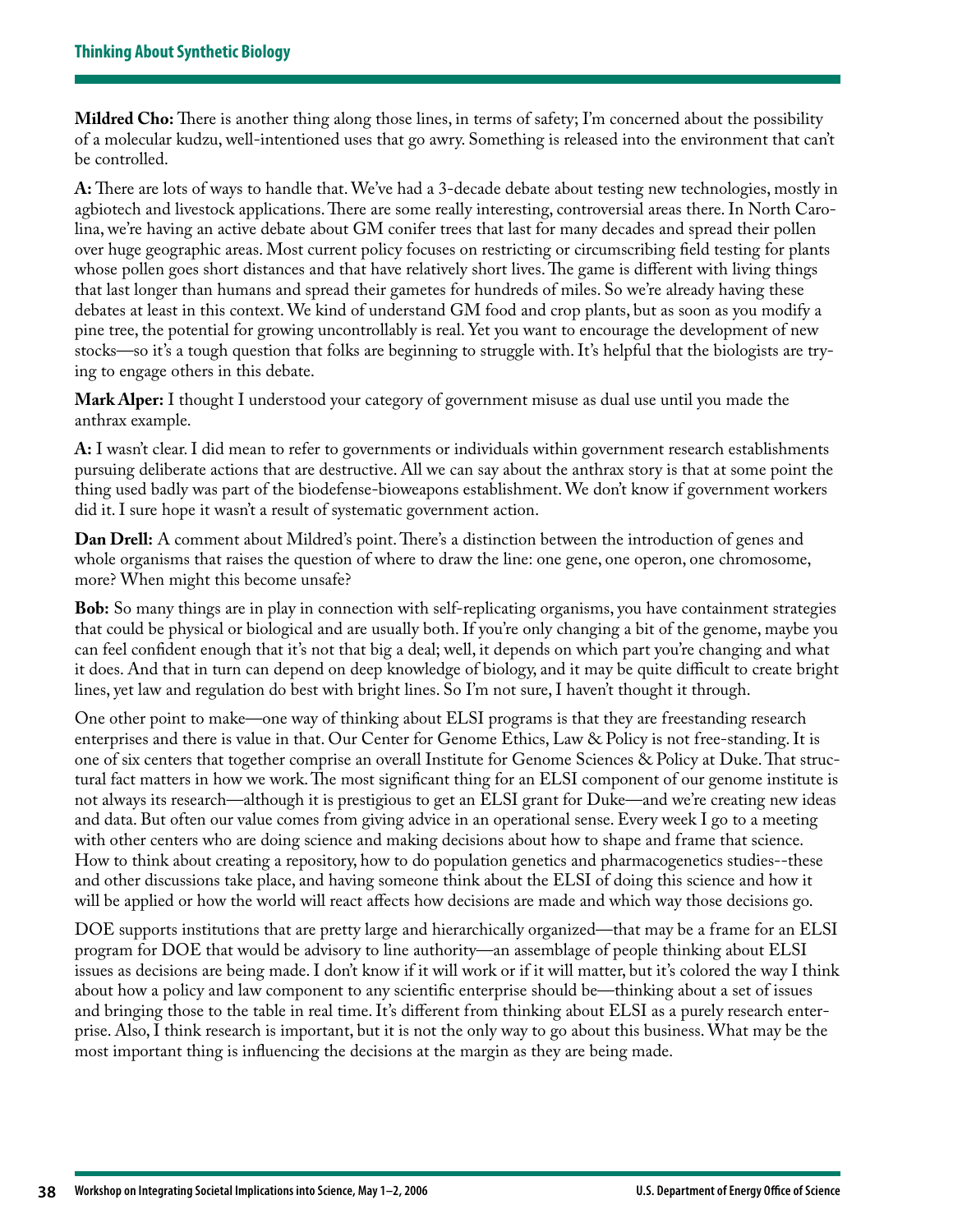**Mildred Cho:** There is another thing along those lines, in terms of safety; I'm concerned about the possibility of a molecular kudzu, well-intentioned uses that go awry. Something is released into the environment that can't be controlled.

**A:** There are lots of ways to handle that. We've had a 3-decade debate about testing new technologies, mostly in agbiotech and livestock applications. There are some really interesting, controversial areas there. In North Carolina, we're having an active debate about GM conifer trees that last for many decades and spread their pollen over huge geographic areas. Most current policy focuses on restricting or circumscribing field testing for plants whose pollen goes short distances and that have relatively short lives. The game is different with living things that last longer than humans and spread their gametes for hundreds of miles. So we're already having these debates at least in this context. We kind of understand GM food and crop plants, but as soon as you modify a pine tree, the potential for growing uncontrollably is real. Yet you want to encourage the development of new stocks—so it's a tough question that folks are beginning to struggle with. It's helpful that the biologists are trying to engage others in this debate.

**Mark Alper:** I thought I understood your category of government misuse as dual use until you made the anthrax example.

**A:** I wasn't clear. I did mean to refer to governments or individuals within government research establishments pursuing deliberate actions that are destructive. All we can say about the anthrax story is that at some point the thing used badly was part of the biodefense-bioweapons establishment. We don't know if government workers did it. I sure hope it wasn't a result of systematic government action.

**Dan Drell:** A comment about Mildred's point. There's a distinction between the introduction of genes and whole organisms that raises the question of where to draw the line: one gene, one operon, one chromosome, more? When might this become unsafe?

**Bob:** So many things are in play in connection with self-replicating organisms, you have containment strategies that could be physical or biological and are usually both. If you're only changing a bit of the genome, maybe you can feel confident enough that it's not that big a deal; well, it depends on which part you're changing and what it does. And that in turn can depend on deep knowledge of biology, and it may be quite difficult to create bright lines, yet law and regulation do best with bright lines. So I'm not sure, I haven't thought it through.

One other point to make—one way of thinking about ELSI programs is that they are freestanding research enterprises and there is value in that. Our Center for Genome Ethics, Law & Policy is not free-standing. It is one of six centers that together comprise an overall Institute for Genome Sciences & Policy at Duke. That structural fact matters in how we work. The most significant thing for an ELSI component of our genome institute is not always its research—although it is prestigious to get an ELSI grant for Duke—and we're creating new ideas and data. But often our value comes from giving advice in an operational sense. Every week I go to a meeting with other centers who are doing science and making decisions about how to shape and frame that science. How to think about creating a repository, how to do population genetics and pharmacogenetics studies--these and other discussions take place, and having someone think about the ELSI of doing this science and how it will be applied or how the world will react affects how decisions are made and which way those decisions go.

DOE supports institutions that are pretty large and hierarchically organized—that may be a frame for an ELSI program for DOE that would be advisory to line authority—an assemblage of people thinking about ELSI issues as decisions are being made. I don't know if it will work or if it will matter, but it's colored the way I think about how a policy and law component to any scientific enterprise should be—thinking about a set of issues and bringing those to the table in real time. It's different from thinking about ELSI as a purely research enterprise. Also, I think research is important, but it is not the only way to go about this business. What may be the most important thing is influencing the decisions at the margin as they are being made.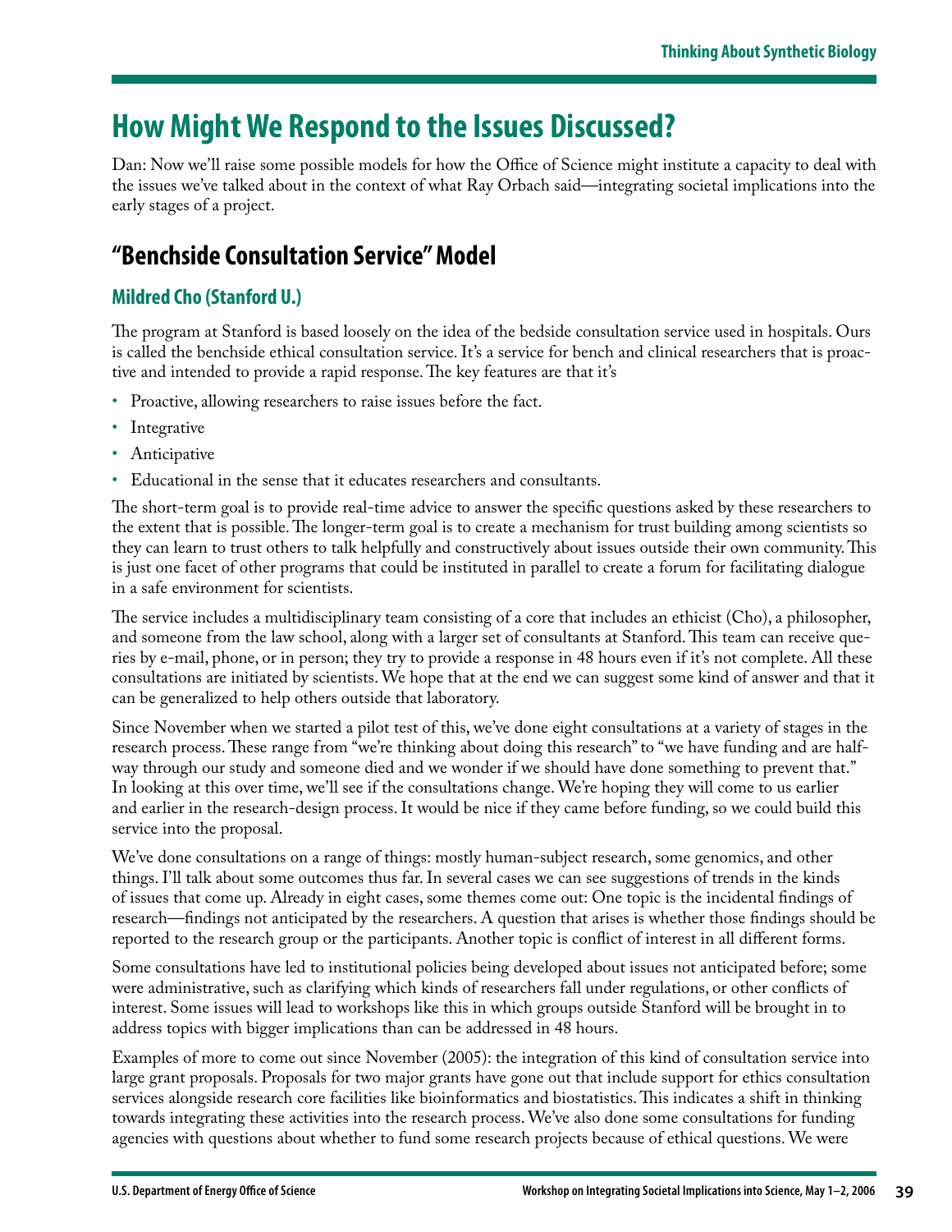# How Might We Respond to the Issues Discussed?

Dan: Now we'll raise some possible models for how the Office of Science might institute a capacity to deal with the issues we've talked about in the context of what Ray Orbach said—integrating societal implications into the early stages of a project.

## "Benchside Consultation Service" Model

### Mildred Cho (Stanford U.)

The program at Stanford is based loosely on the idea of the bedside consultation service used in hospitals. Ours is called the benchside ethical consultation service. It's a service for bench and clinical researchers that is proactive and intended to provide a rapid response. The key features are that it's

- Proactive, allowing researchers to raise issues before the fact.
- Integrative
- Anticipative
- Educational in the sense that it educates researchers and consultants.

The short-term goal is to provide real-time advice to answer the specific questions asked by these researchers to the extent that is possible. The longer-term goal is to create a mechanism for trust building among scientists so they can learn to trust others to talk helpfully and constructively about issues outside their own community. This is just one facet of other programs that could be instituted in parallel to create a forum for facilitating dialogue in a safe environment for scientists.

The service includes a multidisciplinary team consisting of a core that includes an ethicist (Cho), a philosopher, and someone from the law school, along with a larger set of consultants at Stanford. This team can receive queries by e-mail, phone, or in person; they try to provide a response in 48 hours even if it's not complete. All these consultations are initiated by scientists. We hope that at the end we can suggest some kind of answer and that it can be generalized to help others outside that laboratory.

Since November when we started a pilot test of this, we've done eight consultations at a variety of stages in the research process. These range from "we're thinking about doing this research" to "we have funding and are halfway through our study and someone died and we wonder if we should have done something to prevent that." In looking at this over time, we'll see if the consultations change. We're hoping they will come to us earlier and earlier in the research-design process. It would be nice if they came before funding, so we could build this service into the proposal.

We've done consultations on a range of things: mostly human-subject research, some genomics, and other things. I'll talk about some outcomes thus far. In several cases we can see suggestions of trends in the kinds of issues that come up. Already in eight cases, some themes come out: One topic is the incidental findings of research—findings not anticipated by the researchers. A question that arises is whether those findings should be reported to the research group or the participants. Another topic is conflict of interest in all different forms.

Some consultations have led to institutional policies being developed about issues not anticipated before; some were administrative, such as clarifying which kinds of researchers fall under regulations, or other conflicts of interest. Some issues will lead to workshops like this in which groups outside Stanford will be brought in to address topics with bigger implications than can be addressed in 48 hours.

Examples of more to come out since November (2005): the integration of this kind of consultation service into large grant proposals. Proposals for two major grants have gone out that include support for ethics consultation services alongside research core facilities like bioinformatics and biostatistics. This indicates a shift in thinking towards integrating these activities into the research process. We've also done some consultations for funding agencies with questions about whether to fund some research projects because of ethical questions. We were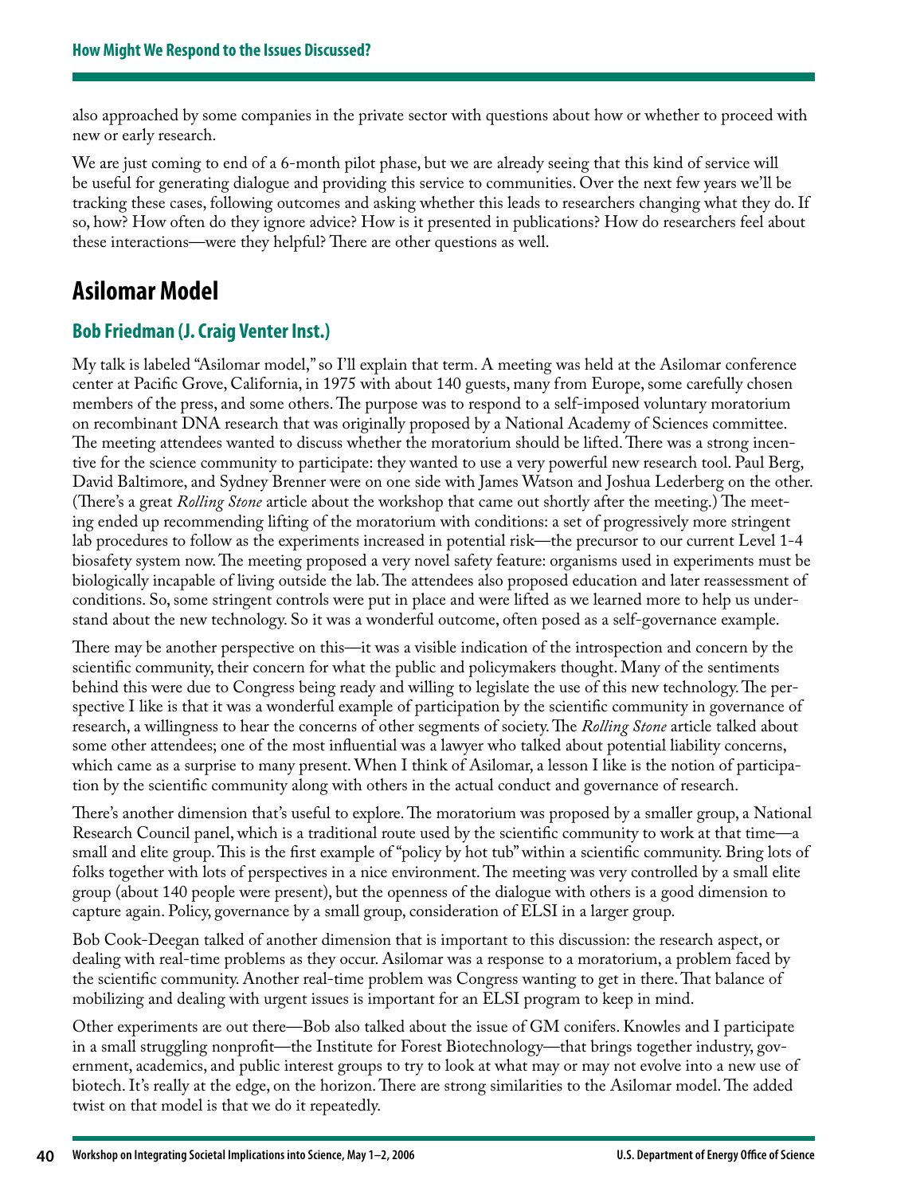also approached by some companies in the private sector with questions about how or whether to proceed with new or early research.

We are just coming to end of a 6-month pilot phase, but we are already seeing that this kind of service will be useful for generating dialogue and providing this service to communities. Over the next few years we'll be tracking these cases, following outcomes and asking whether this leads to researchers changing what they do. If so, how? How often do they ignore advice? How is it presented in publications? How do researchers feel about these interactions—were they helpful? There are other questions as well.

## Asilomar Model

### Bob Friedman (J. Craig Venter Inst.)

My talk is labeled "Asilomar model," so I'll explain that term. A meeting was held at the Asilomar conference center at Pacific Grove, California, in 1975 with about 140 guests, many from Europe, some carefully chosen members of the press, and some others. The purpose was to respond to a self-imposed voluntary moratorium on recombinant DNA research that was originally proposed by a National Academy of Sciences committee. The meeting attendees wanted to discuss whether the moratorium should be lifted. There was a strong incentive for the science community to participate: they wanted to use a very powerful new research tool. Paul Berg, David Baltimore, and Sydney Brenner were on one side with James Watson and Joshua Lederberg on the other. (There's a great *Rolling Stone* article about the workshop that came out shortly after the meeting.) The meeting ended up recommending lifting of the moratorium with conditions: a set of progressively more stringent lab procedures to follow as the experiments increased in potential risk—the precursor to our current Level 1-4 biosafety system now. The meeting proposed a very novel safety feature: organisms used in experiments must be biologically incapable of living outside the lab. The attendees also proposed education and later reassessment of conditions. So, some stringent controls were put in place and were lifted as we learned more to help us understand about the new technology. So it was a wonderful outcome, often posed as a self-governance example.

There may be another perspective on this—it was a visible indication of the introspection and concern by the scientific community, their concern for what the public and policymakers thought. Many of the sentiments behind this were due to Congress being ready and willing to legislate the use of this new technology. The perspective I like is that it was a wonderful example of participation by the scientific community in governance of research, a willingness to hear the concerns of other segments of society. The *Rolling Stone* article talked about some other attendees; one of the most influential was a lawyer who talked about potential liability concerns, which came as a surprise to many present. When I think of Asilomar, a lesson I like is the notion of participation by the scientific community along with others in the actual conduct and governance of research.

There's another dimension that's useful to explore. The moratorium was proposed by a smaller group, a National Research Council panel, which is a traditional route used by the scientific community to work at that time—a small and elite group. This is the first example of "policy by hot tub" within a scientific community. Bring lots of folks together with lots of perspectives in a nice environment. The meeting was very controlled by a small elite group (about 140 people were present), but the openness of the dialogue with others is a good dimension to capture again. Policy, governance by a small group, consideration of ELSI in a larger group.

Bob Cook-Deegan talked of another dimension that is important to this discussion: the research aspect, or dealing with real-time problems as they occur. Asilomar was a response to a moratorium, a problem faced by the scientific community. Another real-time problem was Congress wanting to get in there. That balance of mobilizing and dealing with urgent issues is important for an ELSI program to keep in mind.

Other experiments are out there—Bob also talked about the issue of GM conifers. Knowles and I participate in a small struggling nonprofit—the Institute for Forest Biotechnology—that brings together industry, government, academics, and public interest groups to try to look at what may or may not evolve into a new use of biotech. It's really at the edge, on the horizon. There are strong similarities to the Asilomar model. The added twist on that model is that we do it repeatedly.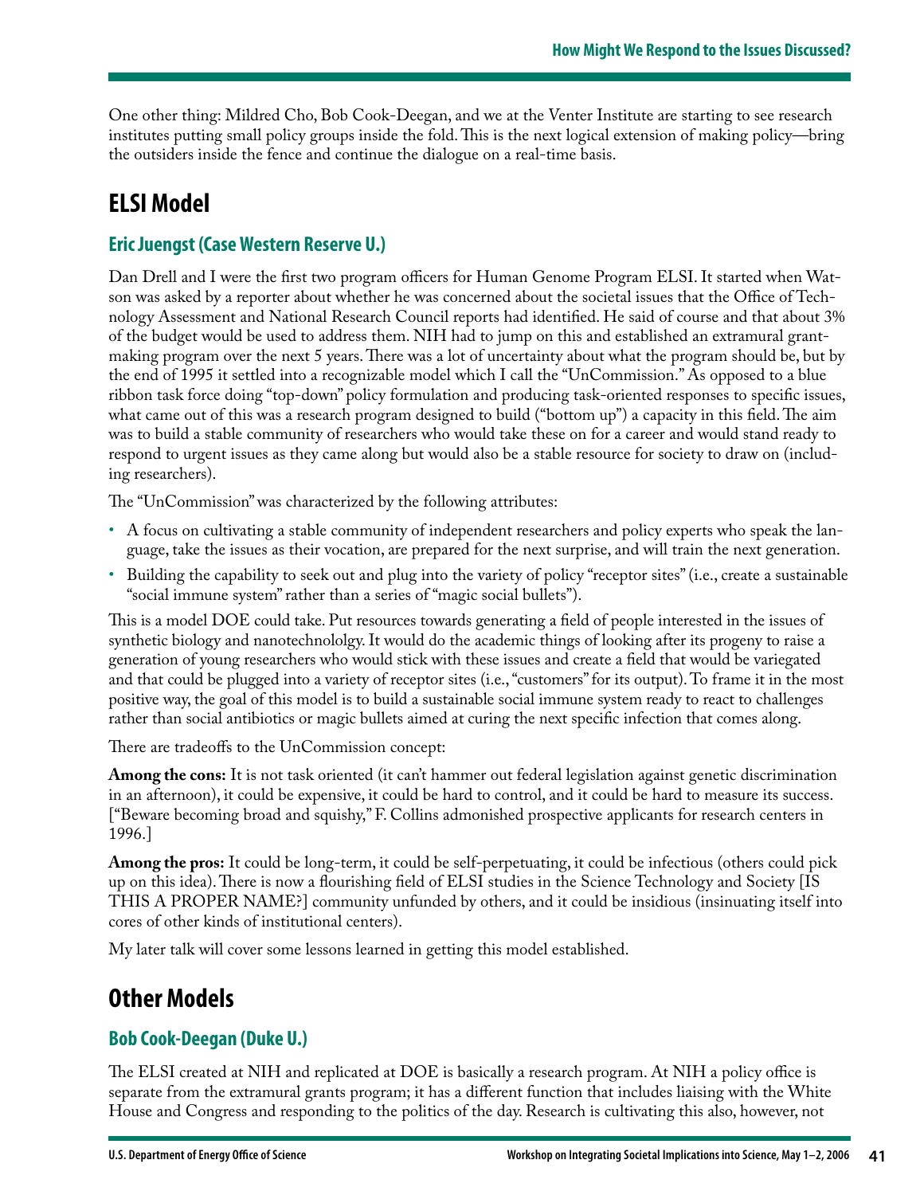One other thing: Mildred Cho, Bob Cook-Deegan, and we at the Venter Institute are starting to see research institutes putting small policy groups inside the fold. This is the next logical extension of making policy—bring the outsiders inside the fence and continue the dialogue on a real-time basis.

## ELSI Model

### Eric Juengst (Case Western Reserve U.)

Dan Drell and I were the first two program officers for Human Genome Program ELSI. It started when Watson was asked by a reporter about whether he was concerned about the societal issues that the Office of Technology Assessment and National Research Council reports had identified. He said of course and that about 3% of the budget would be used to address them. NIH had to jump on this and established an extramural grant-making program over the next 5 years. There was a lot of uncertainty about what the program should be, but by the end of 1995 it settled into a recognizable model which I call the "UnCommission." As opposed to a blue ribbon task force doing "top-down" policy formulation and producing task-oriented responses to specific issues, what came out of this was a research program designed to build ("bottom up") a capacity in this field. The aim was to build a stable community of researchers who would take these on for a career and would stand ready to respond to urgent issues as they came along but would also be a stable resource for society to draw on (including researchers).

The "UnCommission" was characterized by the following attributes:

- A focus on cultivating a stable community of independent researchers and policy experts who speak the language, take the issues as their vocation, are prepared for the next surprise, and will train the next generation.
- Building the capability to seek out and plug into the variety of policy "receptor sites" (i.e., create a sustainable "social immune system" rather than a series of "magic social bullets").

This is a model DOE could take. Put resources towards generating a field of people interested in the issues of synthetic biology and nanotechnololgy. It would do the academic things of looking after its progeny to raise a generation of young researchers who would stick with these issues and create a field that would be variegated and that could be plugged into a variety of receptor sites (i.e., "customers" for its output). To frame it in the most positive way, the goal of this model is to build a sustainable social immune system ready to react to challenges rather than social antibiotics or magic bullets aimed at curing the next specific infection that comes along.

There are tradeoffs to the UnCommission concept:

**Among the cons:** It is not task oriented (it can't hammer out federal legislation against genetic discrimination in an afternoon), it could be expensive, it could be hard to control, and it could be hard to measure its success. ["Beware becoming broad and squishy," F. Collins admonished prospective applicants for research centers in 1996.]

**Among the pros:** It could be long-term, it could be self-perpetuating, it could be infectious (others could pick up on this idea). There is now a flourishing field of ELSI studies in the Science Technology and Society [IS THIS A PROPER NAME?] community unfunded by others, and it could be insidious (insinuating itself into cores of other kinds of institutional centers).

My later talk will cover some lessons learned in getting this model established.

## Other Models

### Bob Cook-Deegan (Duke U.)

The ELSI created at NIH and replicated at DOE is basically a research program. At NIH a policy office is separate from the extramural grants program; it has a different function that includes liaising with the White House and Congress and responding to the politics of the day. Research is cultivating this also, however, not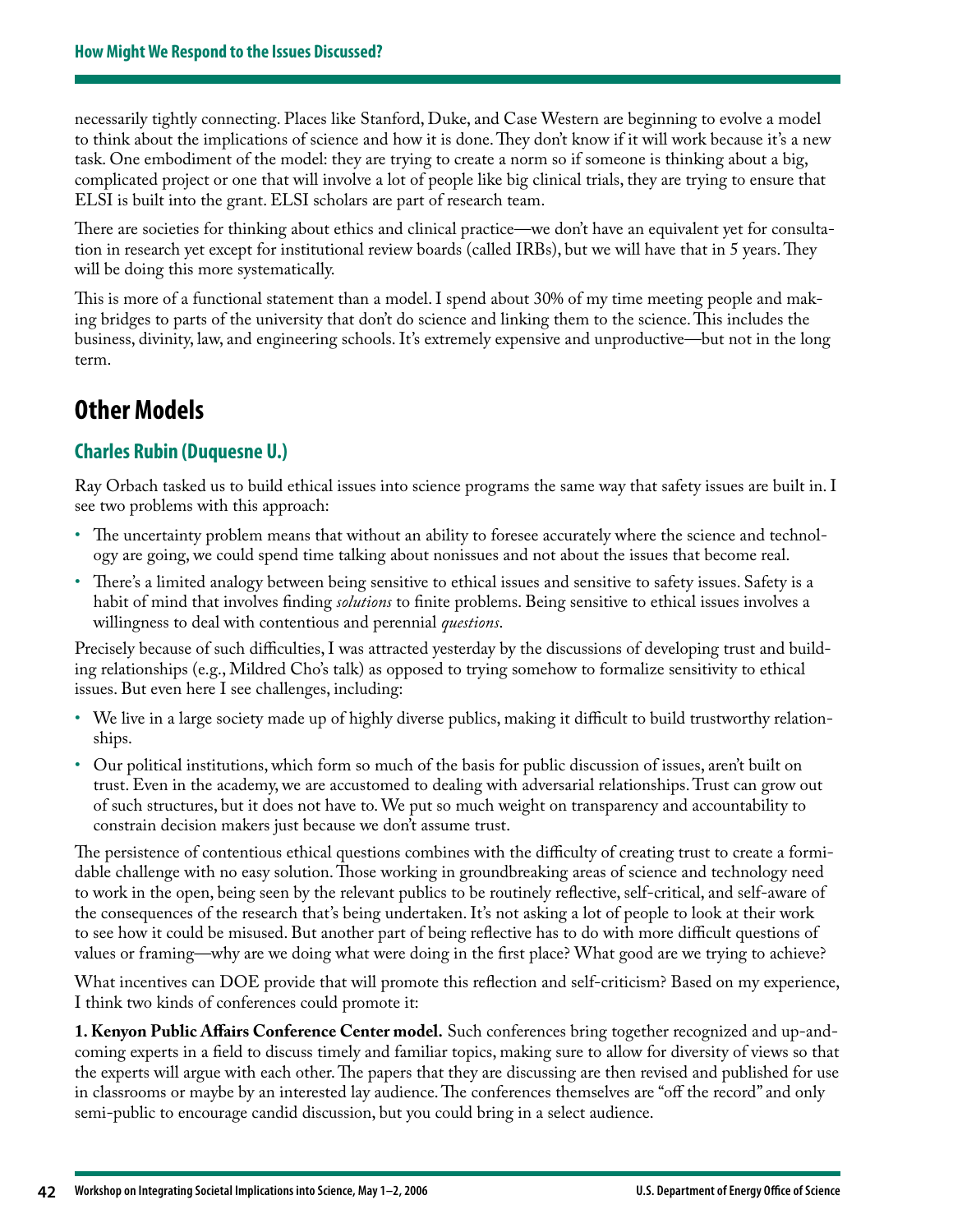necessarily tightly connecting. Places like Stanford, Duke, and Case Western are beginning to evolve a model to think about the implications of science and how it is done. They don't know if it will work because it's a new task. One embodiment of the model: they are trying to create a norm so if someone is thinking about a big, complicated project or one that will involve a lot of people like big clinical trials, they are trying to ensure that ELSI is built into the grant. ELSI scholars are part of research team.

There are societies for thinking about ethics and clinical practice—we don't have an equivalent yet for consultation in research yet except for institutional review boards (called IRBs), but we will have that in 5 years. They will be doing this more systematically.

This is more of a functional statement than a model. I spend about 30% of my time meeting people and making bridges to parts of the university that don't do science and linking them to the science. This includes the business, divinity, law, and engineering schools. It's extremely expensive and unproductive—but not in the long term.

# Other Models

## Charles Rubin (Duquesne U.)

Ray Orbach tasked us to build ethical issues into science programs the same way that safety issues are built in. I see two problems with this approach:

- The uncertainty problem means that without an ability to foresee accurately where the science and technology are going, we could spend time talking about nonissues and not about the issues that become real.
- There's a limited analogy between being sensitive to ethical issues and sensitive to safety issues. Safety is a habit of mind that involves finding *solutions* to finite problems. Being sensitive to ethical issues involves a willingness to deal with contentious and perennial *questions*.

Precisely because of such difficulties, I was attracted yesterday by the discussions of developing trust and building relationships (e.g., Mildred Cho's talk) as opposed to trying somehow to formalize sensitivity to ethical issues. But even here I see challenges, including:

- We live in a large society made up of highly diverse publics, making it difficult to build trustworthy relationships.
- Our political institutions, which form so much of the basis for public discussion of issues, aren't built on trust. Even in the academy, we are accustomed to dealing with adversarial relationships. Trust can grow out of such structures, but it does not have to. We put so much weight on transparency and accountability to constrain decision makers just because we don't assume trust.

The persistence of contentious ethical questions combines with the difficulty of creating trust to create a formidable challenge with no easy solution. Those working in groundbreaking areas of science and technology need to work in the open, being seen by the relevant publics to be routinely reflective, self-critical, and self-aware of the consequences of the research that's being undertaken. It's not asking a lot of people to look at their work to see how it could be misused. But another part of being reflective has to do with more difficult questions of values or framing—why are we doing what were doing in the first place? What good are we trying to achieve?

What incentives can DOE provide that will promote this reflection and self-criticism? Based on my experience, I think two kinds of conferences could promote it:

**1. Kenyon Public Affairs Conference Center model.** Such conferences bring together recognized and up-and-coming experts in a field to discuss timely and familiar topics, making sure to allow for diversity of views so that the experts will argue with each other. The papers that they are discussing are then revised and published for use in classrooms or maybe by an interested lay audience. The conferences themselves are "off the record" and only semi-public to encourage candid discussion, but you could bring in a select audience.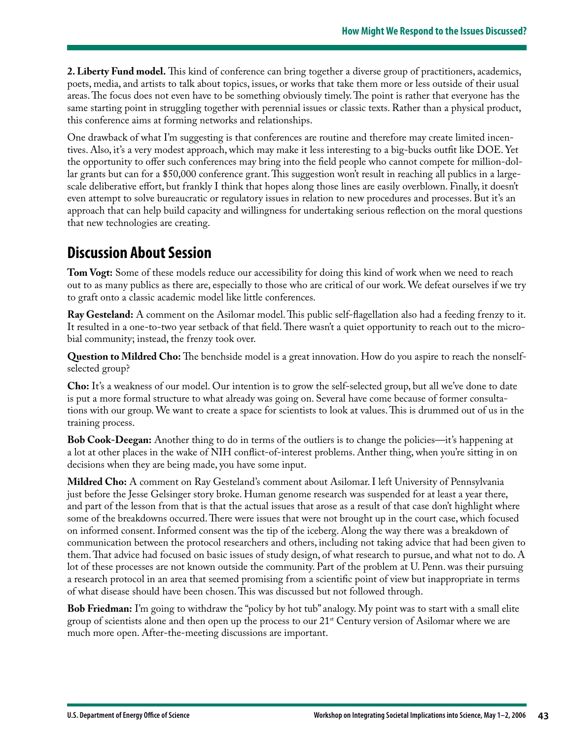**2. Liberty Fund model.** This kind of conference can bring together a diverse group of practitioners, academics, poets, media, and artists to talk about topics, issues, or works that take them more or less outside of their usual areas. The focus does not even have to be something obviously timely. The point is rather that everyone has the same starting point in struggling together with perennial issues or classic texts. Rather than a physical product, this conference aims at forming networks and relationships.

One drawback of what I'm suggesting is that conferences are routine and therefore may create limited incentives. Also, it's a very modest approach, which may make it less interesting to a big-bucks outfit like DOE. Yet the opportunity to offer such conferences may bring into the field people who cannot compete for million-dollar grants but can for a $50,000 conference grant. This suggestion won't result in reaching all publics in a large-scale deliberative effort, but frankly I think that hopes along those lines are easily overblown. Finally, it doesn't even attempt to solve bureaucratic or regulatory issues in relation to new procedures and processes. But it's an approach that can help build capacity and willingness for undertaking serious reflection on the moral questions that new technologies are creating.

## Discussion About Session

**Tom Vogt:** Some of these models reduce our accessibility for doing this kind of work when we need to reach out to as many publics as there are, especially to those who are critical of our work. We defeat ourselves if we try to graft onto a classic academic model like little conferences.

**Ray Gesteland:** A comment on the Asilomar model. This public self-flagellation also had a feeding frenzy to it. It resulted in a one-to-two year setback of that field. There wasn't a quiet opportunity to reach out to the microbial community; instead, the frenzy took over.

**Question to Mildred Cho:** The benchside model is a great innovation. How do you aspire to reach the nonself-selected group?

**Cho:** It's a weakness of our model. Our intention is to grow the self-selected group, but all we've done to date is put a more formal structure to what already was going on. Several have come because of former consultations with our group. We want to create a space for scientists to look at values. This is drummed out of us in the training process.

**Bob Cook-Deegan:** Another thing to do in terms of the outliers is to change the policies—it's happening at a lot at other places in the wake of NIH conflict-of-interest problems. Anther thing, when you're sitting in on decisions when they are being made, you have some input.

**Mildred Cho:** A comment on Ray Gesteland's comment about Asilomar. I left University of Pennsylvania just before the Jesse Gelsinger story broke. Human genome research was suspended for at least a year there, and part of the lesson from that is that the actual issues that arose as a result of that case don't highlight where some of the breakdowns occurred. There were issues that were not brought up in the court case, which focused on informed consent. Informed consent was the tip of the iceberg. Along the way there was a breakdown of communication between the protocol researchers and others, including not taking advice that had been given to them. That advice had focused on basic issues of study design, of what research to pursue, and what not to do. A lot of these processes are not known outside the community. Part of the problem at U. Penn. was their pursuing a research protocol in an area that seemed promising from a scientific point of view but inappropriate in terms of what disease should have been chosen. This was discussed but not followed through.

**Bob Friedman:** I'm going to withdraw the "policy by hot tub" analogy. My point was to start with a small elite group of scientists alone and then open up the process to our 21st Century version of Asilomar where we are much more open. After-the-meeting discussions are important.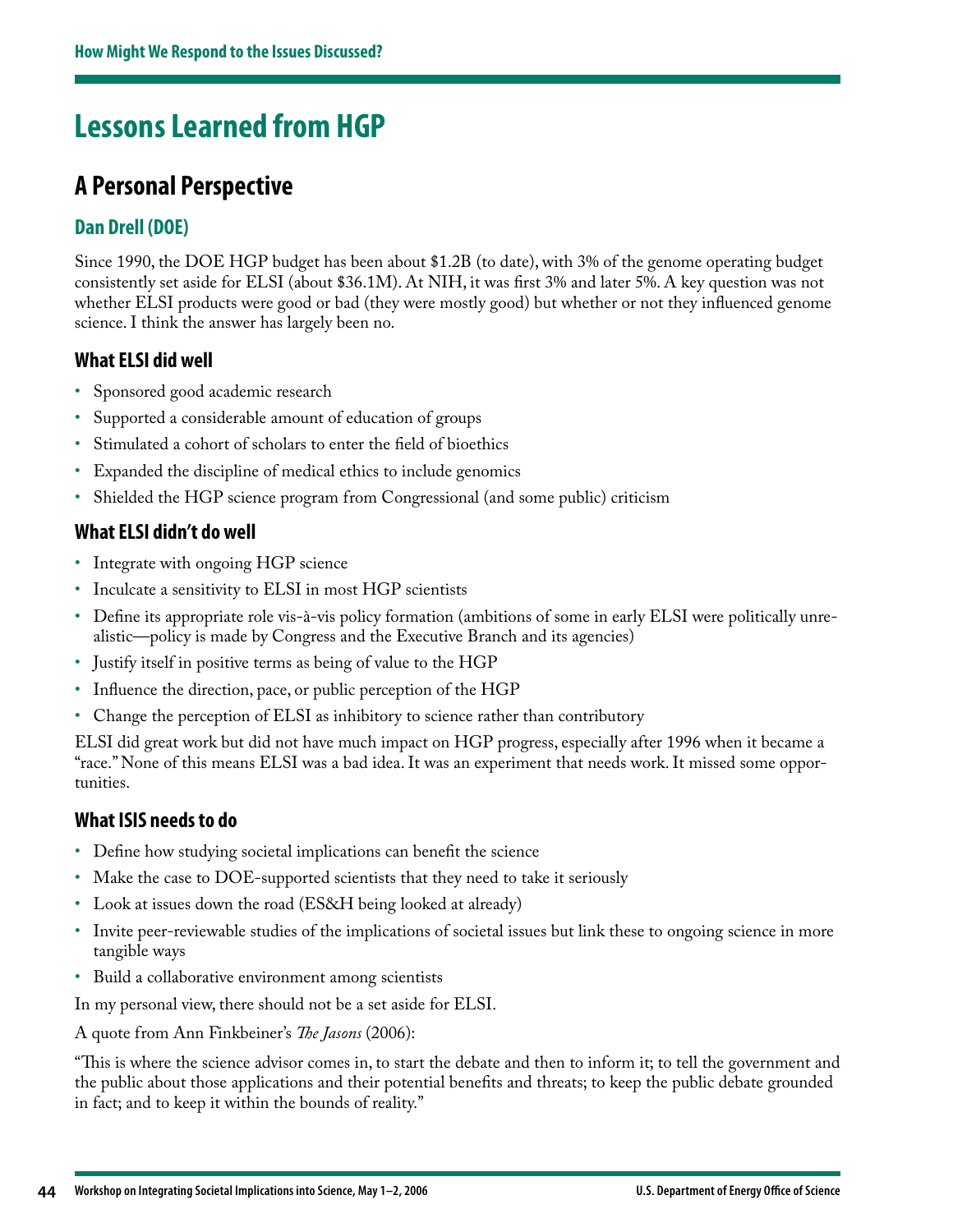# Lessons Learned from HGP

## A Personal Perspective

### Dan Drell (DOE)

Since 1990, the DOE HGP budget has been about $1.2B (to date), with 3% of the genome operating budget consistently set aside for ELSI (about $36.1M). At NIH, it was first 3% and later 5%. A key question was not whether ELSI products were good or bad (they were mostly good) but whether or not they influenced genome science. I think the answer has largely been no.

### What ELSI did well

- Sponsored good academic research
- Supported a considerable amount of education of groups
- Stimulated a cohort of scholars to enter the field of bioethics
- Expanded the discipline of medical ethics to include genomics
- Shielded the HGP science program from Congressional (and some public) criticism

### What ELSI didn't do well

- Integrate with ongoing HGP science
- Inculcate a sensitivity to ELSI in most HGP scientists
- Define its appropriate role vis-à-vis policy formation (ambitions of some in early ELSI were politically unrealistic—policy is made by Congress and the Executive Branch and its agencies)
- Justify itself in positive terms as being of value to the HGP
- Influence the direction, pace, or public perception of the HGP
- Change the perception of ELSI as inhibitory to science rather than contributory

ELSI did great work but did not have much impact on HGP progress, especially after 1996 when it became a "race." None of this means ELSI was a bad idea. It was an experiment that needs work. It missed some opportunities.

### What ISIS needs to do

- Define how studying societal implications can benefit the science
- Make the case to DOE-supported scientists that they need to take it seriously
- Look at issues down the road (ES&H being looked at already)
- Invite peer-reviewable studies of the implications of societal issues but link these to ongoing science in more tangible ways
- Build a collaborative environment among scientists

In my personal view, there should not be a set aside for ELSI.

A quote from Ann Finkbeiner's *The Jasons* (2006):

"This is where the science advisor comes in, to start the debate and then to inform it; to tell the government and the public about those applications and their potential benefits and threats; to keep the public debate grounded in fact; and to keep it within the bounds of reality."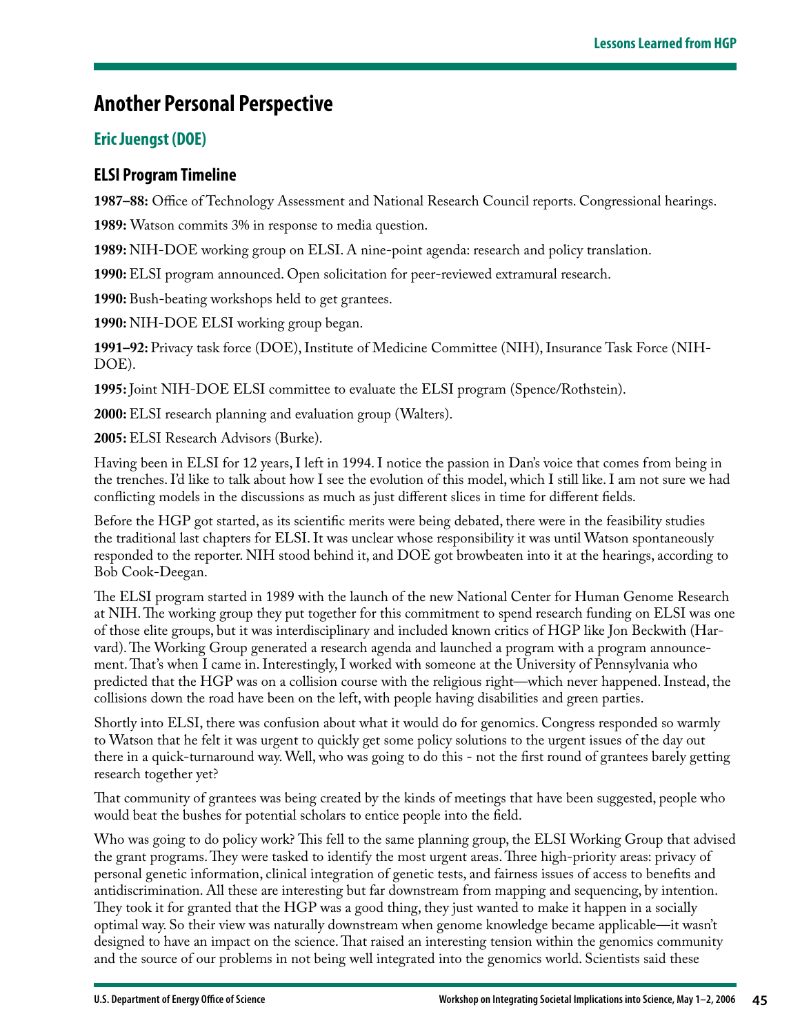## Another Personal Perspective

### Eric Juengst (DOE)

### ELSI Program Timeline

**1987–88:** Office of Technology Assessment and National Research Council reports. Congressional hearings.

**1989:** Watson commits 3% in response to media question.

**1989:** NIH-DOE working group on ELSI. A nine-point agenda: research and policy translation.

**1990:** ELSI program announced. Open solicitation for peer-reviewed extramural research.

**1990:** Bush-beating workshops held to get grantees.

**1990:** NIH-DOE ELSI working group began.

**1991–92:** Privacy task force (DOE), Institute of Medicine Committee (NIH), Insurance Task Force (NIH-DOE).

**1995:** Joint NIH-DOE ELSI committee to evaluate the ELSI program (Spence/Rothstein).

**2000:** ELSI research planning and evaluation group (Walters).

**2005:** ELSI Research Advisors (Burke).

Having been in ELSI for 12 years, I left in 1994. I notice the passion in Dan's voice that comes from being in the trenches. I'd like to talk about how I see the evolution of this model, which I still like. I am not sure we had conflicting models in the discussions as much as just different slices in time for different fields.

Before the HGP got started, as its scientific merits were being debated, there were in the feasibility studies the traditional last chapters for ELSI. It was unclear whose responsibility it was until Watson spontaneously responded to the reporter. NIH stood behind it, and DOE got browbeaten into it at the hearings, according to Bob Cook-Deegan.

The ELSI program started in 1989 with the launch of the new National Center for Human Genome Research at NIH. The working group they put together for this commitment to spend research funding on ELSI was one of those elite groups, but it was interdisciplinary and included known critics of HGP like Jon Beckwith (Harvard). The Working Group generated a research agenda and launched a program with a program announcement. That's when I came in. Interestingly, I worked with someone at the University of Pennsylvania who predicted that the HGP was on a collision course with the religious right—which never happened. Instead, the collisions down the road have been on the left, with people having disabilities and green parties.

Shortly into ELSI, there was confusion about what it would do for genomics. Congress responded so warmly to Watson that he felt it was urgent to quickly get some policy solutions to the urgent issues of the day out there in a quick-turnaround way. Well, who was going to do this - not the first round of grantees barely getting research together yet?

That community of grantees was being created by the kinds of meetings that have been suggested, people who would beat the bushes for potential scholars to entice people into the field.

Who was going to do policy work? This fell to the same planning group, the ELSI Working Group that advised the grant programs. They were tasked to identify the most urgent areas. Three high-priority areas: privacy of personal genetic information, clinical integration of genetic tests, and fairness issues of access to benefits and antidiscrimination. All these are interesting but far downstream from mapping and sequencing, by intention. They took it for granted that the HGP was a good thing, they just wanted to make it happen in a socially optimal way. So their view was naturally downstream when genome knowledge became applicable—it wasn't designed to have an impact on the science. That raised an interesting tension within the genomics community and the source of our problems in not being well integrated into the genomics world. Scientists said these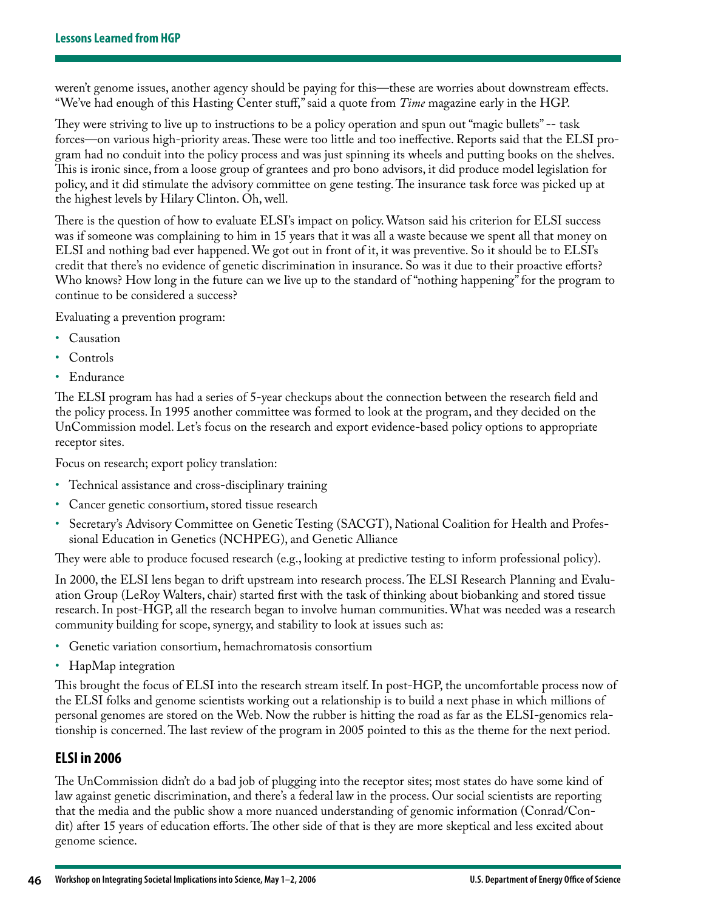weren't genome issues, another agency should be paying for this—these are worries about downstream effects. "We've had enough of this Hasting Center stuff," said a quote from *Time* magazine early in the HGP.

They were striving to live up to instructions to be a policy operation and spun out "magic bullets" -- task forces—on various high-priority areas. These were too little and too ineffective. Reports said that the ELSI program had no conduit into the policy process and was just spinning its wheels and putting books on the shelves. This is ironic since, from a loose group of grantees and pro bono advisors, it did produce model legislation for policy, and it did stimulate the advisory committee on gene testing. The insurance task force was picked up at the highest levels by Hilary Clinton. Oh, well.

There is the question of how to evaluate ELSI's impact on policy. Watson said his criterion for ELSI success was if someone was complaining to him in 15 years that it was all a waste because we spent all that money on ELSI and nothing bad ever happened. We got out in front of it, it was preventive. So it should be to ELSI's credit that there's no evidence of genetic discrimination in insurance. So was it due to their proactive efforts? Who knows? How long in the future can we live up to the standard of "nothing happening" for the program to continue to be considered a success?

Evaluating a prevention program:

- Causation
- Controls
- Endurance

The ELSI program has had a series of 5-year checkups about the connection between the research field and the policy process. In 1995 another committee was formed to look at the program, and they decided on the UnCommission model. Let's focus on the research and export evidence-based policy options to appropriate receptor sites.

Focus on research; export policy translation:

- Technical assistance and cross-disciplinary training
- Cancer genetic consortium, stored tissue research
- Secretary's Advisory Committee on Genetic Testing (SACGT), National Coalition for Health and Professional Education in Genetics (NCHPEG), and Genetic Alliance

They were able to produce focused research (e.g., looking at predictive testing to inform professional policy).

In 2000, the ELSI lens began to drift upstream into research process. The ELSI Research Planning and Evaluation Group (LeRoy Walters, chair) started first with the task of thinking about biobanking and stored tissue research. In post-HGP, all the research began to involve human communities. What was needed was a research community building for scope, synergy, and stability to look at issues such as:

- Genetic variation consortium, hemachromatosis consortium
- HapMap integration

This brought the focus of ELSI into the research stream itself. In post-HGP, the uncomfortable process now of the ELSI folks and genome scientists working out a relationship is to build a next phase in which millions of personal genomes are stored on the Web. Now the rubber is hitting the road as far as the ELSI-genomics relationship is concerned. The last review of the program in 2005 pointed to this as the theme for the next period.

## ELSI in 2006

The UnCommission didn't do a bad job of plugging into the receptor sites; most states do have some kind of law against genetic discrimination, and there's a federal law in the process. Our social scientists are reporting that the media and the public show a more nuanced understanding of genomic information (Conrad/Condit) after 15 years of education efforts. The other side of that is they are more skeptical and less excited about genome science.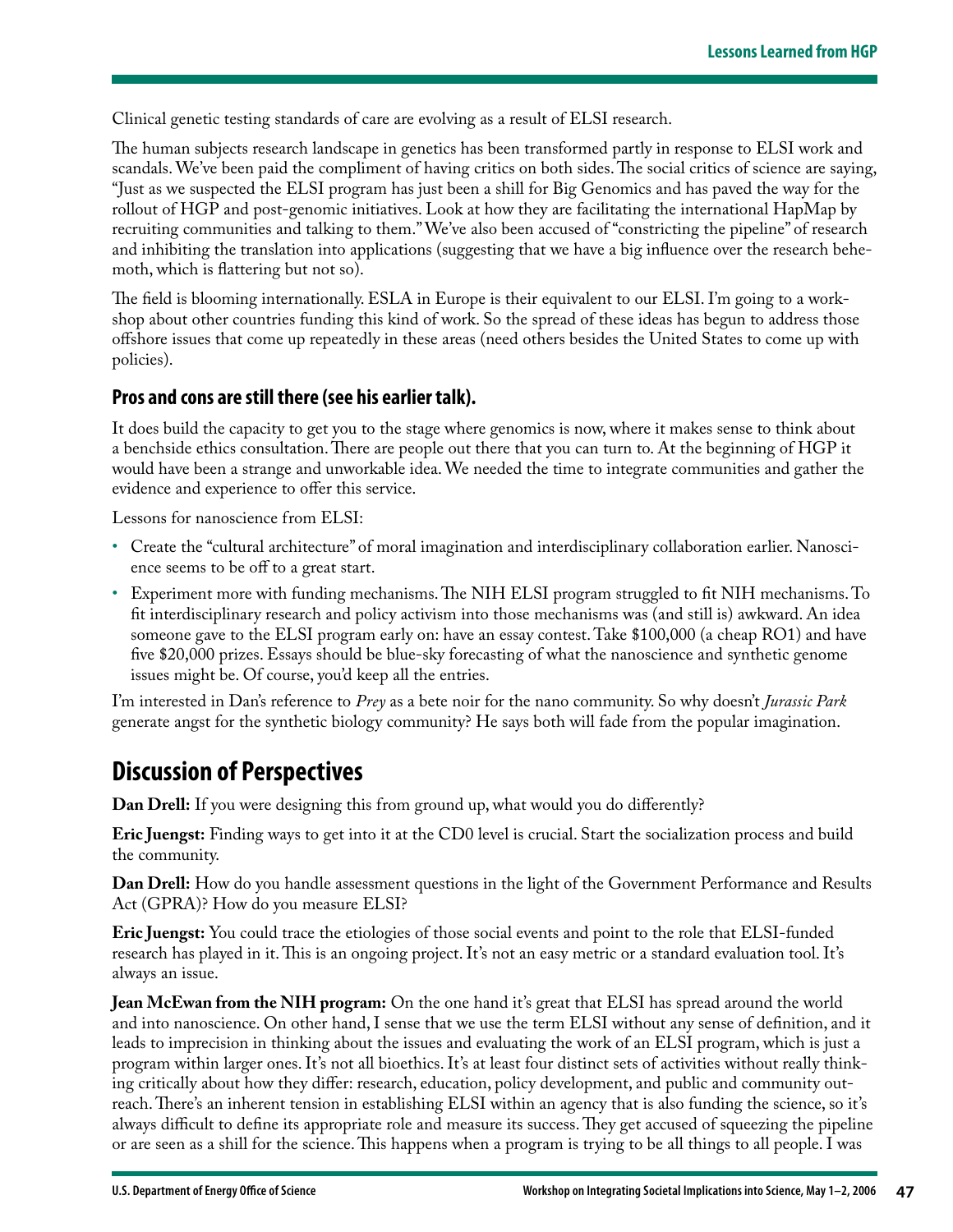Clinical genetic testing standards of care are evolving as a result of ELSI research.

The human subjects research landscape in genetics has been transformed partly in response to ELSI work and scandals. We've been paid the compliment of having critics on both sides. The social critics of science are saying, "Just as we suspected the ELSI program has just been a shill for Big Genomics and has paved the way for the rollout of HGP and post-genomic initiatives. Look at how they are facilitating the international HapMap by recruiting communities and talking to them." We've also been accused of "constricting the pipeline" of research and inhibiting the translation into applications (suggesting that we have a big influence over the research behemoth, which is flattering but not so).

The field is blooming internationally. ESLA in Europe is their equivalent to our ELSI. I'm going to a workshop about other countries funding this kind of work. So the spread of these ideas has begun to address those offshore issues that come up repeatedly in these areas (need others besides the United States to come up with policies).

### Pros and cons are still there (see his earlier talk).

It does build the capacity to get you to the stage where genomics is now, where it makes sense to think about a benchside ethics consultation. There are people out there that you can turn to. At the beginning of HGP it would have been a strange and unworkable idea. We needed the time to integrate communities and gather the evidence and experience to offer this service.

Lessons for nanoscience from ELSI:

- Create the "cultural architecture" of moral imagination and interdisciplinary collaboration earlier. Nanoscience seems to be off to a great start.
- Experiment more with funding mechanisms. The NIH ELSI program struggled to fit NIH mechanisms. To fit interdisciplinary research and policy activism into those mechanisms was (and still is) awkward. An idea someone gave to the ELSI program early on: have an essay contest. Take $100,000 (a cheap RO1) and have five $20,000 prizes. Essays should be blue-sky forecasting of what the nanoscience and synthetic genome issues might be. Of course, you'd keep all the entries.

I'm interested in Dan's reference to *Prey* as a bete noir for the nano community. So why doesn't *Jurassic Park* generate angst for the synthetic biology community? He says both will fade from the popular imagination.

## Discussion of Perspectives

**Dan Drell:** If you were designing this from ground up, what would you do differently?

**Eric Juengst:** Finding ways to get into it at the CD0 level is crucial. Start the socialization process and build the community.

**Dan Drell:** How do you handle assessment questions in the light of the Government Performance and Results Act (GPRA)? How do you measure ELSI?

**Eric Juengst:** You could trace the etiologies of those social events and point to the role that ELSI-funded research has played in it. This is an ongoing project. It's not an easy metric or a standard evaluation tool. It's always an issue.

**Jean McEwan from the NIH program:** On the one hand it's great that ELSI has spread around the world and into nanoscience. On other hand, I sense that we use the term ELSI without any sense of definition, and it leads to imprecision in thinking about the issues and evaluating the work of an ELSI program, which is just a program within larger ones. It's not all bioethics. It's at least four distinct sets of activities without really thinking critically about how they differ: research, education, policy development, and public and community outreach. There's an inherent tension in establishing ELSI within an agency that is also funding the science, so it's always difficult to define its appropriate role and measure its success. They get accused of squeezing the pipeline or are seen as a shill for the science. This happens when a program is trying to be all things to all people. I was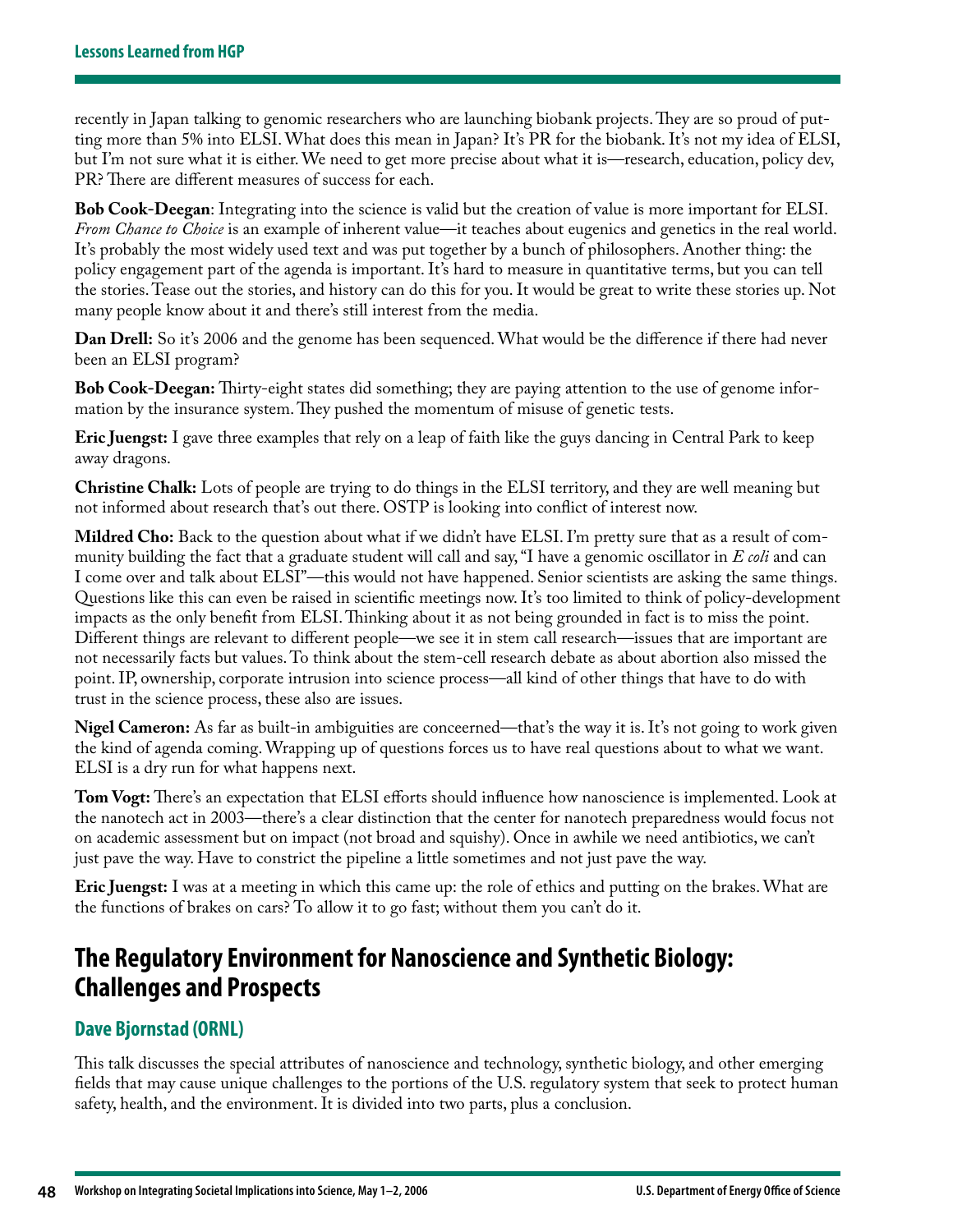recently in Japan talking to genomic researchers who are launching biobank projects. They are so proud of putting more than 5% into ELSI. What does this mean in Japan? It's PR for the biobank. It's not my idea of ELSI, but I'm not sure what it is either. We need to get more precise about what it is—research, education, policy dev, PR? There are different measures of success for each.

**Bob Cook-Deegan**: Integrating into the science is valid but the creation of value is more important for ELSI. *From Chance to Choice* is an example of inherent value—it teaches about eugenics and genetics in the real world. It's probably the most widely used text and was put together by a bunch of philosophers. Another thing: the policy engagement part of the agenda is important. It's hard to measure in quantitative terms, but you can tell the stories. Tease out the stories, and history can do this for you. It would be great to write these stories up. Not many people know about it and there's still interest from the media.

**Dan Drell:** So it's 2006 and the genome has been sequenced. What would be the difference if there had never been an ELSI program?

**Bob Cook-Deegan:** Thirty-eight states did something; they are paying attention to the use of genome information by the insurance system. They pushed the momentum of misuse of genetic tests.

**Eric Juengst:** I gave three examples that rely on a leap of faith like the guys dancing in Central Park to keep away dragons.

**Christine Chalk:** Lots of people are trying to do things in the ELSI territory, and they are well meaning but not informed about research that's out there. OSTP is looking into conflict of interest now.

**Mildred Cho:** Back to the question about what if we didn't have ELSI. I'm pretty sure that as a result of community building the fact that a graduate student will call and say, "I have a genomic oscillator in *E coli* and can I come over and talk about ELSI"—this would not have happened. Senior scientists are asking the same things. Questions like this can even be raised in scientific meetings now. It's too limited to think of policy-development impacts as the only benefit from ELSI. Thinking about it as not being grounded in fact is to miss the point. Different things are relevant to different people—we see it in stem call research—issues that are important are not necessarily facts but values. To think about the stem-cell research debate as about abortion also missed the point. IP, ownership, corporate intrusion into science process—all kind of other things that have to do with trust in the science process, these also are issues.

**Nigel Cameron:** As far as built-in ambiguities are concerned—that's the way it is. It's not going to work given the kind of agenda coming. Wrapping up of questions forces us to have real questions about to what we want. ELSI is a dry run for what happens next.

**Tom Vogt:** There's an expectation that ELSI efforts should influence how nanoscience is implemented. Look at the nanotech act in 2003—there's a clear distinction that the center for nanotech preparedness would focus not on academic assessment but on impact (not broad and squishy). Once in awhile we need antibiotics, we can't just pave the way. Have to constrict the pipeline a little sometimes and not just pave the way.

**Eric Juengst:** I was at a meeting in which this came up: the role of ethics and putting on the brakes. What are the functions of brakes on cars? To allow it to go fast; without them you can't do it.

## The Regulatory Environment for Nanoscience and Synthetic Biology: Challenges and Prospects

### Dave Bjornstad (ORNL)

This talk discusses the special attributes of nanoscience and technology, synthetic biology, and other emerging fields that may cause unique challenges to the portions of the U.S. regulatory system that seek to protect human safety, health, and the environment. It is divided into two parts, plus a conclusion.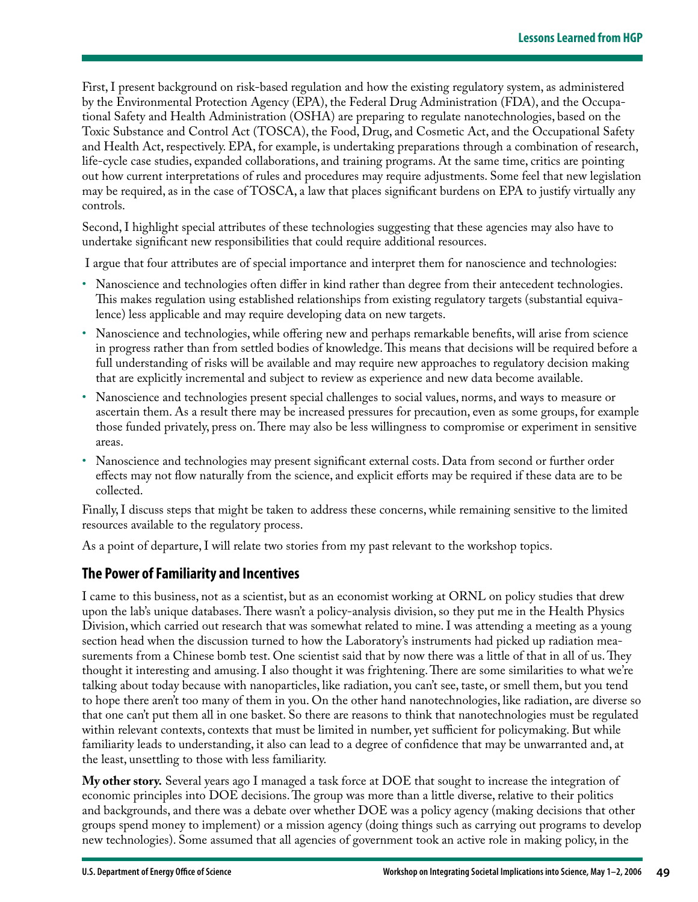First, I present background on risk-based regulation and how the existing regulatory system, as administered by the Environmental Protection Agency (EPA), the Federal Drug Administration (FDA), and the Occupational Safety and Health Administration (OSHA) are preparing to regulate nanotechnologies, based on the Toxic Substance and Control Act (TOSCA), the Food, Drug, and Cosmetic Act, and the Occupational Safety and Health Act, respectively. EPA, for example, is undertaking preparations through a combination of research, life-cycle case studies, expanded collaborations, and training programs. At the same time, critics are pointing out how current interpretations of rules and procedures may require adjustments. Some feel that new legislation may be required, as in the case of TOSCA, a law that places significant burdens on EPA to justify virtually any controls.

Second, I highlight special attributes of these technologies suggesting that these agencies may also have to undertake significant new responsibilities that could require additional resources.

I argue that four attributes are of special importance and interpret them for nanoscience and technologies:

- Nanoscience and technologies often differ in kind rather than degree from their antecedent technologies. This makes regulation using established relationships from existing regulatory targets (substantial equivalence) less applicable and may require developing data on new targets.
- Nanoscience and technologies, while offering new and perhaps remarkable benefits, will arise from science in progress rather than from settled bodies of knowledge. This means that decisions will be required before a full understanding of risks will be available and may require new approaches to regulatory decision making that are explicitly incremental and subject to review as experience and new data become available.
- Nanoscience and technologies present special challenges to social values, norms, and ways to measure or ascertain them. As a result there may be increased pressures for precaution, even as some groups, for example those funded privately, press on. There may also be less willingness to compromise or experiment in sensitive areas.
- Nanoscience and technologies may present significant external costs. Data from second or further order effects may not flow naturally from the science, and explicit efforts may be required if these data are to be collected.

Finally, I discuss steps that might be taken to address these concerns, while remaining sensitive to the limited resources available to the regulatory process.

As a point of departure, I will relate two stories from my past relevant to the workshop topics.

## The Power of Familiarity and Incentives

I came to this business, not as a scientist, but as an economist working at ORNL on policy studies that drew upon the lab's unique databases. There wasn't a policy-analysis division, so they put me in the Health Physics Division, which carried out research that was somewhat related to mine. I was attending a meeting as a young section head when the discussion turned to how the Laboratory's instruments had picked up radiation measurements from a Chinese bomb test. One scientist said that by now there was a little of that in all of us. They thought it interesting and amusing. I also thought it was frightening. There are some similarities to what we're talking about today because with nanoparticles, like radiation, you can't see, taste, or smell them, but you tend to hope there aren't too many of them in you. On the other hand nanotechnologies, like radiation, are diverse so that one can't put them all in one basket. So there are reasons to think that nanotechnologies must be regulated within relevant contexts, contexts that must be limited in number, yet sufficient for policymaking. But while familiarity leads to understanding, it also can lead to a degree of confidence that may be unwarranted and, at the least, unsettling to those with less familiarity.

**My other story.** Several years ago I managed a task force at DOE that sought to increase the integration of economic principles into DOE decisions. The group was more than a little diverse, relative to their politics and backgrounds, and there was a debate over whether DOE was a policy agency (making decisions that other groups spend money to implement) or a mission agency (doing things such as carrying out programs to develop new technologies). Some assumed that all agencies of government took an active role in making policy, in the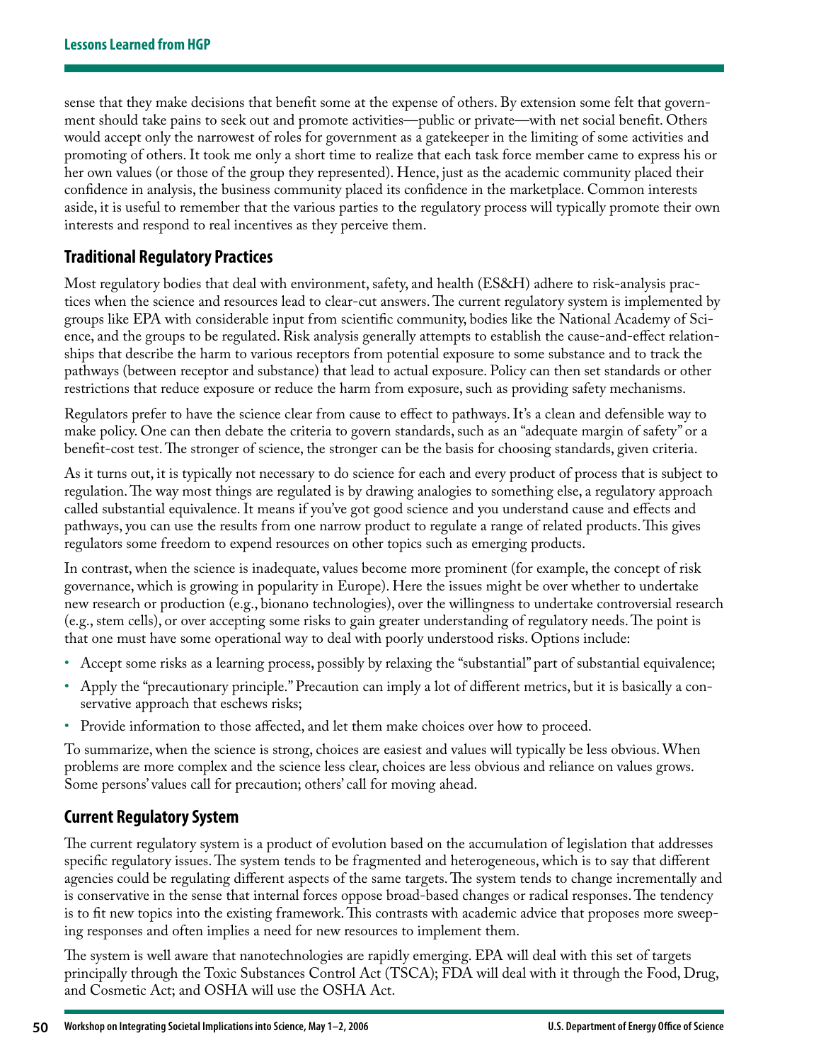sense that they make decisions that benefit some at the expense of others. By extension some felt that government should take pains to seek out and promote activities—public or private—with net social benefit. Others would accept only the narrowest of roles for government as a gatekeeper in the limiting of some activities and promoting of others. It took me only a short time to realize that each task force member came to express his or her own values (or those of the group they represented). Hence, just as the academic community placed their confidence in analysis, the business community placed its confidence in the marketplace. Common interests aside, it is useful to remember that the various parties to the regulatory process will typically promote their own interests and respond to real incentives as they perceive them.

## Traditional Regulatory Practices

Most regulatory bodies that deal with environment, safety, and health (ES&H) adhere to risk-analysis practices when the science and resources lead to clear-cut answers. The current regulatory system is implemented by groups like EPA with considerable input from scientific community, bodies like the National Academy of Science, and the groups to be regulated. Risk analysis generally attempts to establish the cause-and-effect relationships that describe the harm to various receptors from potential exposure to some substance and to track the pathways (between receptor and substance) that lead to actual exposure. Policy can then set standards or other restrictions that reduce exposure or reduce the harm from exposure, such as providing safety mechanisms.

Regulators prefer to have the science clear from cause to effect to pathways. It's a clean and defensible way to make policy. One can then debate the criteria to govern standards, such as an "adequate margin of safety" or a benefit-cost test. The stronger of science, the stronger can be the basis for choosing standards, given criteria.

As it turns out, it is typically not necessary to do science for each and every product of process that is subject to regulation. The way most things are regulated is by drawing analogies to something else, a regulatory approach called substantial equivalence. It means if you've got good science and you understand cause and effects and pathways, you can use the results from one narrow product to regulate a range of related products. This gives regulators some freedom to expend resources on other topics such as emerging products.

In contrast, when the science is inadequate, values become more prominent (for example, the concept of risk governance, which is growing in popularity in Europe). Here the issues might be over whether to undertake new research or production (e.g., bionano technologies), over the willingness to undertake controversial research (e.g., stem cells), or over accepting some risks to gain greater understanding of regulatory needs. The point is that one must have some operational way to deal with poorly understood risks. Options include:

- Accept some risks as a learning process, possibly by relaxing the "substantial" part of substantial equivalence;
- Apply the "precautionary principle." Precaution can imply a lot of different metrics, but it is basically a conservative approach that eschews risks;
- Provide information to those affected, and let them make choices over how to proceed.

To summarize, when the science is strong, choices are easiest and values will typically be less obvious. When problems are more complex and the science less clear, choices are less obvious and reliance on values grows. Some persons' values call for precaution; others' call for moving ahead.

## Current Regulatory System

The current regulatory system is a product of evolution based on the accumulation of legislation that addresses specific regulatory issues. The system tends to be fragmented and heterogeneous, which is to say that different agencies could be regulating different aspects of the same targets. The system tends to change incrementally and is conservative in the sense that internal forces oppose broad-based changes or radical responses. The tendency is to fit new topics into the existing framework. This contrasts with academic advice that proposes more sweeping responses and often implies a need for new resources to implement them.

The system is well aware that nanotechnologies are rapidly emerging. EPA will deal with this set of targets principally through the Toxic Substances Control Act (TSCA); FDA will deal with it through the Food, Drug, and Cosmetic Act; and OSHA will use the OSHA Act.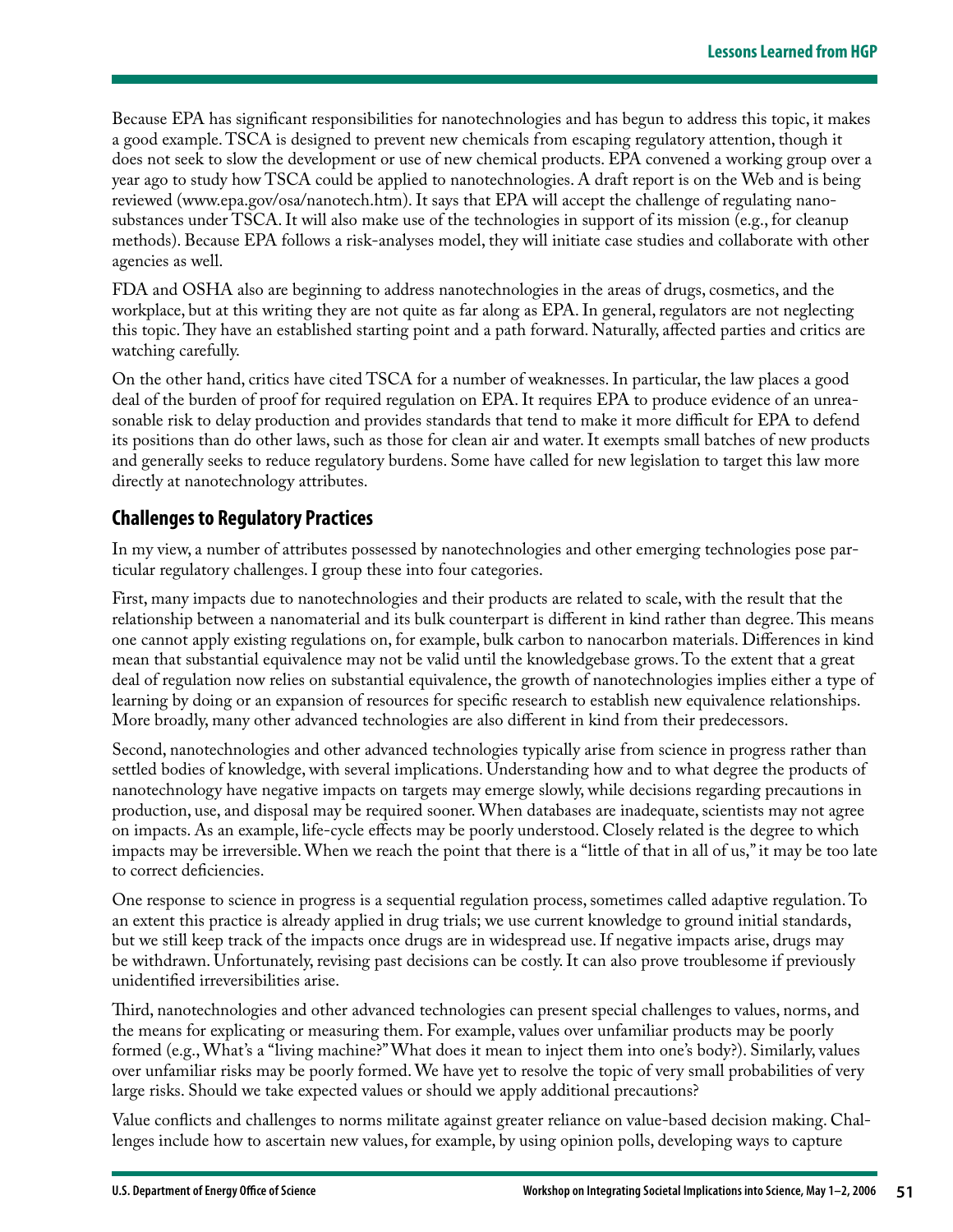Because EPA has significant responsibilities for nanotechnologies and has begun to address this topic, it makes a good example. TSCA is designed to prevent new chemicals from escaping regulatory attention, though it does not seek to slow the development or use of new chemical products. EPA convened a working group over a year ago to study how TSCA could be applied to nanotechnologies. A draft report is on the Web and is being reviewed (www.epa.gov/osa/nanotech.htm). It says that EPA will accept the challenge of regulating nano-substances under TSCA. It will also make use of the technologies in support of its mission (e.g., for cleanup methods). Because EPA follows a risk-analyses model, they will initiate case studies and collaborate with other agencies as well.

FDA and OSHA also are beginning to address nanotechnologies in the areas of drugs, cosmetics, and the workplace, but at this writing they are not quite as far along as EPA. In general, regulators are not neglecting this topic. They have an established starting point and a path forward. Naturally, affected parties and critics are watching carefully.

On the other hand, critics have cited TSCA for a number of weaknesses. In particular, the law places a good deal of the burden of proof for required regulation on EPA. It requires EPA to produce evidence of an unreasonable risk to delay production and provides standards that tend to make it more difficult for EPA to defend its positions than do other laws, such as those for clean air and water. It exempts small batches of new products and generally seeks to reduce regulatory burdens. Some have called for new legislation to target this law more directly at nanotechnology attributes.

## Challenges to Regulatory Practices

In my view, a number of attributes possessed by nanotechnologies and other emerging technologies pose particular regulatory challenges. I group these into four categories.

First, many impacts due to nanotechnologies and their products are related to scale, with the result that the relationship between a nanomaterial and its bulk counterpart is different in kind rather than degree. This means one cannot apply existing regulations on, for example, bulk carbon to nanocarbon materials. Differences in kind mean that substantial equivalence may not be valid until the knowledgebase grows. To the extent that a great deal of regulation now relies on substantial equivalence, the growth of nanotechnologies implies either a type of learning by doing or an expansion of resources for specific research to establish new equivalence relationships. More broadly, many other advanced technologies are also different in kind from their predecessors.

Second, nanotechnologies and other advanced technologies typically arise from science in progress rather than settled bodies of knowledge, with several implications. Understanding how and to what degree the products of nanotechnology have negative impacts on targets may emerge slowly, while decisions regarding precautions in production, use, and disposal may be required sooner. When databases are inadequate, scientists may not agree on impacts. As an example, life-cycle effects may be poorly understood. Closely related is the degree to which impacts may be irreversible. When we reach the point that there is a "little of that in all of us," it may be too late to correct deficiencies.

One response to science in progress is a sequential regulation process, sometimes called adaptive regulation. To an extent this practice is already applied in drug trials; we use current knowledge to ground initial standards, but we still keep track of the impacts once drugs are in widespread use. If negative impacts arise, drugs may be withdrawn. Unfortunately, revising past decisions can be costly. It can also prove troublesome if previously unidentified irreversibilities arise.

Third, nanotechnologies and other advanced technologies can present special challenges to values, norms, and the means for explicating or measuring them. For example, values over unfamiliar products may be poorly formed (e.g., What's a "living machine?" What does it mean to inject them into one's body?). Similarly, values over unfamiliar risks may be poorly formed. We have yet to resolve the topic of very small probabilities of very large risks. Should we take expected values or should we apply additional precautions?

Value conflicts and challenges to norms militate against greater reliance on value-based decision making. Challenges include how to ascertain new values, for example, by using opinion polls, developing ways to capture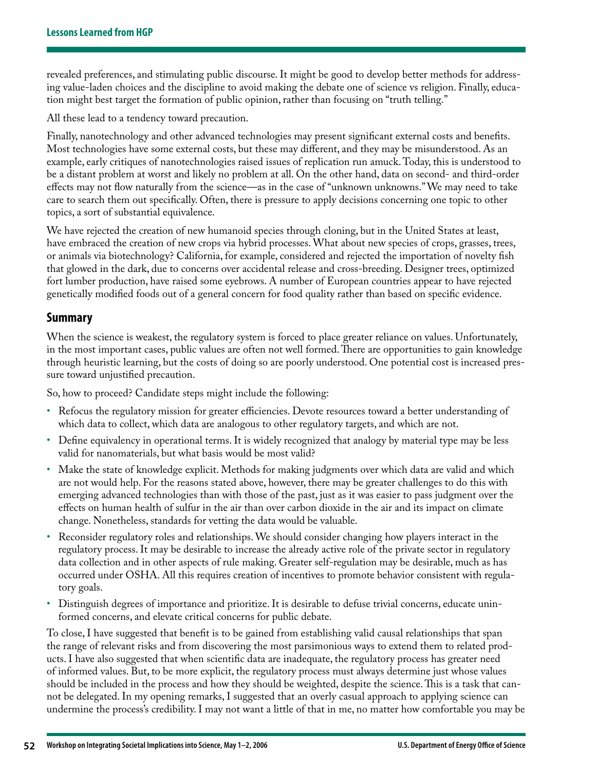revealed preferences, and stimulating public discourse. It might be good to develop better methods for addressing value-laden choices and the discipline to avoid making the debate one of science vs religion. Finally, education might best target the formation of public opinion, rather than focusing on "truth telling."

All these lead to a tendency toward precaution.

Finally, nanotechnology and other advanced technologies may present significant external costs and benefits. Most technologies have some external costs, but these may different, and they may be misunderstood. As an example, early critiques of nanotechnologies raised issues of replication run amuck. Today, this is understood to be a distant problem at worst and likely no problem at all. On the other hand, data on second- and third-order effects may not flow naturally from the science—as in the case of "unknown unknowns." We may need to take care to search them out specifically. Often, there is pressure to apply decisions concerning one topic to other topics, a sort of substantial equivalence.

We have rejected the creation of new humanoid species through cloning, but in the United States at least, have embraced the creation of new crops via hybrid processes. What about new species of crops, grasses, trees, or animals via biotechnology? California, for example, considered and rejected the importation of novelty fish that glowed in the dark, due to concerns over accidental release and cross-breeding. Designer trees, optimized fort lumber production, have raised some eyebrows. A number of European countries appear to have rejected genetically modified foods out of a general concern for food quality rather than based on specific evidence.

## Summary

When the science is weakest, the regulatory system is forced to place greater reliance on values. Unfortunately, in the most important cases, public values are often not well formed. There are opportunities to gain knowledge through heuristic learning, but the costs of doing so are poorly understood. One potential cost is increased pressure toward unjustified precaution.

So, how to proceed? Candidate steps might include the following:

- Refocus the regulatory mission for greater efficiencies. Devote resources toward a better understanding of which data to collect, which data are analogous to other regulatory targets, and which are not.
- Define equivalency in operational terms. It is widely recognized that analogy by material type may be less valid for nanomaterials, but what basis would be most valid?
- Make the state of knowledge explicit. Methods for making judgments over which data are valid and which are not would help. For the reasons stated above, however, there may be greater challenges to do this with emerging advanced technologies than with those of the past, just as it was easier to pass judgment over the effects on human health of sulfur in the air than over carbon dioxide in the air and its impact on climate change. Nonetheless, standards for vetting the data would be valuable.
- Reconsider regulatory roles and relationships. We should consider changing how players interact in the regulatory process. It may be desirable to increase the already active role of the private sector in regulatory data collection and in other aspects of rule making. Greater self-regulation may be desirable, much as has occurred under OSHA. All this requires creation of incentives to promote behavior consistent with regulatory goals.
- Distinguish degrees of importance and prioritize. It is desirable to defuse trivial concerns, educate uninformed concerns, and elevate critical concerns for public debate.

To close, I have suggested that benefit is to be gained from establishing valid causal relationships that span the range of relevant risks and from discovering the most parsimonious ways to extend them to related products. I have also suggested that when scientific data are inadequate, the regulatory process has greater need of informed values. But, to be more explicit, the regulatory process must always determine just whose values should be included in the process and how they should be weighted, despite the science. This is a task that cannot be delegated. In my opening remarks, I suggested that an overly casual approach to applying science can undermine the process's credibility. I may not want a little of that in me, no matter how comfortable you may be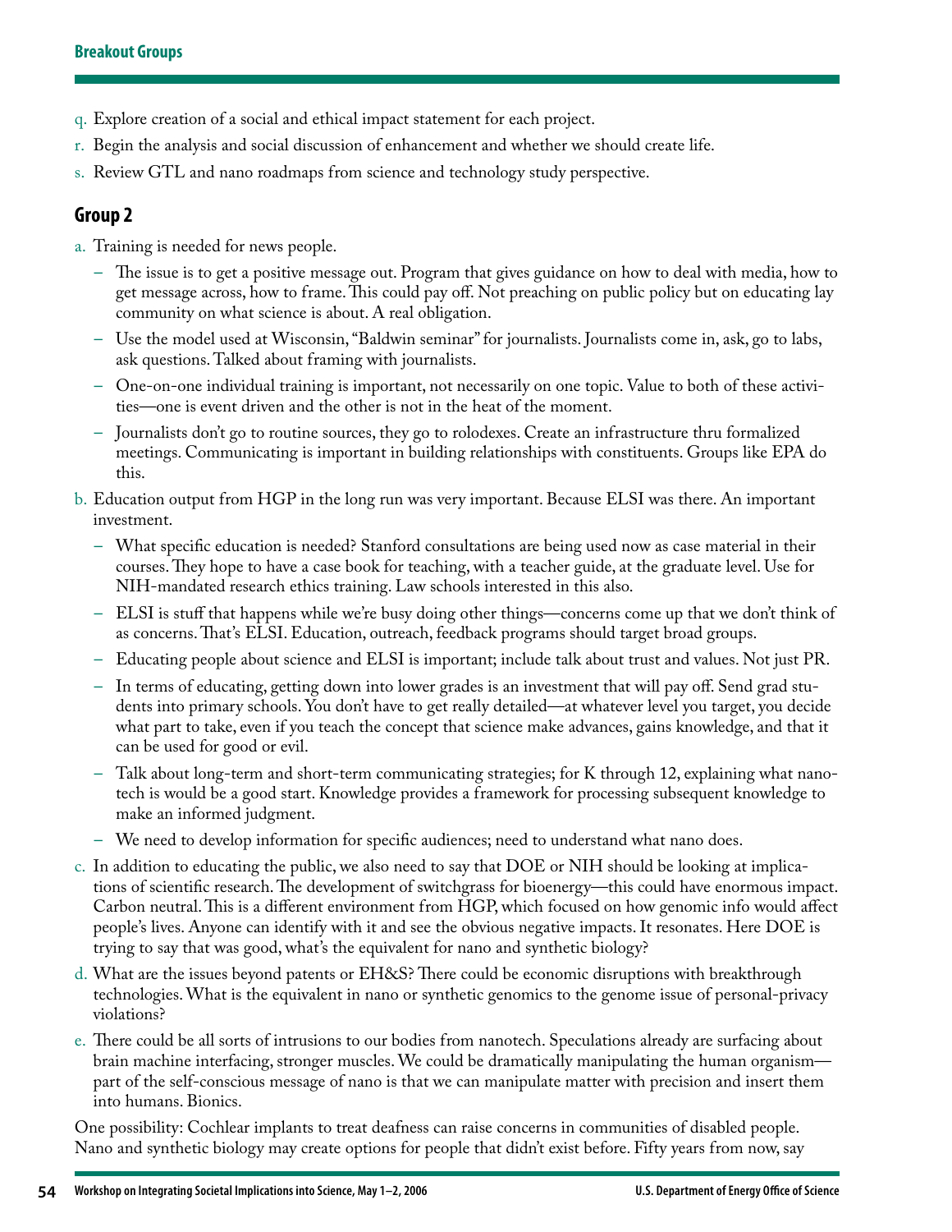q. Explore creation of a social and ethical impact statement for each project.

r. Begin the analysis and social discussion of enhancement and whether we should create life.

s. Review GTL and nano roadmaps from science and technology study perspective.

## Group 2

a. Training is needed for news people.
   - The issue is to get a positive message out. Program that gives guidance on how to deal with media, how to get message across, how to frame. This could pay off. Not preaching on public policy but on educating lay community on what science is about. A real obligation.
   - Use the model used at Wisconsin, "Baldwin seminar" for journalists. Journalists come in, ask, go to labs, ask questions. Talked about framing with journalists.
   - One-on-one individual training is important, not necessarily on one topic. Value to both of these activities—one is event driven and the other is not in the heat of the moment.
   - Journalists don't go to routine sources, they go to rolodexes. Create an infrastructure thru formalized meetings. Communicating is important in building relationships with constituents. Groups like EPA do this.

b. Education output from HGP in the long run was very important. Because ELSI was there. An important investment.
   - What specific education is needed? Stanford consultations are being used now as case material in their courses. They hope to have a case book for teaching, with a teacher guide, at the graduate level. Use for NIH-mandated research ethics training. Law schools interested in this also.
   - ELSI is stuff that happens while we're busy doing other things—concerns come up that we don't think of as concerns. That's ELSI. Education, outreach, feedback programs should target broad groups.
   - Educating people about science and ELSI is important; include talk about trust and values. Not just PR.
   - In terms of educating, getting down into lower grades is an investment that will pay off. Send grad students into primary schools. You don't have to get really detailed—at whatever level you target, you decide what part to take, even if you teach the concept that science make advances, gains knowledge, and that it can be used for good or evil.
   - Talk about long-term and short-term communicating strategies; for K through 12, explaining what nanotech is would be a good start. Knowledge provides a framework for processing subsequent knowledge to make an informed judgment.
   - We need to develop information for specific audiences; need to understand what nano does.

c. In addition to educating the public, we also need to say that DOE or NIH should be looking at implications of scientific research. The development of switchgrass for bioenergy—this could have enormous impact. Carbon neutral. This is a different environment from HGP, which focused on how genomic info would affect people's lives. Anyone can identify with it and see the obvious negative impacts. It resonates. Here DOE is trying to say that was good, what's the equivalent for nano and synthetic biology?

d. What are the issues beyond patents or EH&S? There could be economic disruptions with breakthrough technologies. What is the equivalent in nano or synthetic genomics to the genome issue of personal-privacy violations?

e. There could be all sorts of intrusions to our bodies from nanotech. Speculations already are surfacing about brain machine interfacing, stronger muscles. We could be dramatically manipulating the human organism—part of the self-conscious message of nano is that we can manipulate matter with precision and insert them into humans. Bionics.

One possibility: Cochlear implants to treat deafness can raise concerns in communities of disabled people. Nano and synthetic biology may create options for people that didn't exist before. Fifty years from now, say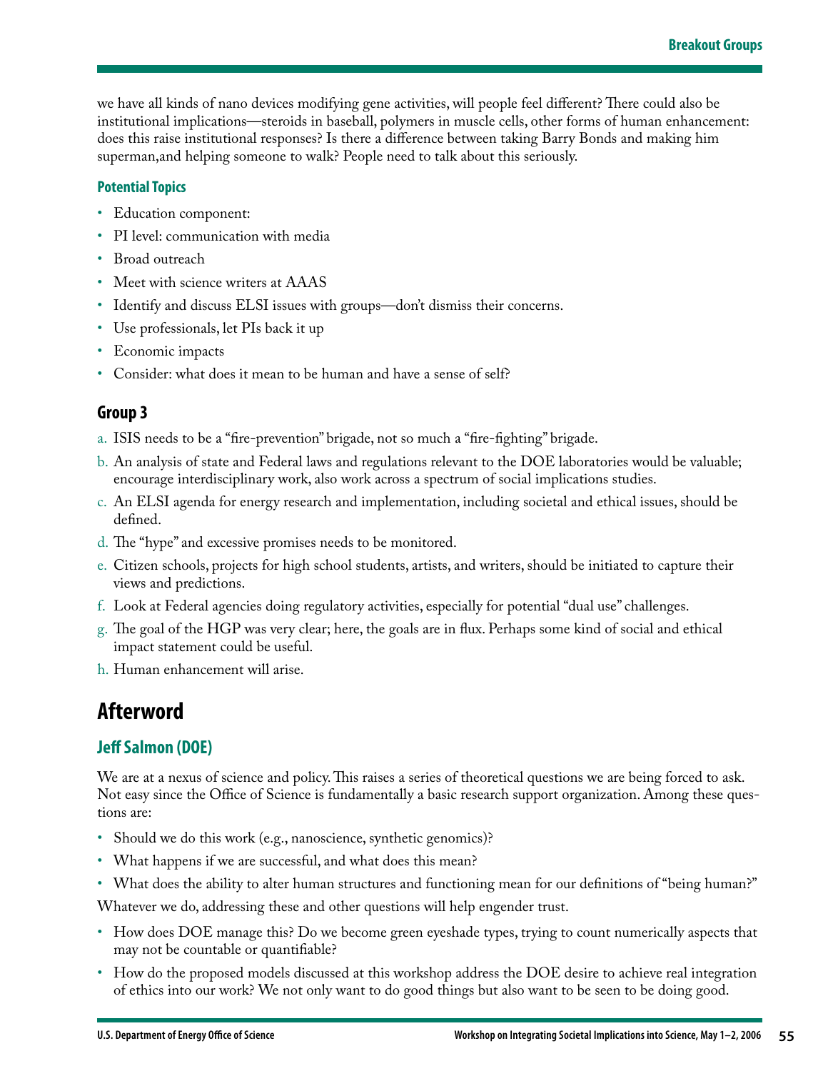we have all kinds of nano devices modifying gene activities, will people feel different? There could also be institutional implications—steroids in baseball, polymers in muscle cells, other forms of human enhancement: does this raise institutional responses? Is there a difference between taking Barry Bonds and making him superman,and helping someone to walk? People need to talk about this seriously.

### Potential Topics

- Education component:
- PI level: communication with media
- Broad outreach
- Meet with science writers at AAAS
- Identify and discuss ELSI issues with groups—don't dismiss their concerns.
- Use professionals, let PIs back it up
- Economic impacts
- Consider: what does it mean to be human and have a sense of self?

## Group 3

a. ISIS needs to be a "fire-prevention" brigade, not so much a "fire-fighting" brigade.
b. An analysis of state and Federal laws and regulations relevant to the DOE laboratories would be valuable; encourage interdisciplinary work, also work across a spectrum of social implications studies.
c. An ELSI agenda for energy research and implementation, including societal and ethical issues, should be defined.
d. The "hype" and excessive promises needs to be monitored.
e. Citizen schools, projects for high school students, artists, and writers, should be initiated to capture their views and predictions.
f. Look at Federal agencies doing regulatory activities, especially for potential "dual use" challenges.
g. The goal of the HGP was very clear; here, the goals are in flux. Perhaps some kind of social and ethical impact statement could be useful.
h. Human enhancement will arise.

# Afterword

### Jeff Salmon (DOE)

We are at a nexus of science and policy. This raises a series of theoretical questions we are being forced to ask. Not easy since the Office of Science is fundamentally a basic research support organization. Among these questions are:

- Should we do this work (e.g., nanoscience, synthetic genomics)?
- What happens if we are successful, and what does this mean?
- What does the ability to alter human structures and functioning mean for our definitions of "being human?"

Whatever we do, addressing these and other questions will help engender trust.

- How does DOE manage this? Do we become green eyeshade types, trying to count numerically aspects that may not be countable or quantifiable?
- How do the proposed models discussed at this workshop address the DOE desire to achieve real integration of ethics into our work? We not only want to do good things but also want to be seen to be doing good.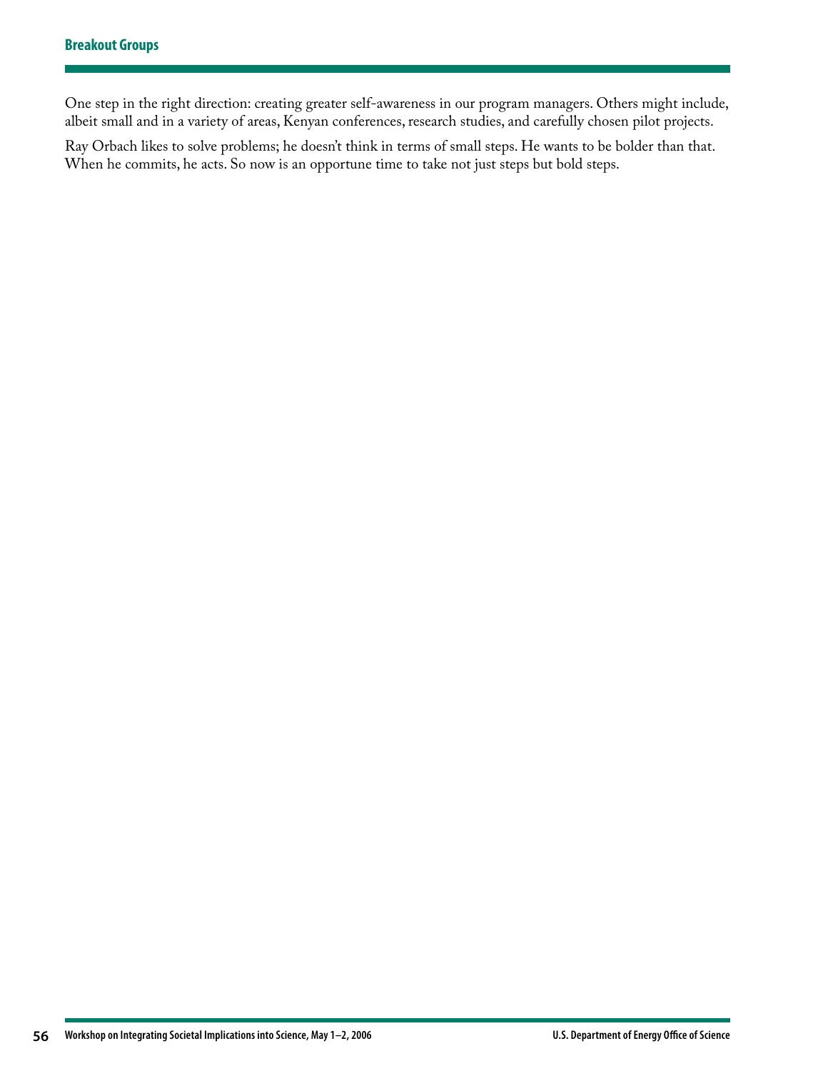One step in the right direction: creating greater self-awareness in our program managers. Others might include, albeit small and in a variety of areas, Kenyan conferences, research studies, and carefully chosen pilot projects.

Ray Orbach likes to solve problems; he doesn't think in terms of small steps. He wants to be bolder than that. When he commits, he acts. So now is an opportune time to take not just steps but bold steps.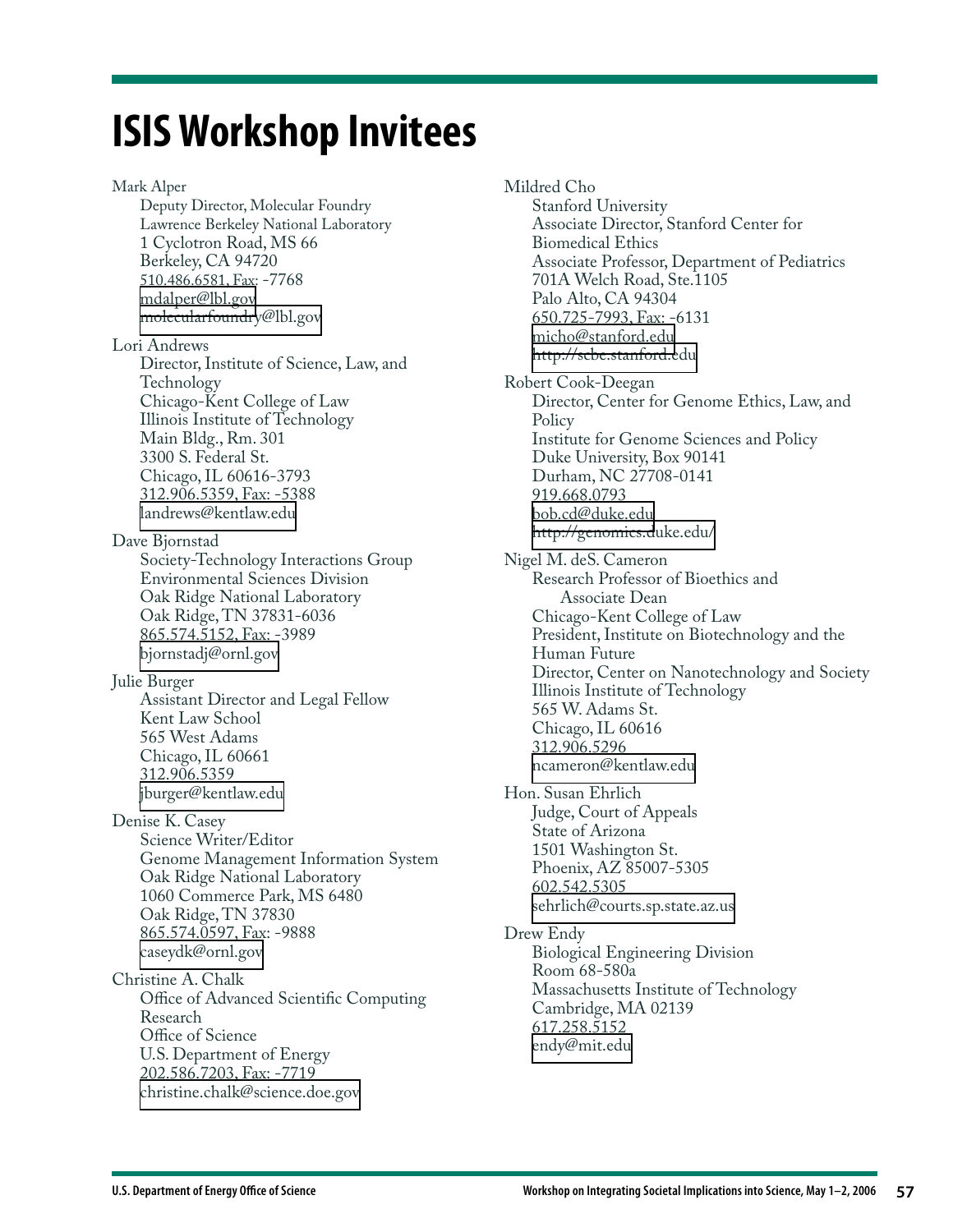# ISIS Workshop Invitees

Mark Alper
Deputy Director, Molecular Foundry
Lawrence Berkeley National Laboratory
1 Cyclotron Road, MS 66
Berkeley, CA 94720
510.486.6581, Fax: -7768
mdalper@lbl.gov
molecularfoundry@lbl.gov

Lori Andrews
Director, Institute of Science, Law, and Technology
Chicago-Kent College of Law
Illinois Institute of Technology
Main Bldg., Rm. 301
3300 S. Federal St.
Chicago, IL 60616-3793
312.906.5359, Fax: -5388
landrews@kentlaw.edu

Dave Bjornstad
Society-Technology Interactions Group
Environmental Sciences Division
Oak Ridge National Laboratory
Oak Ridge, TN 37831-6036
865.574.5152, Fax: -3989
bjornstadj@ornl.gov

Julie Burger
Assistant Director and Legal Fellow
Kent Law School
565 West Adams
Chicago, IL 60661
312.906.5359
jburger@kentlaw.edu

Denise K. Casey
Science Writer/Editor
Genome Management Information System
Oak Ridge National Laboratory
1060 Commerce Park, MS 6480
Oak Ridge, TN 37830
865.574.0597, Fax: -9888
caseydk@ornl.gov

Christine A. Chalk
Office of Advanced Scientific Computing Research
Office of Science
U.S. Department of Energy
202.586.7203, Fax: -7719
christine.chalk@science.doe.gov

Mildred Cho
Stanford University
Associate Director, Stanford Center for Biomedical Ethics
Associate Professor, Department of Pediatrics
701A Welch Road, Ste.1105
Palo Alto, CA 94304
650.725-7993, Fax: -6131
micho@stanford.edu
http://scbe.stanford.edu

Robert Cook-Deegan
Director, Center for Genome Ethics, Law, and Policy
Institute for Genome Sciences and Policy
Duke University, Box 90141
Durham, NC 27708-0141
919.668.0793
bob.cd@duke.edu
http://genomics.duke.edu/

Nigel M. deS. Cameron
Research Professor of Bioethics and Associate Dean
Chicago-Kent College of Law
President, Institute on Biotechnology and the Human Future
Director, Center on Nanotechnology and Society
Illinois Institute of Technology
565 W. Adams St.
Chicago, IL 60616
312.906.5296
ncameron@kentlaw.edu

Hon. Susan Ehrlich
Judge, Court of Appeals
State of Arizona
1501 Washington St.
Phoenix, AZ 85007-5305
602.542.5305
sehrlich@courts.sp.state.az.us

Drew Endy
Biological Engineering Division
Room 68-580a
Massachusetts Institute of Technology
Cambridge, MA 02139
617.258.5152
endy@mit.edu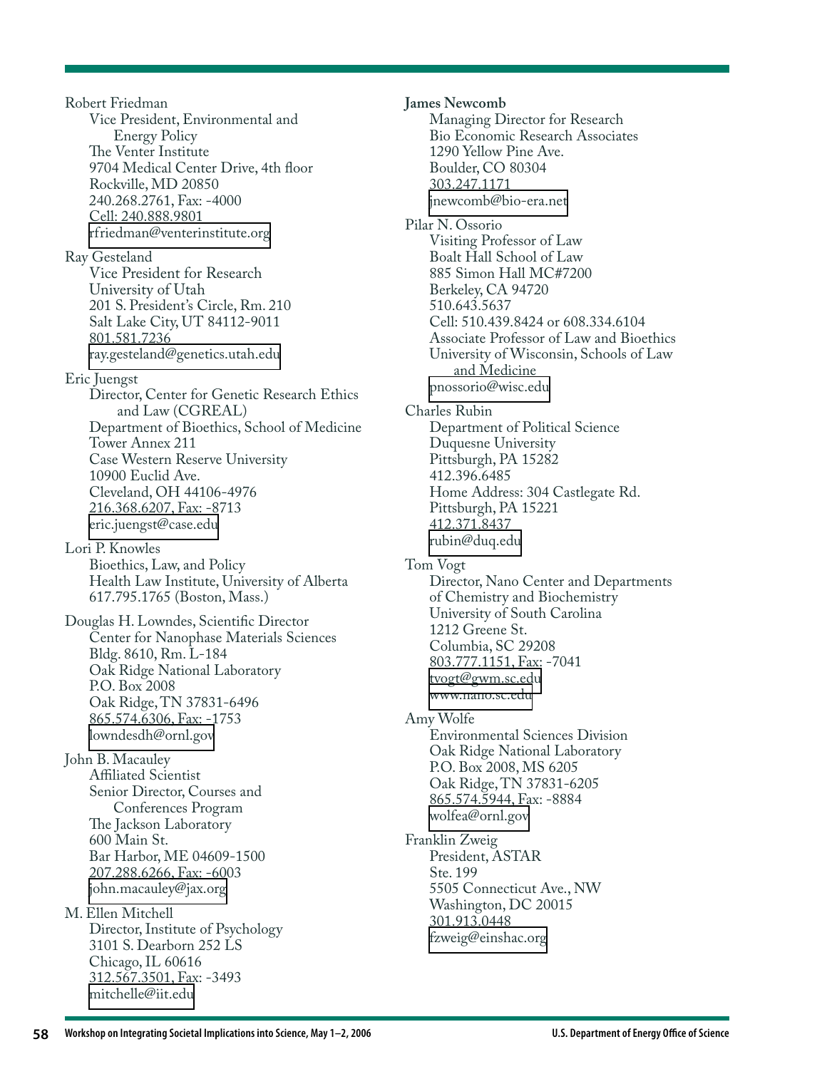Robert Friedman
Vice President, Environmental and Energy Policy
The Venter Institute
9704 Medical Center Drive, 4th floor
Rockville, MD 20850
240.268.2761, Fax: -4000
Cell: 240.888.9801
rfriedman@venterinstitute.org

Ray Gesteland
Vice President for Research
University of Utah
201 S. President's Circle, Rm. 210
Salt Lake City, UT 84112-9011
801.581.7236
ray.gesteland@genetics.utah.edu

Eric Juengst
Director, Center for Genetic Research Ethics and Law (CGREAL)
Department of Bioethics, School of Medicine
Tower Annex 211
Case Western Reserve University
10900 Euclid Ave.
Cleveland, OH 44106-4976
216.368.6207, Fax: -8713
eric.juengst@case.edu

Lori P. Knowles
Bioethics, Law, and Policy
Health Law Institute, University of Alberta
617.795.1765 (Boston, Mass.)

Douglas H. Lowndes, Scientific Director
Center for Nanophase Materials Sciences
Bldg. 8610, Rm. L-184
Oak Ridge National Laboratory
P.O. Box 2008
Oak Ridge, TN 37831-6496
865.574.6306, Fax: -1753
lowndesdh@ornl.gov

John B. Macauley
Affiliated Scientist
Senior Director, Courses and Conferences Program
The Jackson Laboratory
600 Main St.
Bar Harbor, ME 04609-1500
207.288.6266, Fax: -6003
john.macauley@jax.org

M. Ellen Mitchell
Director, Institute of Psychology
3101 S. Dearborn 252 LS
Chicago, IL 60616
312.567.3501, Fax: -3493
mitchelle@iit.edu

**James Newcomb**
Managing Director for Research
Bio Economic Research Associates
1290 Yellow Pine Ave.
Boulder, CO 80304
303.247.1171
jnewcomb@bio-era.net

Pilar N. Ossorio
Visiting Professor of Law
Boalt Hall School of Law
885 Simon Hall MC#7200
Berkeley, CA 94720
510.643.5637
Cell: 510.439.8424 or 608.334.6104
Associate Professor of Law and Bioethics
University of Wisconsin, Schools of Law and Medicine
pnossorio@wisc.edu

Charles Rubin
Department of Political Science
Duquesne University
Pittsburgh, PA 15282
412.396.6485
Home Address: 304 Castlegate Rd.
Pittsburgh, PA 15221
412.371.8437
rubin@duq.edu

Tom Vogt
Director, Nano Center and Departments of Chemistry and Biochemistry
University of South Carolina
1212 Greene St.
Columbia, SC 29208
803.777.1151, Fax: -7041
tvogt@gwm.sc.edu
www.nano.sc.edu

Amy Wolfe
Environmental Sciences Division
Oak Ridge National Laboratory
P.O. Box 2008, MS 6205
Oak Ridge, TN 37831-6205
865.574.5944, Fax: -8884
wolfea@ornl.gov

Franklin Zweig
President, ASTAR
Ste. 199
5505 Connecticut Ave., NW
Washington, DC 20015
301.913.0448
fzweig@einshac.org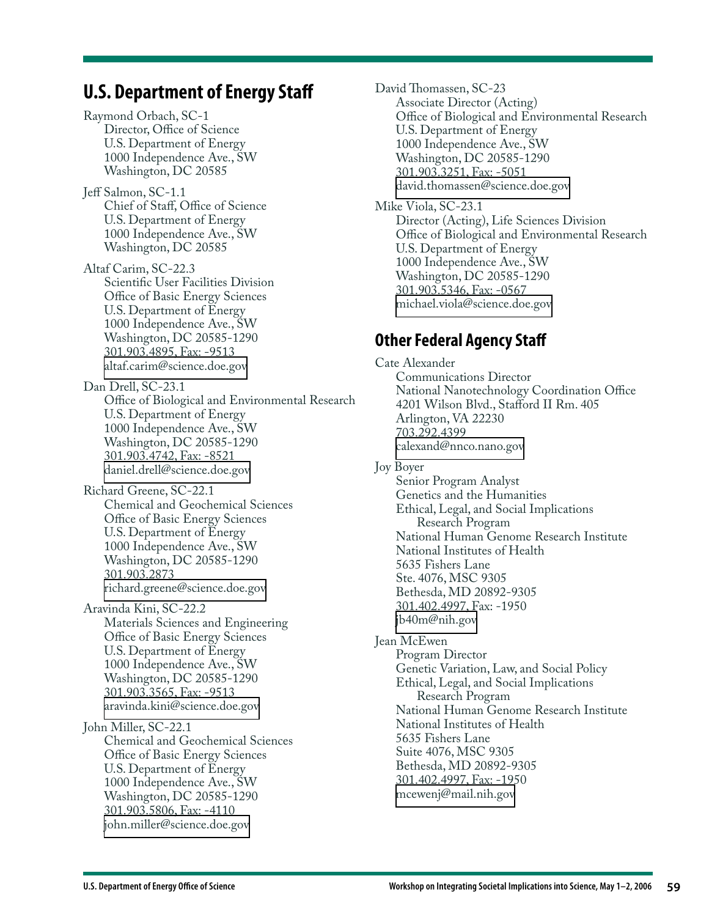## U.S. Department of Energy Staff

Raymond Orbach, SC-1
Director, Office of Science
U.S. Department of Energy
1000 Independence Ave., SW
Washington, DC 20585

Jeff Salmon, SC-1.1
Chief of Staff, Office of Science
U.S. Department of Energy
1000 Independence Ave., SW
Washington, DC 20585

Altaf Carim, SC-22.3
Scientific User Facilities Division
Office of Basic Energy Sciences
U.S. Department of Energy
1000 Independence Ave., SW
Washington, DC 20585-1290
301.903.4895, Fax: -9513
altaf.carim@science.doe.gov

Dan Drell, SC-23.1
Office of Biological and Environmental Research
U.S. Department of Energy
1000 Independence Ave., SW
Washington, DC 20585-1290
301.903.4742, Fax: -8521
daniel.drell@science.doe.gov

Richard Greene, SC-22.1
Chemical and Geochemical Sciences
Office of Basic Energy Sciences
U.S. Department of Energy
1000 Independence Ave., SW
Washington, DC 20585-1290
301.903.2873
richard.greene@science.doe.gov

Aravinda Kini, SC-22.2
Materials Sciences and Engineering
Office of Basic Energy Sciences
U.S. Department of Energy
1000 Independence Ave., SW
Washington, DC 20585-1290
301.903.3565, Fax: -9513
aravinda.kini@science.doe.gov

John Miller, SC-22.1
Chemical and Geochemical Sciences
Office of Basic Energy Sciences
U.S. Department of Energy
1000 Independence Ave., SW
Washington, DC 20585-1290
301.903.5806, Fax: -4110
john.miller@science.doe.gov

David Thomassen, SC-23
Associate Director (Acting)
Office of Biological and Environmental Research
U.S. Department of Energy
1000 Independence Ave., SW
Washington, DC 20585-1290
301.903.3251, Fax: -5051
david.thomassen@science.doe.gov

Mike Viola, SC-23.1
Director (Acting), Life Sciences Division
Office of Biological and Environmental Research
U.S. Department of Energy
1000 Independence Ave., SW
Washington, DC 20585-1290
301.903.5346, Fax: -0567
michael.viola@science.doe.gov

## Other Federal Agency Staff

Cate Alexander
Communications Director
National Nanotechnology Coordination Office
4201 Wilson Blvd., Stafford II Rm. 405
Arlington, VA 22230
703.292.4399
calexand@nnco.nano.gov

Joy Boyer
Senior Program Analyst
Genetics and the Humanities
Ethical, Legal, and Social Implications Research Program
National Human Genome Research Institute
National Institutes of Health
5635 Fishers Lane
Ste. 4076, MSC 9305
Bethesda, MD 20892-9305
301.402.4997, Fax: -1950
jb40m@nih.gov

Jean McEwen
Program Director
Genetic Variation, Law, and Social Policy
Ethical, Legal, and Social Implications Research Program
National Human Genome Research Institute
National Institutes of Health
5635 Fishers Lane
Suite 4076, MSC 9305
Bethesda, MD 20892-9305
301.402.4997, Fax: -1950
mcewenj@mail.nih.gov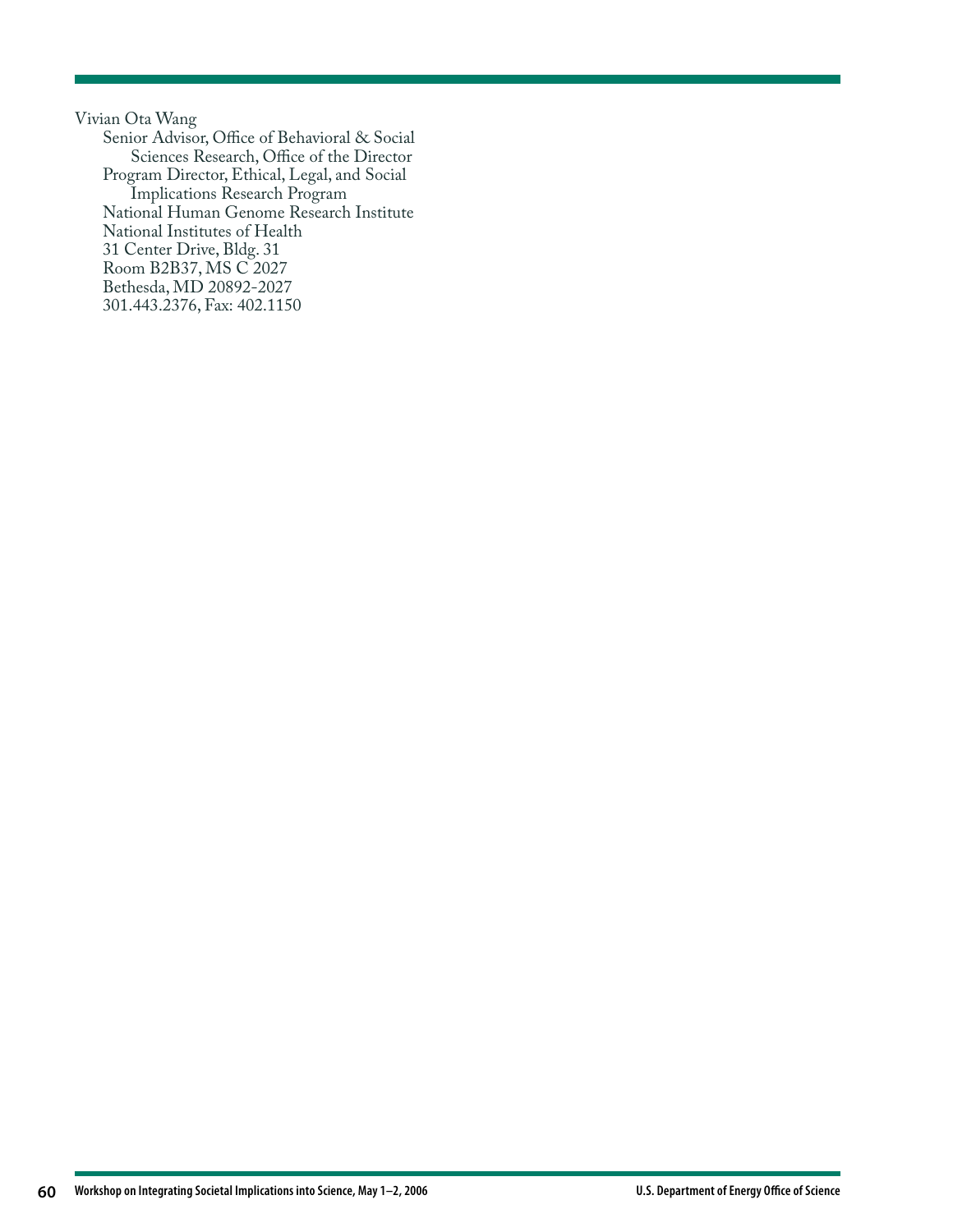Vivian Ota Wang
Senior Advisor, Office of Behavioral & Social Sciences Research, Office of the Director
Program Director, Ethical, Legal, and Social Implications Research Program
National Human Genome Research Institute
National Institutes of Health
31 Center Drive, Bldg. 31
Room B2B37, MS C 2027
Bethesda, MD 20892-2027
301.443.2376, Fax: 402.1150